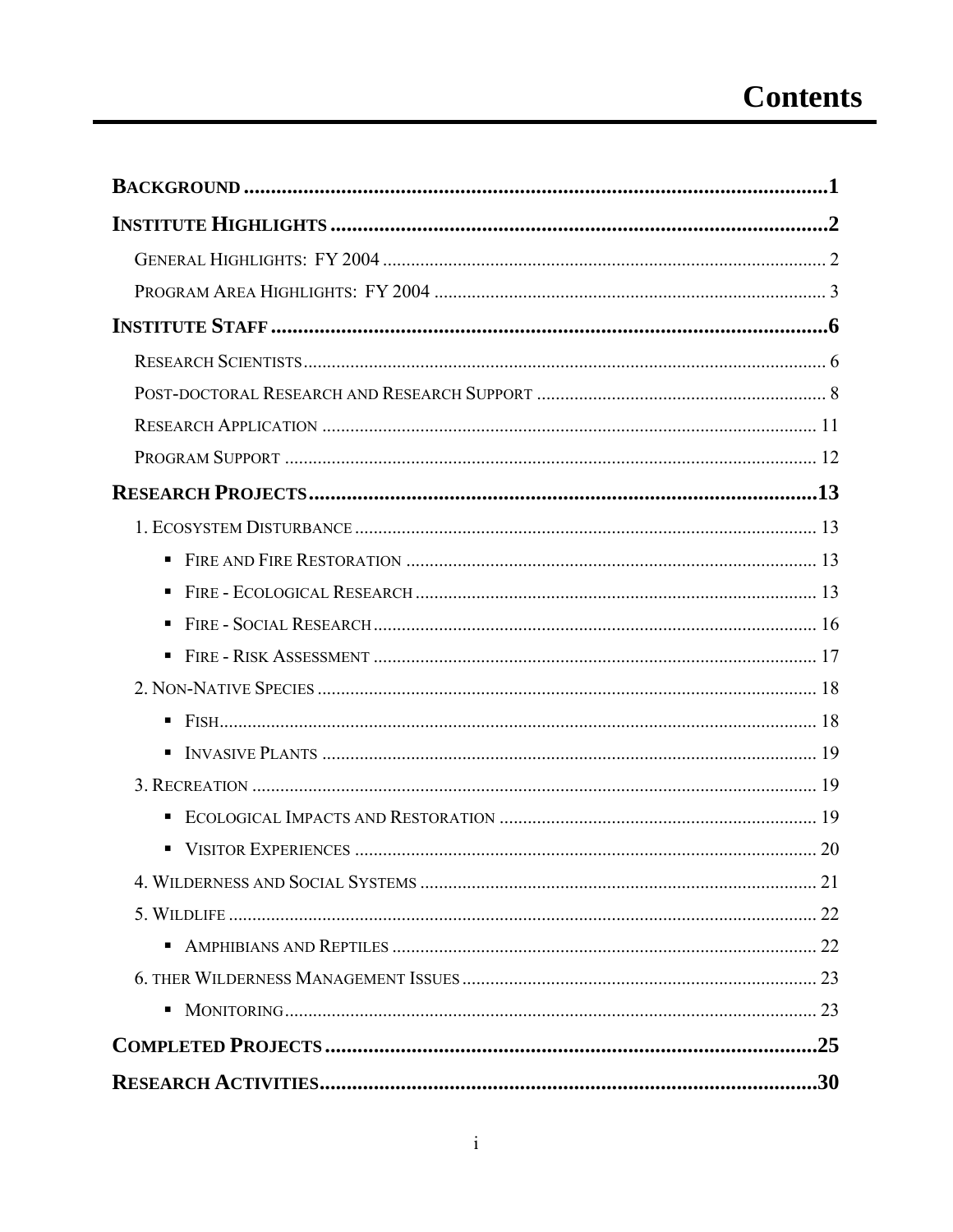# Contents

**BACKGROUND** .......... **1**

**INSTITUTE HIGHLIGHTS** .......... **2**

- GENERAL HIGHLIGHTS: FY 2004 .......... 2
- PROGRAM AREA HIGHLIGHTS: FY 2004 .......... 3

**INSTITUTE STAFF** .......... **6**

- RESEARCH SCIENTISTS .......... 6
- POST-DOCTORAL RESEARCH AND RESEARCH SUPPORT .......... 8
- RESEARCH APPLICATION .......... 11
- PROGRAM SUPPORT .......... 12

**RESEARCH PROJECTS** .......... **13**

- 1. ECOSYSTEM DISTURBANCE .......... 13
  - FIRE AND FIRE RESTORATION .......... 13
  - FIRE - ECOLOGICAL RESEARCH .......... 13
  - FIRE - SOCIAL RESEARCH .......... 16
  - FIRE - RISK ASSESSMENT .......... 17
- 2. NON-NATIVE SPECIES .......... 18
  - FISH .......... 18
  - INVASIVE PLANTS .......... 19
- 3. RECREATION .......... 19
  - ECOLOGICAL IMPACTS AND RESTORATION .......... 19
  - VISITOR EXPERIENCES .......... 20
- 4. WILDERNESS AND SOCIAL SYSTEMS .......... 21
- 5. WILDLIFE .......... 22
  - AMPHIBIANS AND REPTILES .......... 22
- 6. THER WILDERNESS MANAGEMENT ISSUES .......... 23
  - MONITORING .......... 23

**COMPLETED PROJECTS** .......... **25**

**RESEARCH ACTIVITIES** .......... **30**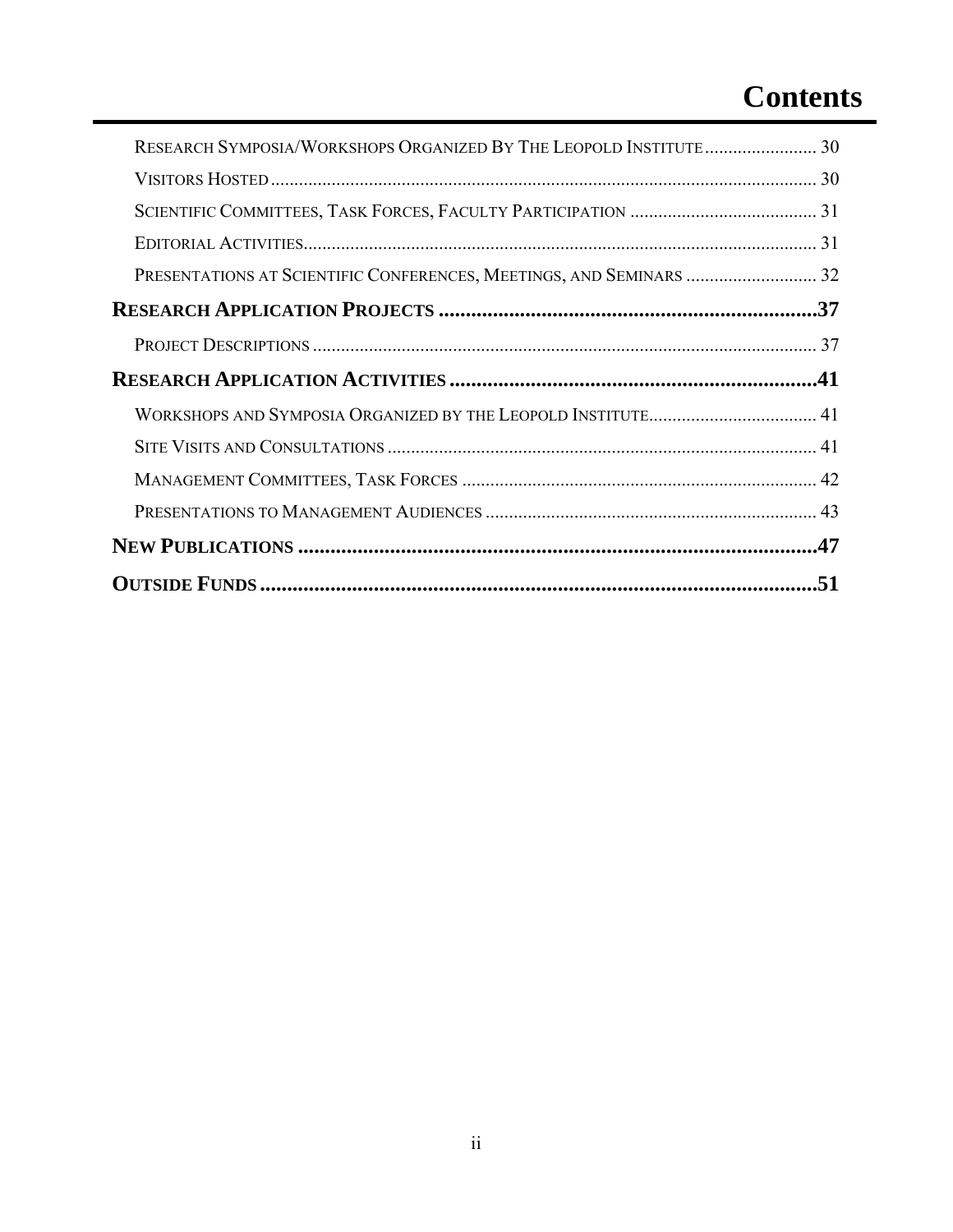# Contents

- Research Symposia/Workshops Organized By The Leopold Institute ........................ 30
- Visitors Hosted ........................ 30
- Scientific Committees, Task Forces, Faculty Participation ........................ 31
- Editorial Activities ........................ 31
- Presentations at Scientific Conferences, Meetings, and Seminars ........................ 32

**Research Application Projects ........................ 37**

- Project Descriptions ........................ 37

**Research Application Activities ........................ 41**

- Workshops and Symposia Organized by the Leopold Institute ........................ 41
- Site Visits and Consultations ........................ 41
- Management Committees, Task Forces ........................ 42
- Presentations to Management Audiences ........................ 43

**New Publications ........................ 47**

**Outside Funds ........................ 51**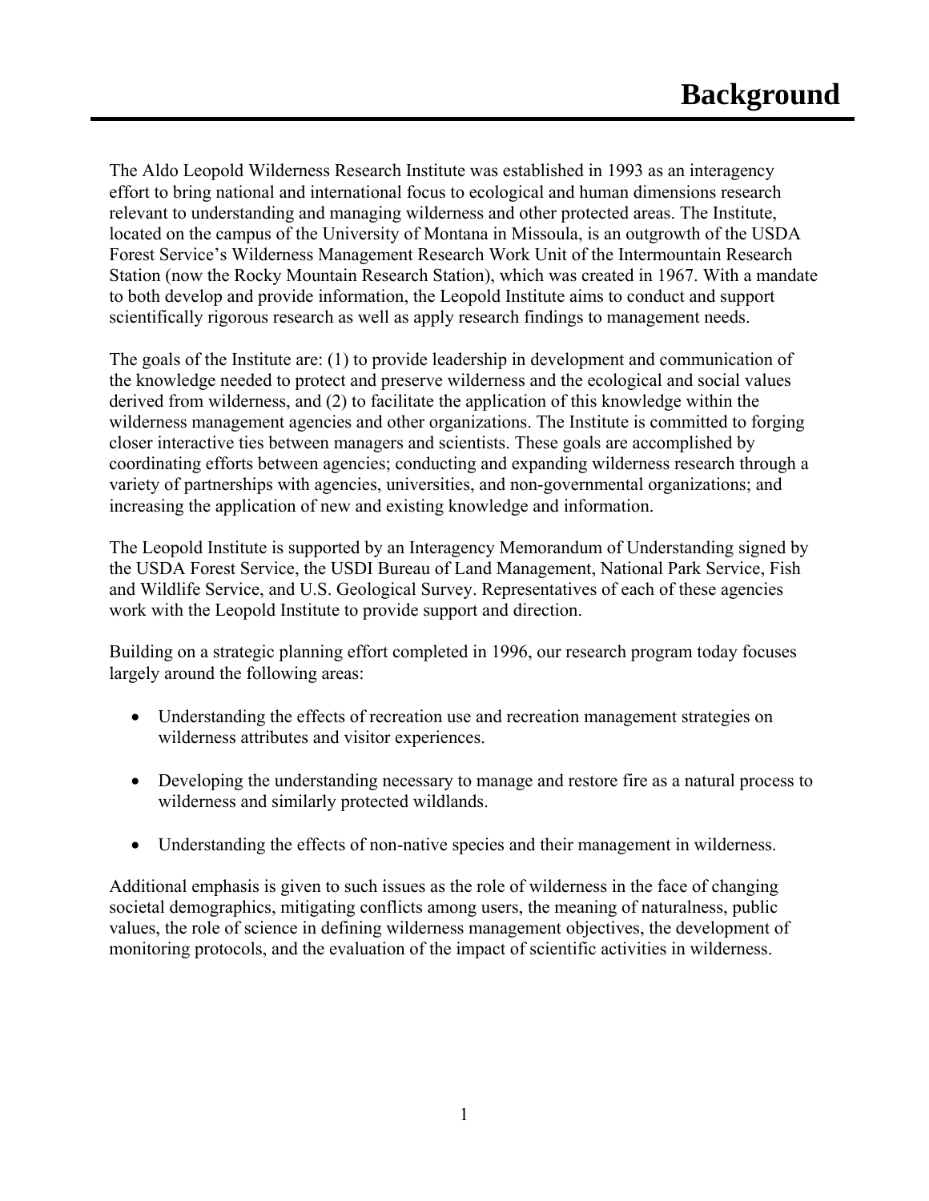# Background

The Aldo Leopold Wilderness Research Institute was established in 1993 as an interagency effort to bring national and international focus to ecological and human dimensions research relevant to understanding and managing wilderness and other protected areas. The Institute, located on the campus of the University of Montana in Missoula, is an outgrowth of the USDA Forest Service's Wilderness Management Research Work Unit of the Intermountain Research Station (now the Rocky Mountain Research Station), which was created in 1967. With a mandate to both develop and provide information, the Leopold Institute aims to conduct and support scientifically rigorous research as well as apply research findings to management needs.

The goals of the Institute are: (1) to provide leadership in development and communication of the knowledge needed to protect and preserve wilderness and the ecological and social values derived from wilderness, and (2) to facilitate the application of this knowledge within the wilderness management agencies and other organizations. The Institute is committed to forging closer interactive ties between managers and scientists. These goals are accomplished by coordinating efforts between agencies; conducting and expanding wilderness research through a variety of partnerships with agencies, universities, and non-governmental organizations; and increasing the application of new and existing knowledge and information.

The Leopold Institute is supported by an Interagency Memorandum of Understanding signed by the USDA Forest Service, the USDI Bureau of Land Management, National Park Service, Fish and Wildlife Service, and U.S. Geological Survey. Representatives of each of these agencies work with the Leopold Institute to provide support and direction.

Building on a strategic planning effort completed in 1996, our research program today focuses largely around the following areas:

- Understanding the effects of recreation use and recreation management strategies on wilderness attributes and visitor experiences.
- Developing the understanding necessary to manage and restore fire as a natural process to wilderness and similarly protected wildlands.
- Understanding the effects of non-native species and their management in wilderness.

Additional emphasis is given to such issues as the role of wilderness in the face of changing societal demographics, mitigating conflicts among users, the meaning of naturalness, public values, the role of science in defining wilderness management objectives, the development of monitoring protocols, and the evaluation of the impact of scientific activities in wilderness.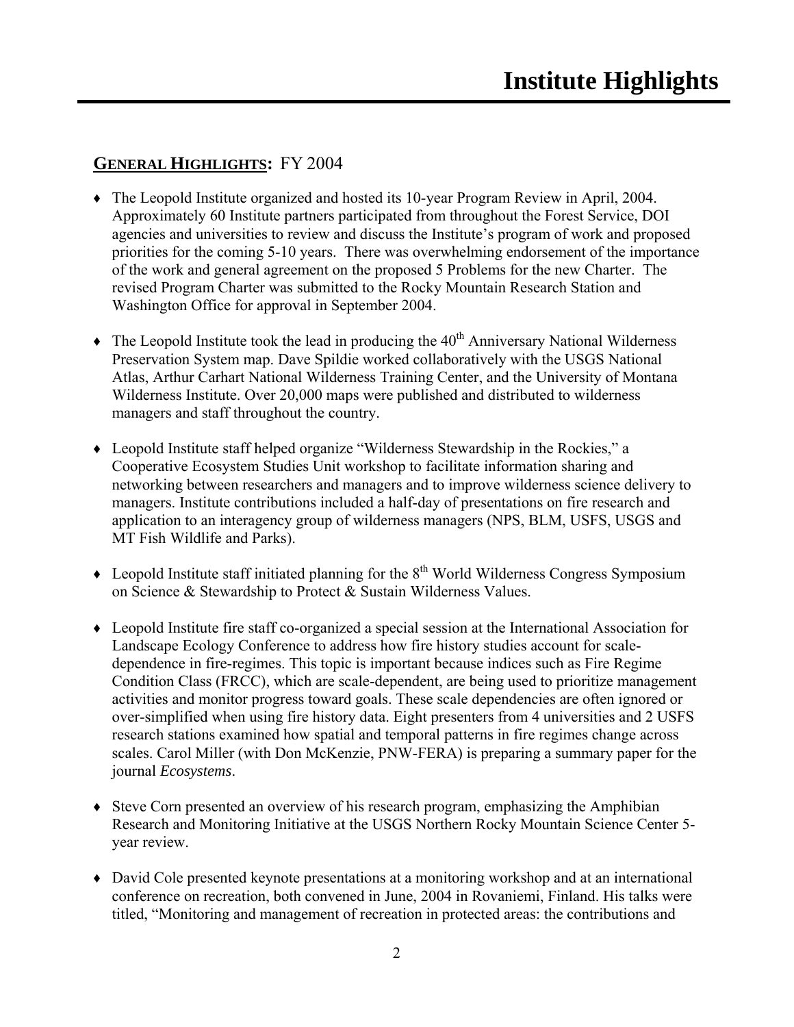# Institute Highlights

## GENERAL HIGHLIGHTS: FY 2004

- The Leopold Institute organized and hosted its 10-year Program Review in April, 2004. Approximately 60 Institute partners participated from throughout the Forest Service, DOI agencies and universities to review and discuss the Institute's program of work and proposed priorities for the coming 5-10 years. There was overwhelming endorsement of the importance of the work and general agreement on the proposed 5 Problems for the new Charter. The revised Program Charter was submitted to the Rocky Mountain Research Station and Washington Office for approval in September 2004.

- The Leopold Institute took the lead in producing the 40th Anniversary National Wilderness Preservation System map. Dave Spildie worked collaboratively with the USGS National Atlas, Arthur Carhart National Wilderness Training Center, and the University of Montana Wilderness Institute. Over 20,000 maps were published and distributed to wilderness managers and staff throughout the country.

- Leopold Institute staff helped organize "Wilderness Stewardship in the Rockies," a Cooperative Ecosystem Studies Unit workshop to facilitate information sharing and networking between researchers and managers and to improve wilderness science delivery to managers. Institute contributions included a half-day of presentations on fire research and application to an interagency group of wilderness managers (NPS, BLM, USFS, USGS and MT Fish Wildlife and Parks).

- Leopold Institute staff initiated planning for the 8th World Wilderness Congress Symposium on Science & Stewardship to Protect & Sustain Wilderness Values.

- Leopold Institute fire staff co-organized a special session at the International Association for Landscape Ecology Conference to address how fire history studies account for scale-dependence in fire-regimes. This topic is important because indices such as Fire Regime Condition Class (FRCC), which are scale-dependent, are being used to prioritize management activities and monitor progress toward goals. These scale dependencies are often ignored or over-simplified when using fire history data. Eight presenters from 4 universities and 2 USFS research stations examined how spatial and temporal patterns in fire regimes change across scales. Carol Miller (with Don McKenzie, PNW-FERA) is preparing a summary paper for the journal *Ecosystems*.

- Steve Corn presented an overview of his research program, emphasizing the Amphibian Research and Monitoring Initiative at the USGS Northern Rocky Mountain Science Center 5-year review.

- David Cole presented keynote presentations at a monitoring workshop and at an international conference on recreation, both convened in June, 2004 in Rovaniemi, Finland. His talks were titled, "Monitoring and management of recreation in protected areas: the contributions and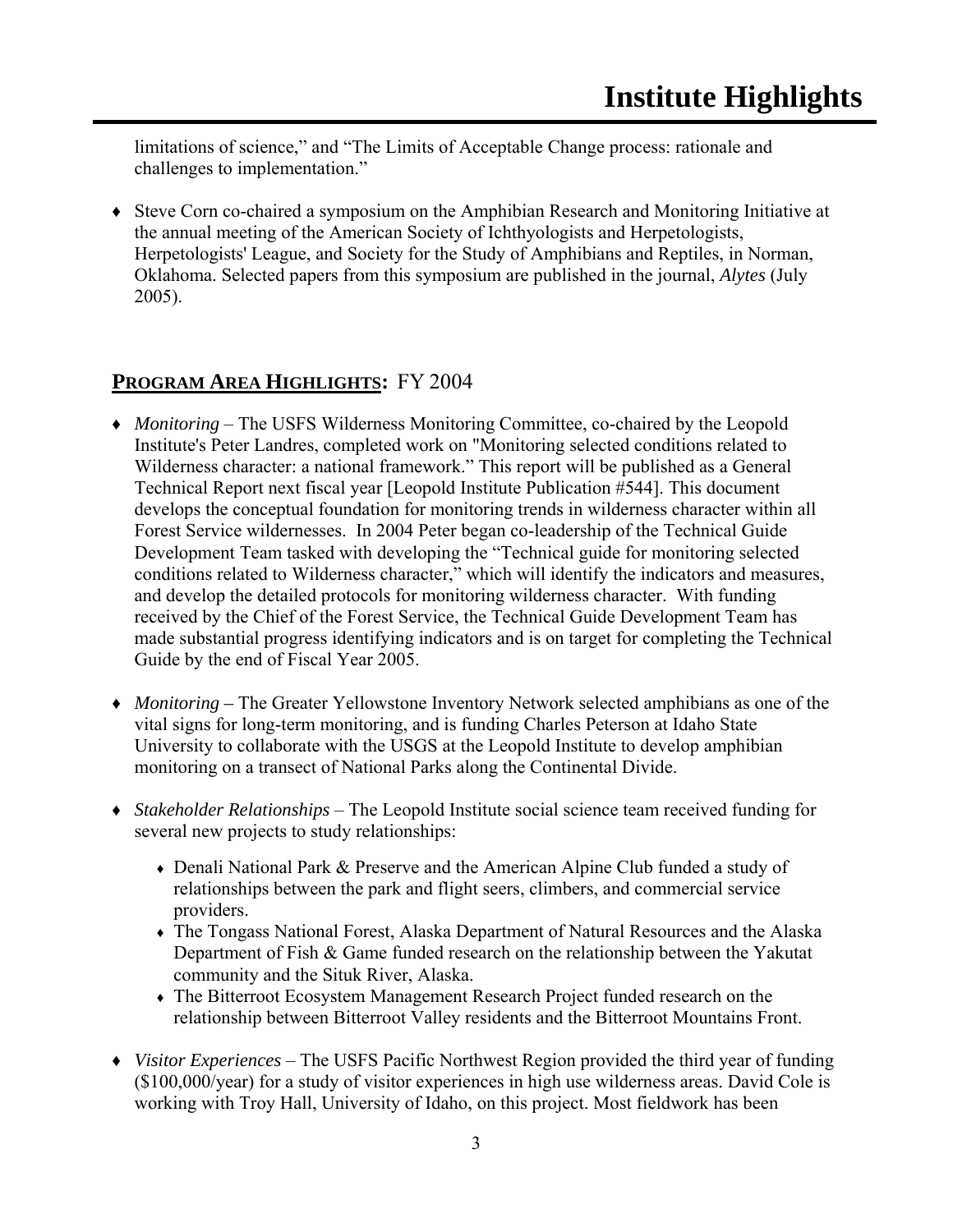limitations of science," and "The Limits of Acceptable Change process: rationale and challenges to implementation."

- Steve Corn co-chaired a symposium on the Amphibian Research and Monitoring Initiative at the annual meeting of the American Society of Ichthyologists and Herpetologists, Herpetologists' League, and Society for the Study of Amphibians and Reptiles, in Norman, Oklahoma. Selected papers from this symposium are published in the journal, *Alytes* (July 2005).

## **PROGRAM AREA HIGHLIGHTS:** FY 2004

- *Monitoring* – The USFS Wilderness Monitoring Committee, co-chaired by the Leopold Institute's Peter Landres, completed work on "Monitoring selected conditions related to Wilderness character: a national framework." This report will be published as a General Technical Report next fiscal year [Leopold Institute Publication #544]. This document develops the conceptual foundation for monitoring trends in wilderness character within all Forest Service wildernesses. In 2004 Peter began co-leadership of the Technical Guide Development Team tasked with developing the "Technical guide for monitoring selected conditions related to Wilderness character," which will identify the indicators and measures, and develop the detailed protocols for monitoring wilderness character. With funding received by the Chief of the Forest Service, the Technical Guide Development Team has made substantial progress identifying indicators and is on target for completing the Technical Guide by the end of Fiscal Year 2005.

- *Monitoring* – The Greater Yellowstone Inventory Network selected amphibians as one of the vital signs for long-term monitoring, and is funding Charles Peterson at Idaho State University to collaborate with the USGS at the Leopold Institute to develop amphibian monitoring on a transect of National Parks along the Continental Divide.

- *Stakeholder Relationships* – The Leopold Institute social science team received funding for several new projects to study relationships:
  - Denali National Park & Preserve and the American Alpine Club funded a study of relationships between the park and flight seers, climbers, and commercial service providers.
  - The Tongass National Forest, Alaska Department of Natural Resources and the Alaska Department of Fish & Game funded research on the relationship between the Yakutat community and the Situk River, Alaska.
  - The Bitterroot Ecosystem Management Research Project funded research on the relationship between Bitterroot Valley residents and the Bitterroot Mountains Front.

- *Visitor Experiences* – The USFS Pacific Northwest Region provided the third year of funding ($100,000/year) for a study of visitor experiences in high use wilderness areas. David Cole is working with Troy Hall, University of Idaho, on this project. Most fieldwork has been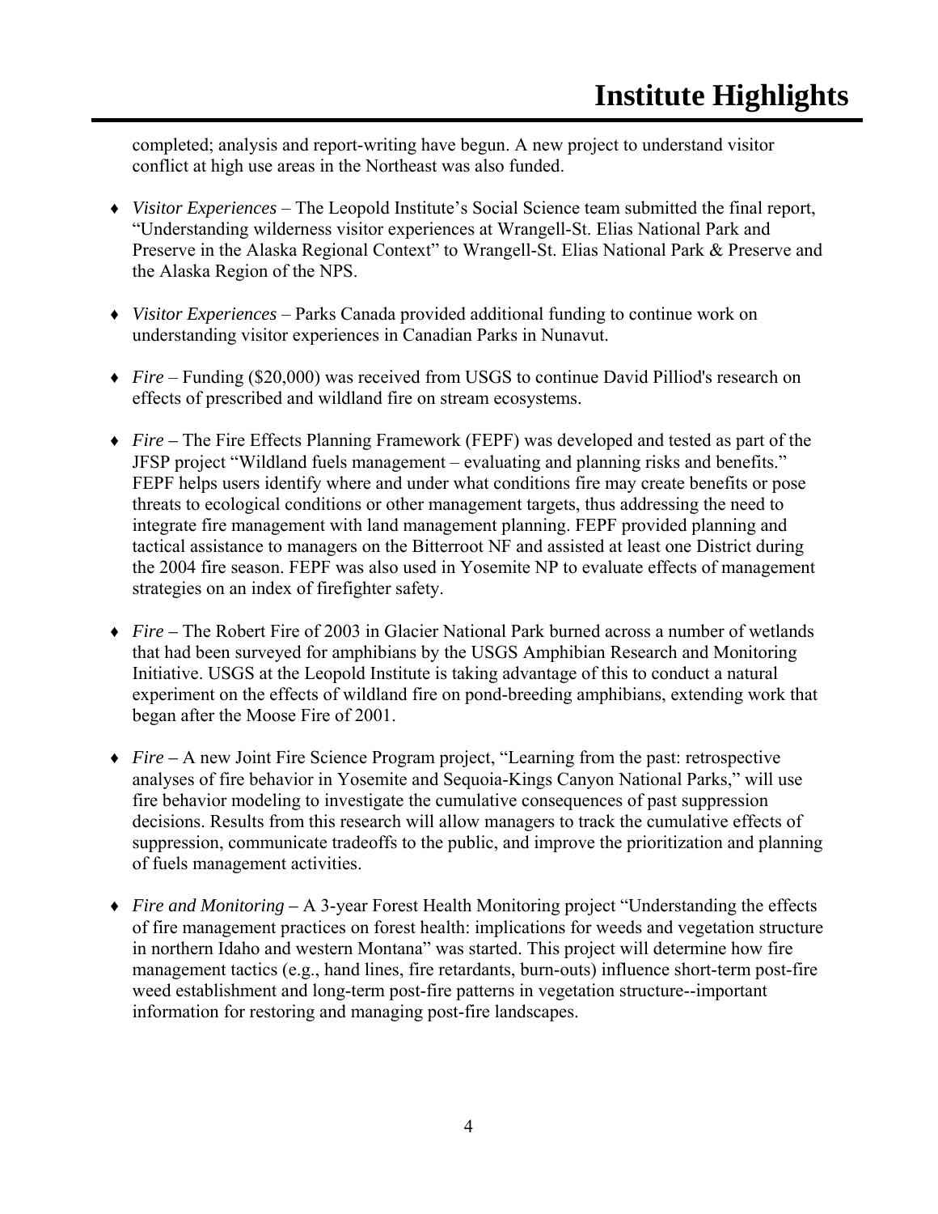completed; analysis and report-writing have begun. A new project to understand visitor conflict at high use areas in the Northeast was also funded.

- *Visitor Experiences* – The Leopold Institute's Social Science team submitted the final report, "Understanding wilderness visitor experiences at Wrangell-St. Elias National Park and Preserve in the Alaska Regional Context" to Wrangell-St. Elias National Park & Preserve and the Alaska Region of the NPS.

- *Visitor Experiences* – Parks Canada provided additional funding to continue work on understanding visitor experiences in Canadian Parks in Nunavut.

- *Fire* – Funding ($20,000) was received from USGS to continue David Pilliod's research on effects of prescribed and wildland fire on stream ecosystems.

- *Fire* – The Fire Effects Planning Framework (FEPF) was developed and tested as part of the JFSP project "Wildland fuels management – evaluating and planning risks and benefits." FEPF helps users identify where and under what conditions fire may create benefits or pose threats to ecological conditions or other management targets, thus addressing the need to integrate fire management with land management planning. FEPF provided planning and tactical assistance to managers on the Bitterroot NF and assisted at least one District during the 2004 fire season. FEPF was also used in Yosemite NP to evaluate effects of management strategies on an index of firefighter safety.

- *Fire* – The Robert Fire of 2003 in Glacier National Park burned across a number of wetlands that had been surveyed for amphibians by the USGS Amphibian Research and Monitoring Initiative. USGS at the Leopold Institute is taking advantage of this to conduct a natural experiment on the effects of wildland fire on pond-breeding amphibians, extending work that began after the Moose Fire of 2001.

- *Fire* – A new Joint Fire Science Program project, "Learning from the past: retrospective analyses of fire behavior in Yosemite and Sequoia-Kings Canyon National Parks," will use fire behavior modeling to investigate the cumulative consequences of past suppression decisions. Results from this research will allow managers to track the cumulative effects of suppression, communicate tradeoffs to the public, and improve the prioritization and planning of fuels management activities.

- *Fire and Monitoring* – A 3-year Forest Health Monitoring project "Understanding the effects of fire management practices on forest health: implications for weeds and vegetation structure in northern Idaho and western Montana" was started. This project will determine how fire management tactics (e.g., hand lines, fire retardants, burn-outs) influence short-term post-fire weed establishment and long-term post-fire patterns in vegetation structure--important information for restoring and managing post-fire landscapes.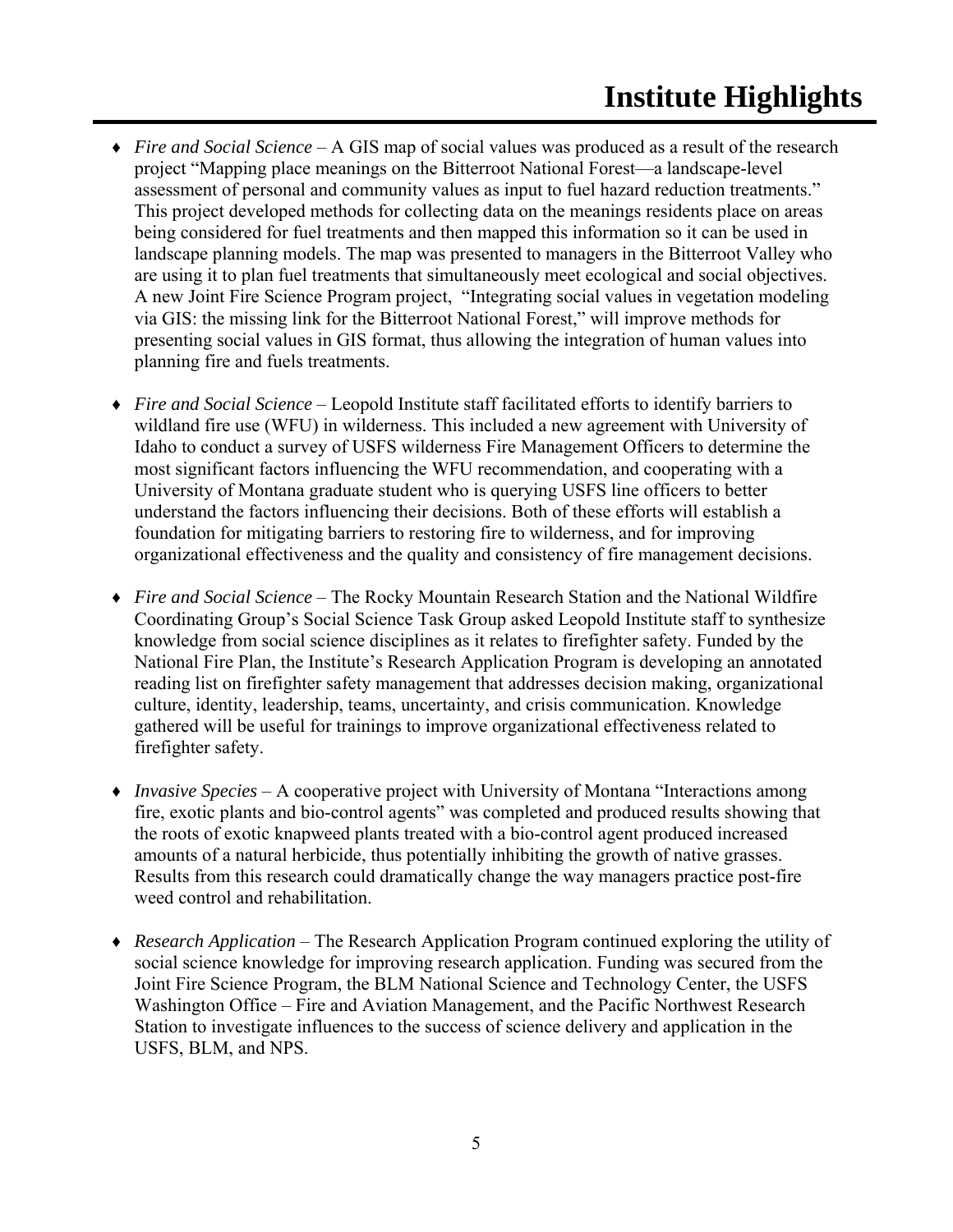# Institute Highlights

- *Fire and Social Science* – A GIS map of social values was produced as a result of the research project "Mapping place meanings on the Bitterroot National Forest—a landscape-level assessment of personal and community values as input to fuel hazard reduction treatments." This project developed methods for collecting data on the meanings residents place on areas being considered for fuel treatments and then mapped this information so it can be used in landscape planning models. The map was presented to managers in the Bitterroot Valley who are using it to plan fuel treatments that simultaneously meet ecological and social objectives. A new Joint Fire Science Program project, "Integrating social values in vegetation modeling via GIS: the missing link for the Bitterroot National Forest," will improve methods for presenting social values in GIS format, thus allowing the integration of human values into planning fire and fuels treatments.

- *Fire and Social Science* – Leopold Institute staff facilitated efforts to identify barriers to wildland fire use (WFU) in wilderness. This included a new agreement with University of Idaho to conduct a survey of USFS wilderness Fire Management Officers to determine the most significant factors influencing the WFU recommendation, and cooperating with a University of Montana graduate student who is querying USFS line officers to better understand the factors influencing their decisions. Both of these efforts will establish a foundation for mitigating barriers to restoring fire to wilderness, and for improving organizational effectiveness and the quality and consistency of fire management decisions.

- *Fire and Social Science* – The Rocky Mountain Research Station and the National Wildfire Coordinating Group's Social Science Task Group asked Leopold Institute staff to synthesize knowledge from social science disciplines as it relates to firefighter safety. Funded by the National Fire Plan, the Institute's Research Application Program is developing an annotated reading list on firefighter safety management that addresses decision making, organizational culture, identity, leadership, teams, uncertainty, and crisis communication. Knowledge gathered will be useful for trainings to improve organizational effectiveness related to firefighter safety.

- *Invasive Species* – A cooperative project with University of Montana "Interactions among fire, exotic plants and bio-control agents" was completed and produced results showing that the roots of exotic knapweed plants treated with a bio-control agent produced increased amounts of a natural herbicide, thus potentially inhibiting the growth of native grasses. Results from this research could dramatically change the way managers practice post-fire weed control and rehabilitation.

- *Research Application* – The Research Application Program continued exploring the utility of social science knowledge for improving research application. Funding was secured from the Joint Fire Science Program, the BLM National Science and Technology Center, the USFS Washington Office – Fire and Aviation Management, and the Pacific Northwest Research Station to investigate influences to the success of science delivery and application in the USFS, BLM, and NPS.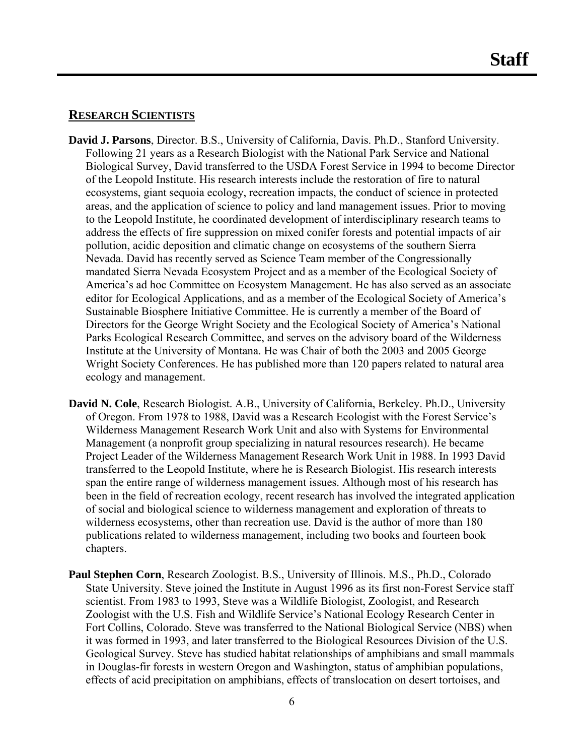# Staff

## Research Scientists

**David J. Parsons**, Director. B.S., University of California, Davis. Ph.D., Stanford University. Following 21 years as a Research Biologist with the National Park Service and National Biological Survey, David transferred to the USDA Forest Service in 1994 to become Director of the Leopold Institute. His research interests include the restoration of fire to natural ecosystems, giant sequoia ecology, recreation impacts, the conduct of science in protected areas, and the application of science to policy and land management issues. Prior to moving to the Leopold Institute, he coordinated development of interdisciplinary research teams to address the effects of fire suppression on mixed conifer forests and potential impacts of air pollution, acidic deposition and climatic change on ecosystems of the southern Sierra Nevada. David has recently served as Science Team member of the Congressionally mandated Sierra Nevada Ecosystem Project and as a member of the Ecological Society of America's ad hoc Committee on Ecosystem Management. He has also served as an associate editor for Ecological Applications, and as a member of the Ecological Society of America's Sustainable Biosphere Initiative Committee. He is currently a member of the Board of Directors for the George Wright Society and the Ecological Society of America's National Parks Ecological Research Committee, and serves on the advisory board of the Wilderness Institute at the University of Montana. He was Chair of both the 2003 and 2005 George Wright Society Conferences. He has published more than 120 papers related to natural area ecology and management.

**David N. Cole**, Research Biologist. A.B., University of California, Berkeley. Ph.D., University of Oregon. From 1978 to 1988, David was a Research Ecologist with the Forest Service's Wilderness Management Research Work Unit and also with Systems for Environmental Management (a nonprofit group specializing in natural resources research). He became Project Leader of the Wilderness Management Research Work Unit in 1988. In 1993 David transferred to the Leopold Institute, where he is Research Biologist. His research interests span the entire range of wilderness management issues. Although most of his research has been in the field of recreation ecology, recent research has involved the integrated application of social and biological science to wilderness management and exploration of threats to wilderness ecosystems, other than recreation use. David is the author of more than 180 publications related to wilderness management, including two books and fourteen book chapters.

**Paul Stephen Corn**, Research Zoologist. B.S., University of Illinois. M.S., Ph.D., Colorado State University. Steve joined the Institute in August 1996 as its first non-Forest Service staff scientist. From 1983 to 1993, Steve was a Wildlife Biologist, Zoologist, and Research Zoologist with the U.S. Fish and Wildlife Service's National Ecology Research Center in Fort Collins, Colorado. Steve was transferred to the National Biological Service (NBS) when it was formed in 1993, and later transferred to the Biological Resources Division of the U.S. Geological Survey. Steve has studied habitat relationships of amphibians and small mammals in Douglas-fir forests in western Oregon and Washington, status of amphibian populations, effects of acid precipitation on amphibians, effects of translocation on desert tortoises, and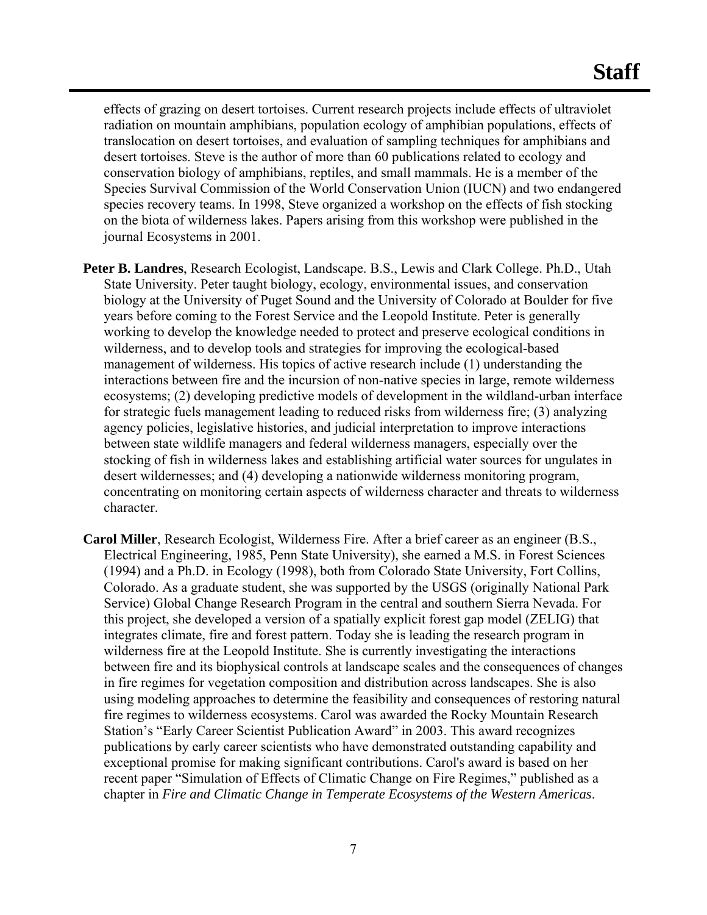effects of grazing on desert tortoises. Current research projects include effects of ultraviolet radiation on mountain amphibians, population ecology of amphibian populations, effects of translocation on desert tortoises, and evaluation of sampling techniques for amphibians and desert tortoises. Steve is the author of more than 60 publications related to ecology and conservation biology of amphibians, reptiles, and small mammals. He is a member of the Species Survival Commission of the World Conservation Union (IUCN) and two endangered species recovery teams. In 1998, Steve organized a workshop on the effects of fish stocking on the biota of wilderness lakes. Papers arising from this workshop were published in the journal Ecosystems in 2001.

**Peter B. Landres**, Research Ecologist, Landscape. B.S., Lewis and Clark College. Ph.D., Utah State University. Peter taught biology, ecology, environmental issues, and conservation biology at the University of Puget Sound and the University of Colorado at Boulder for five years before coming to the Forest Service and the Leopold Institute. Peter is generally working to develop the knowledge needed to protect and preserve ecological conditions in wilderness, and to develop tools and strategies for improving the ecological-based management of wilderness. His topics of active research include (1) understanding the interactions between fire and the incursion of non-native species in large, remote wilderness ecosystems; (2) developing predictive models of development in the wildland-urban interface for strategic fuels management leading to reduced risks from wilderness fire; (3) analyzing agency policies, legislative histories, and judicial interpretation to improve interactions between state wildlife managers and federal wilderness managers, especially over the stocking of fish in wilderness lakes and establishing artificial water sources for ungulates in desert wildernesses; and (4) developing a nationwide wilderness monitoring program, concentrating on monitoring certain aspects of wilderness character and threats to wilderness character.

**Carol Miller**, Research Ecologist, Wilderness Fire. After a brief career as an engineer (B.S., Electrical Engineering, 1985, Penn State University), she earned a M.S. in Forest Sciences (1994) and a Ph.D. in Ecology (1998), both from Colorado State University, Fort Collins, Colorado. As a graduate student, she was supported by the USGS (originally National Park Service) Global Change Research Program in the central and southern Sierra Nevada. For this project, she developed a version of a spatially explicit forest gap model (ZELIG) that integrates climate, fire and forest pattern. Today she is leading the research program in wilderness fire at the Leopold Institute. She is currently investigating the interactions between fire and its biophysical controls at landscape scales and the consequences of changes in fire regimes for vegetation composition and distribution across landscapes. She is also using modeling approaches to determine the feasibility and consequences of restoring natural fire regimes to wilderness ecosystems. Carol was awarded the Rocky Mountain Research Station's "Early Career Scientist Publication Award" in 2003. This award recognizes publications by early career scientists who have demonstrated outstanding capability and exceptional promise for making significant contributions. Carol's award is based on her recent paper "Simulation of Effects of Climatic Change on Fire Regimes," published as a chapter in *Fire and Climatic Change in Temperate Ecosystems of the Western Americas*.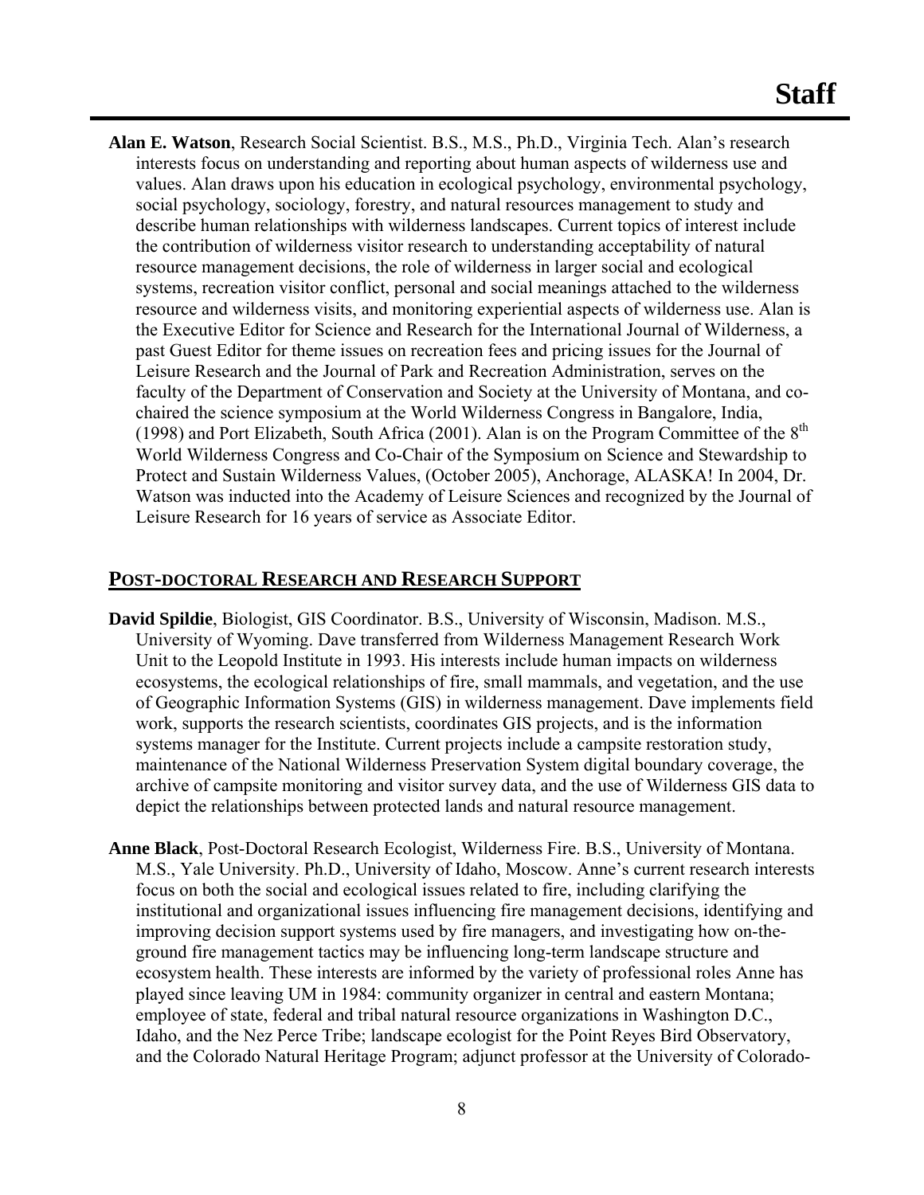# Staff

**Alan E. Watson**, Research Social Scientist. B.S., M.S., Ph.D., Virginia Tech. Alan's research interests focus on understanding and reporting about human aspects of wilderness use and values. Alan draws upon his education in ecological psychology, environmental psychology, social psychology, sociology, forestry, and natural resources management to study and describe human relationships with wilderness landscapes. Current topics of interest include the contribution of wilderness visitor research to understanding acceptability of natural resource management decisions, the role of wilderness in larger social and ecological systems, recreation visitor conflict, personal and social meanings attached to the wilderness resource and wilderness visits, and monitoring experiential aspects of wilderness use. Alan is the Executive Editor for Science and Research for the International Journal of Wilderness, a past Guest Editor for theme issues on recreation fees and pricing issues for the Journal of Leisure Research and the Journal of Park and Recreation Administration, serves on the faculty of the Department of Conservation and Society at the University of Montana, and co-chaired the science symposium at the World Wilderness Congress in Bangalore, India, (1998) and Port Elizabeth, South Africa (2001). Alan is on the Program Committee of the 8th World Wilderness Congress and Co-Chair of the Symposium on Science and Stewardship to Protect and Sustain Wilderness Values, (October 2005), Anchorage, ALASKA! In 2004, Dr. Watson was inducted into the Academy of Leisure Sciences and recognized by the Journal of Leisure Research for 16 years of service as Associate Editor.

## POST-DOCTORAL RESEARCH AND RESEARCH SUPPORT

**David Spildie**, Biologist, GIS Coordinator. B.S., University of Wisconsin, Madison. M.S., University of Wyoming. Dave transferred from Wilderness Management Research Work Unit to the Leopold Institute in 1993. His interests include human impacts on wilderness ecosystems, the ecological relationships of fire, small mammals, and vegetation, and the use of Geographic Information Systems (GIS) in wilderness management. Dave implements field work, supports the research scientists, coordinates GIS projects, and is the information systems manager for the Institute. Current projects include a campsite restoration study, maintenance of the National Wilderness Preservation System digital boundary coverage, the archive of campsite monitoring and visitor survey data, and the use of Wilderness GIS data to depict the relationships between protected lands and natural resource management.

**Anne Black**, Post-Doctoral Research Ecologist, Wilderness Fire. B.S., University of Montana. M.S., Yale University. Ph.D., University of Idaho, Moscow. Anne's current research interests focus on both the social and ecological issues related to fire, including clarifying the institutional and organizational issues influencing fire management decisions, identifying and improving decision support systems used by fire managers, and investigating how on-the-ground fire management tactics may be influencing long-term landscape structure and ecosystem health. These interests are informed by the variety of professional roles Anne has played since leaving UM in 1984: community organizer in central and eastern Montana; employee of state, federal and tribal natural resource organizations in Washington D.C., Idaho, and the Nez Perce Tribe; landscape ecologist for the Point Reyes Bird Observatory, and the Colorado Natural Heritage Program; adjunct professor at the University of Colorado-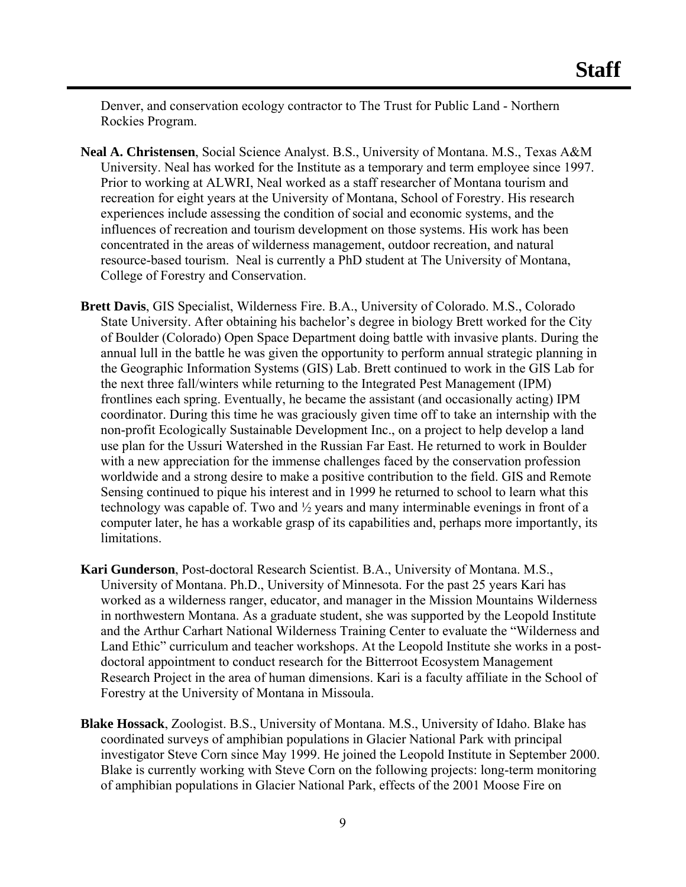Denver, and conservation ecology contractor to The Trust for Public Land - Northern Rockies Program.

**Neal A. Christensen**, Social Science Analyst. B.S., University of Montana. M.S., Texas A&M University. Neal has worked for the Institute as a temporary and term employee since 1997. Prior to working at ALWRI, Neal worked as a staff researcher of Montana tourism and recreation for eight years at the University of Montana, School of Forestry. His research experiences include assessing the condition of social and economic systems, and the influences of recreation and tourism development on those systems. His work has been concentrated in the areas of wilderness management, outdoor recreation, and natural resource-based tourism. Neal is currently a PhD student at The University of Montana, College of Forestry and Conservation.

**Brett Davis**, GIS Specialist, Wilderness Fire. B.A., University of Colorado. M.S., Colorado State University. After obtaining his bachelor's degree in biology Brett worked for the City of Boulder (Colorado) Open Space Department doing battle with invasive plants. During the annual lull in the battle he was given the opportunity to perform annual strategic planning in the Geographic Information Systems (GIS) Lab. Brett continued to work in the GIS Lab for the next three fall/winters while returning to the Integrated Pest Management (IPM) frontlines each spring. Eventually, he became the assistant (and occasionally acting) IPM coordinator. During this time he was graciously given time off to take an internship with the non-profit Ecologically Sustainable Development Inc., on a project to help develop a land use plan for the Ussuri Watershed in the Russian Far East. He returned to work in Boulder with a new appreciation for the immense challenges faced by the conservation profession worldwide and a strong desire to make a positive contribution to the field. GIS and Remote Sensing continued to pique his interest and in 1999 he returned to school to learn what this technology was capable of. Two and ½ years and many interminable evenings in front of a computer later, he has a workable grasp of its capabilities and, perhaps more importantly, its limitations.

**Kari Gunderson**, Post-doctoral Research Scientist. B.A., University of Montana. M.S., University of Montana. Ph.D., University of Minnesota. For the past 25 years Kari has worked as a wilderness ranger, educator, and manager in the Mission Mountains Wilderness in northwestern Montana. As a graduate student, she was supported by the Leopold Institute and the Arthur Carhart National Wilderness Training Center to evaluate the "Wilderness and Land Ethic" curriculum and teacher workshops. At the Leopold Institute she works in a post-doctoral appointment to conduct research for the Bitterroot Ecosystem Management Research Project in the area of human dimensions. Kari is a faculty affiliate in the School of Forestry at the University of Montana in Missoula.

**Blake Hossack**, Zoologist. B.S., University of Montana. M.S., University of Idaho. Blake has coordinated surveys of amphibian populations in Glacier National Park with principal investigator Steve Corn since May 1999. He joined the Leopold Institute in September 2000. Blake is currently working with Steve Corn on the following projects: long-term monitoring of amphibian populations in Glacier National Park, effects of the 2001 Moose Fire on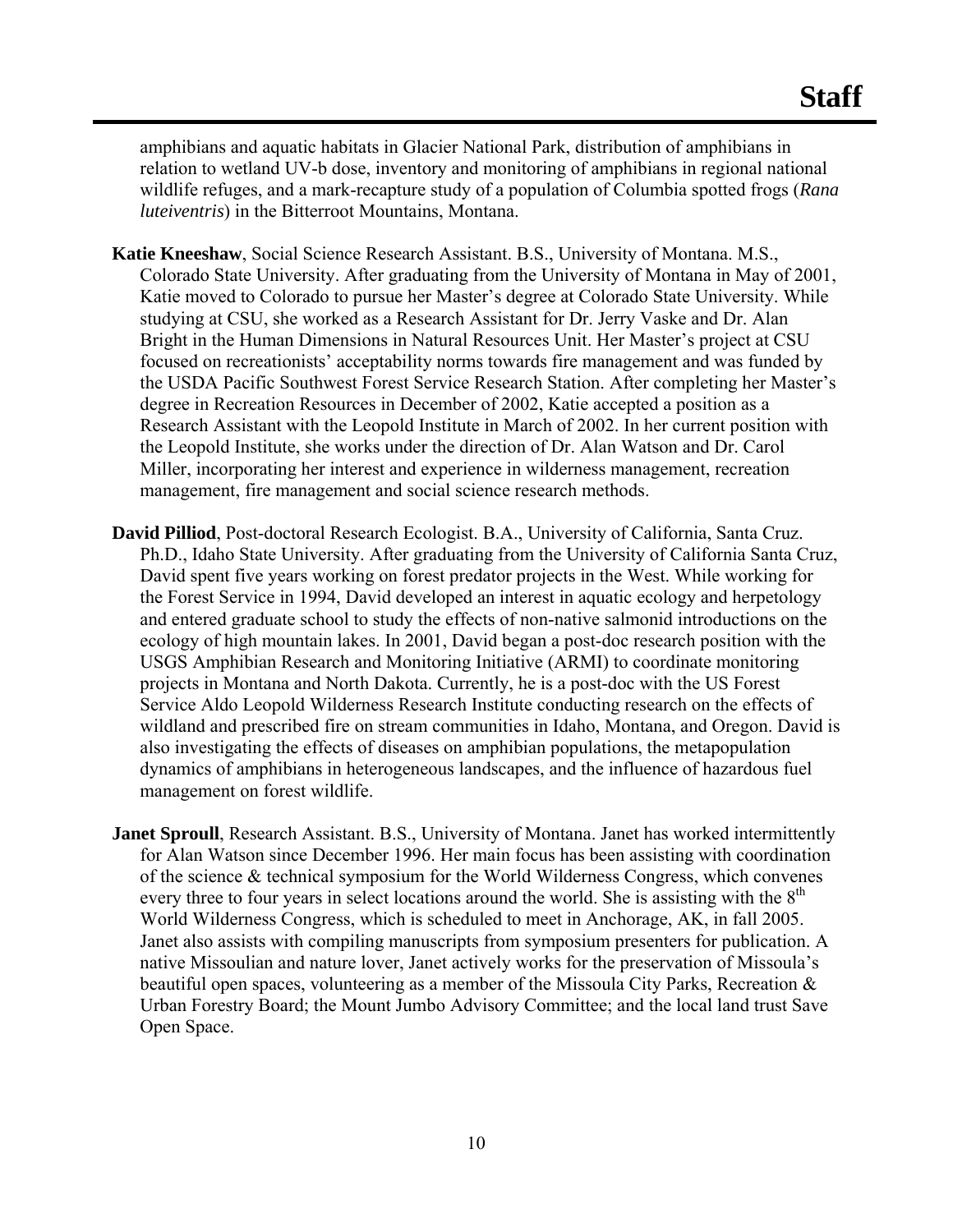amphibians and aquatic habitats in Glacier National Park, distribution of amphibians in relation to wetland UV-b dose, inventory and monitoring of amphibians in regional national wildlife refuges, and a mark-recapture study of a population of Columbia spotted frogs (*Rana luteiventris*) in the Bitterroot Mountains, Montana.

**Katie Kneeshaw**, Social Science Research Assistant. B.S., University of Montana. M.S., Colorado State University. After graduating from the University of Montana in May of 2001, Katie moved to Colorado to pursue her Master's degree at Colorado State University. While studying at CSU, she worked as a Research Assistant for Dr. Jerry Vaske and Dr. Alan Bright in the Human Dimensions in Natural Resources Unit. Her Master's project at CSU focused on recreationists' acceptability norms towards fire management and was funded by the USDA Pacific Southwest Forest Service Research Station. After completing her Master's degree in Recreation Resources in December of 2002, Katie accepted a position as a Research Assistant with the Leopold Institute in March of 2002. In her current position with the Leopold Institute, she works under the direction of Dr. Alan Watson and Dr. Carol Miller, incorporating her interest and experience in wilderness management, recreation management, fire management and social science research methods.

**David Pilliod**, Post-doctoral Research Ecologist. B.A., University of California, Santa Cruz. Ph.D., Idaho State University. After graduating from the University of California Santa Cruz, David spent five years working on forest predator projects in the West. While working for the Forest Service in 1994, David developed an interest in aquatic ecology and herpetology and entered graduate school to study the effects of non-native salmonid introductions on the ecology of high mountain lakes. In 2001, David began a post-doc research position with the USGS Amphibian Research and Monitoring Initiative (ARMI) to coordinate monitoring projects in Montana and North Dakota. Currently, he is a post-doc with the US Forest Service Aldo Leopold Wilderness Research Institute conducting research on the effects of wildland and prescribed fire on stream communities in Idaho, Montana, and Oregon. David is also investigating the effects of diseases on amphibian populations, the metapopulation dynamics of amphibians in heterogeneous landscapes, and the influence of hazardous fuel management on forest wildlife.

**Janet Sproull**, Research Assistant. B.S., University of Montana. Janet has worked intermittently for Alan Watson since December 1996. Her main focus has been assisting with coordination of the science & technical symposium for the World Wilderness Congress, which convenes every three to four years in select locations around the world. She is assisting with the 8th World Wilderness Congress, which is scheduled to meet in Anchorage, AK, in fall 2005. Janet also assists with compiling manuscripts from symposium presenters for publication. A native Missoulian and nature lover, Janet actively works for the preservation of Missoula's beautiful open spaces, volunteering as a member of the Missoula City Parks, Recreation & Urban Forestry Board; the Mount Jumbo Advisory Committee; and the local land trust Save Open Space.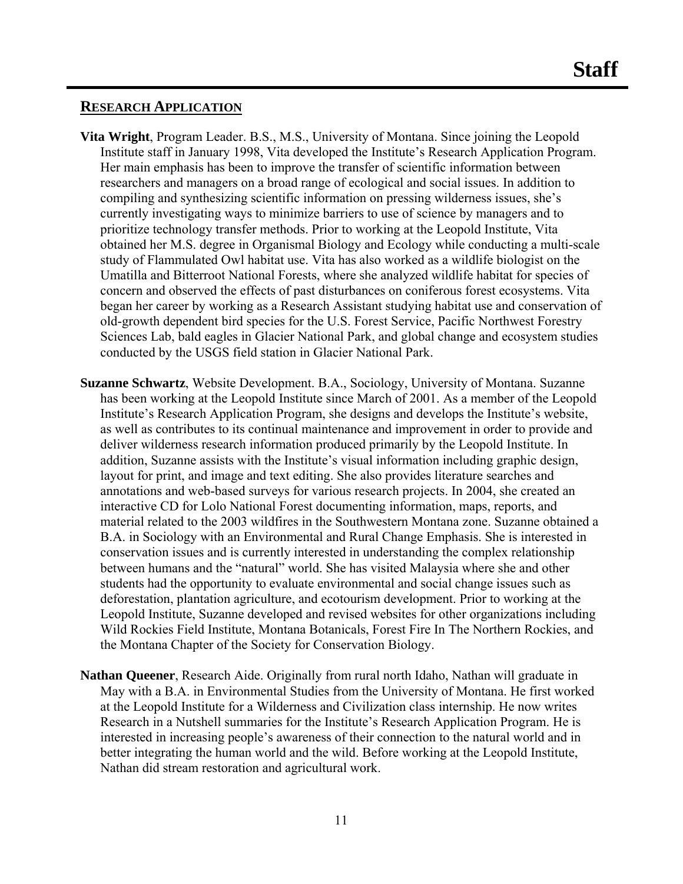# Staff

## RESEARCH APPLICATION

**Vita Wright**, Program Leader. B.S., M.S., University of Montana. Since joining the Leopold Institute staff in January 1998, Vita developed the Institute's Research Application Program. Her main emphasis has been to improve the transfer of scientific information between researchers and managers on a broad range of ecological and social issues. In addition to compiling and synthesizing scientific information on pressing wilderness issues, she's currently investigating ways to minimize barriers to use of science by managers and to prioritize technology transfer methods. Prior to working at the Leopold Institute, Vita obtained her M.S. degree in Organismal Biology and Ecology while conducting a multi-scale study of Flammulated Owl habitat use. Vita has also worked as a wildlife biologist on the Umatilla and Bitterroot National Forests, where she analyzed wildlife habitat for species of concern and observed the effects of past disturbances on coniferous forest ecosystems. Vita began her career by working as a Research Assistant studying habitat use and conservation of old-growth dependent bird species for the U.S. Forest Service, Pacific Northwest Forestry Sciences Lab, bald eagles in Glacier National Park, and global change and ecosystem studies conducted by the USGS field station in Glacier National Park.

**Suzanne Schwartz**, Website Development. B.A., Sociology, University of Montana. Suzanne has been working at the Leopold Institute since March of 2001. As a member of the Leopold Institute's Research Application Program, she designs and develops the Institute's website, as well as contributes to its continual maintenance and improvement in order to provide and deliver wilderness research information produced primarily by the Leopold Institute. In addition, Suzanne assists with the Institute's visual information including graphic design, layout for print, and image and text editing. She also provides literature searches and annotations and web-based surveys for various research projects. In 2004, she created an interactive CD for Lolo National Forest documenting information, maps, reports, and material related to the 2003 wildfires in the Southwestern Montana zone. Suzanne obtained a B.A. in Sociology with an Environmental and Rural Change Emphasis. She is interested in conservation issues and is currently interested in understanding the complex relationship between humans and the "natural" world. She has visited Malaysia where she and other students had the opportunity to evaluate environmental and social change issues such as deforestation, plantation agriculture, and ecotourism development. Prior to working at the Leopold Institute, Suzanne developed and revised websites for other organizations including Wild Rockies Field Institute, Montana Botanicals, Forest Fire In The Northern Rockies, and the Montana Chapter of the Society for Conservation Biology.

**Nathan Queener**, Research Aide. Originally from rural north Idaho, Nathan will graduate in May with a B.A. in Environmental Studies from the University of Montana. He first worked at the Leopold Institute for a Wilderness and Civilization class internship. He now writes Research in a Nutshell summaries for the Institute's Research Application Program. He is interested in increasing people's awareness of their connection to the natural world and in better integrating the human world and the wild. Before working at the Leopold Institute, Nathan did stream restoration and agricultural work.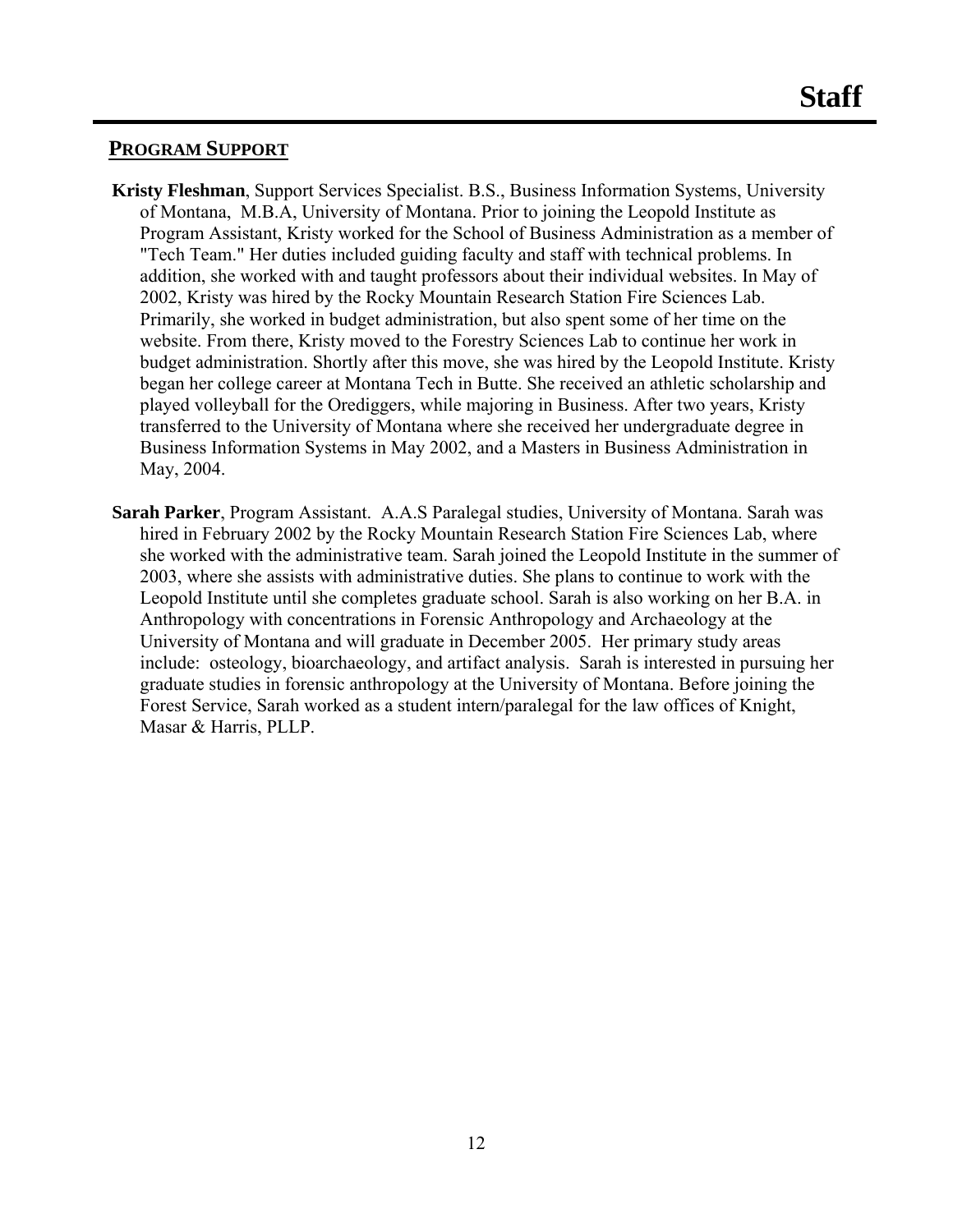# Staff

## PROGRAM SUPPORT

**Kristy Fleshman**, Support Services Specialist. B.S., Business Information Systems, University of Montana, M.B.A, University of Montana. Prior to joining the Leopold Institute as Program Assistant, Kristy worked for the School of Business Administration as a member of "Tech Team." Her duties included guiding faculty and staff with technical problems. In addition, she worked with and taught professors about their individual websites. In May of 2002, Kristy was hired by the Rocky Mountain Research Station Fire Sciences Lab. Primarily, she worked in budget administration, but also spent some of her time on the website. From there, Kristy moved to the Forestry Sciences Lab to continue her work in budget administration. Shortly after this move, she was hired by the Leopold Institute. Kristy began her college career at Montana Tech in Butte. She received an athletic scholarship and played volleyball for the Orediggers, while majoring in Business. After two years, Kristy transferred to the University of Montana where she received her undergraduate degree in Business Information Systems in May 2002, and a Masters in Business Administration in May, 2004.

**Sarah Parker**, Program Assistant. A.A.S Paralegal studies, University of Montana. Sarah was hired in February 2002 by the Rocky Mountain Research Station Fire Sciences Lab, where she worked with the administrative team. Sarah joined the Leopold Institute in the summer of 2003, where she assists with administrative duties. She plans to continue to work with the Leopold Institute until she completes graduate school. Sarah is also working on her B.A. in Anthropology with concentrations in Forensic Anthropology and Archaeology at the University of Montana and will graduate in December 2005. Her primary study areas include: osteology, bioarchaeology, and artifact analysis. Sarah is interested in pursuing her graduate studies in forensic anthropology at the University of Montana. Before joining the Forest Service, Sarah worked as a student intern/paralegal for the law offices of Knight, Masar & Harris, PLLP.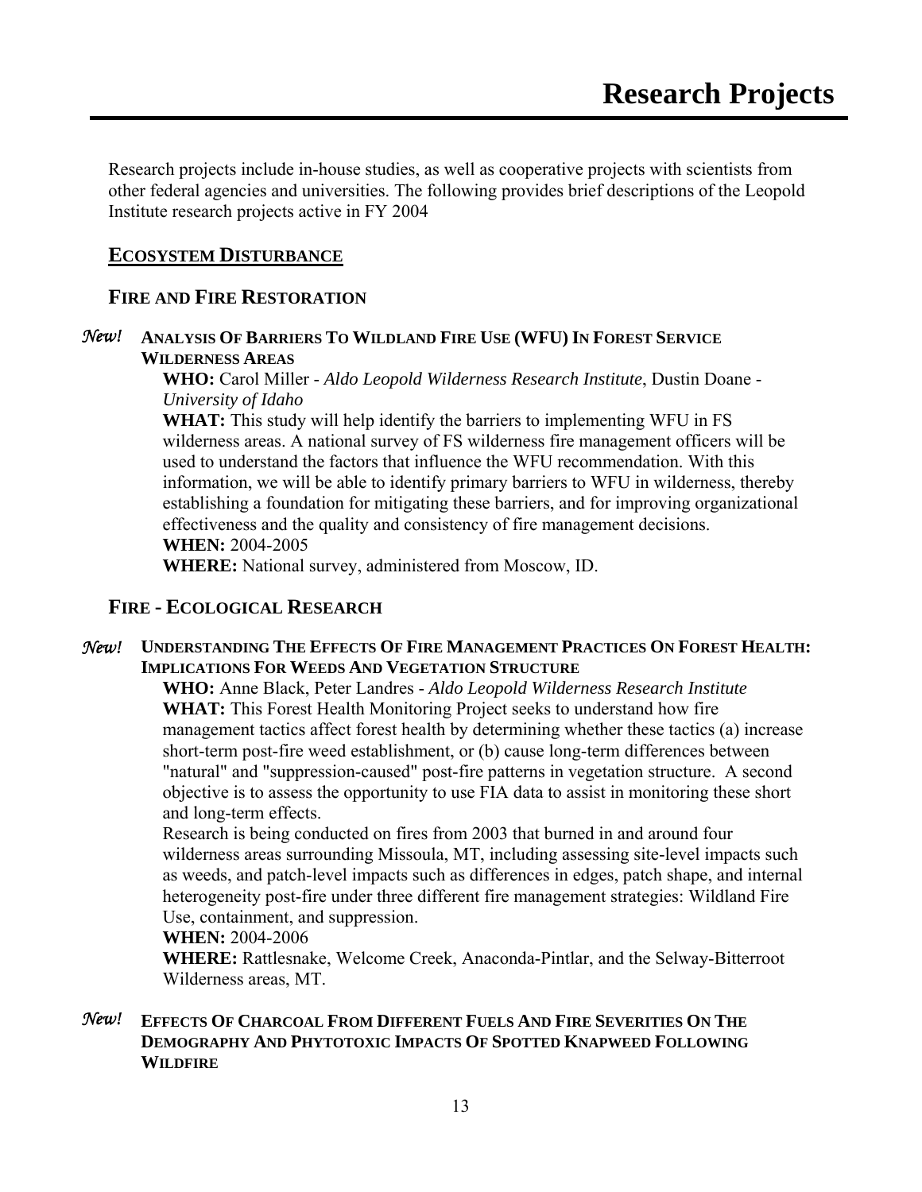# Research Projects

Research projects include in-house studies, as well as cooperative projects with scientists from other federal agencies and universities. The following provides brief descriptions of the Leopold Institute research projects active in FY 2004

## ECOSYSTEM DISTURBANCE

### FIRE AND FIRE RESTORATION

*New!* **ANALYSIS OF BARRIERS TO WILDLAND FIRE USE (WFU) IN FOREST SERVICE WILDERNESS AREAS**

**WHO:** Carol Miller - *Aldo Leopold Wilderness Research Institute*, Dustin Doane - *University of Idaho*

**WHAT:** This study will help identify the barriers to implementing WFU in FS wilderness areas. A national survey of FS wilderness fire management officers will be used to understand the factors that influence the WFU recommendation. With this information, we will be able to identify primary barriers to WFU in wilderness, thereby establishing a foundation for mitigating these barriers, and for improving organizational effectiveness and the quality and consistency of fire management decisions.

**WHEN:** 2004-2005

**WHERE:** National survey, administered from Moscow, ID.

### FIRE - ECOLOGICAL RESEARCH

*New!* **UNDERSTANDING THE EFFECTS OF FIRE MANAGEMENT PRACTICES ON FOREST HEALTH: IMPLICATIONS FOR WEEDS AND VEGETATION STRUCTURE**

**WHO:** Anne Black, Peter Landres - *Aldo Leopold Wilderness Research Institute*

**WHAT:** This Forest Health Monitoring Project seeks to understand how fire management tactics affect forest health by determining whether these tactics (a) increase short-term post-fire weed establishment, or (b) cause long-term differences between "natural" and "suppression-caused" post-fire patterns in vegetation structure. A second objective is to assess the opportunity to use FIA data to assist in monitoring these short and long-term effects.

Research is being conducted on fires from 2003 that burned in and around four wilderness areas surrounding Missoula, MT, including assessing site-level impacts such as weeds, and patch-level impacts such as differences in edges, patch shape, and internal heterogeneity post-fire under three different fire management strategies: Wildland Fire Use, containment, and suppression.

**WHEN:** 2004-2006

**WHERE:** Rattlesnake, Welcome Creek, Anaconda-Pintlar, and the Selway-Bitterroot Wilderness areas, MT.

*New!* **EFFECTS OF CHARCOAL FROM DIFFERENT FUELS AND FIRE SEVERITIES ON THE DEMOGRAPHY AND PHYTOTOXIC IMPACTS OF SPOTTED KNAPWEED FOLLOWING WILDFIRE**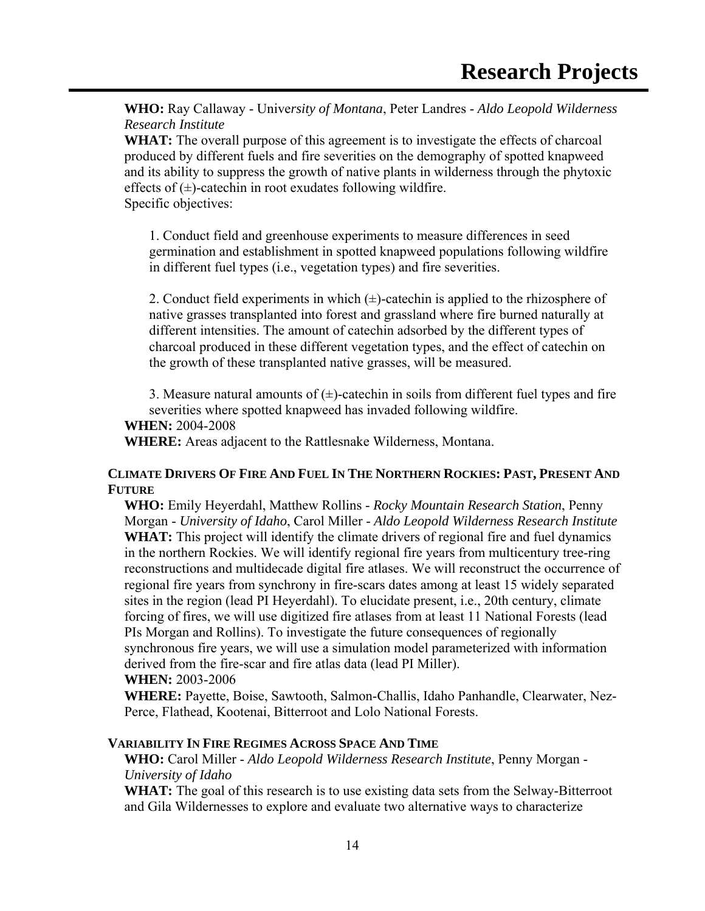**WHO:** Ray Callaway - *University of Montana*, Peter Landres - *Aldo Leopold Wilderness Research Institute*

**WHAT:** The overall purpose of this agreement is to investigate the effects of charcoal produced by different fuels and fire severities on the demography of spotted knapweed and its ability to suppress the growth of native plants in wilderness through the phytoxic effects of (±)-catechin in root exudates following wildfire.

Specific objectives:

1. Conduct field and greenhouse experiments to measure differences in seed germination and establishment in spotted knapweed populations following wildfire in different fuel types (i.e., vegetation types) and fire severities.

2. Conduct field experiments in which (±)-catechin is applied to the rhizosphere of native grasses transplanted into forest and grassland where fire burned naturally at different intensities. The amount of catechin adsorbed by the different types of charcoal produced in these different vegetation types, and the effect of catechin on the growth of these transplanted native grasses, will be measured.

3. Measure natural amounts of (±)-catechin in soils from different fuel types and fire severities where spotted knapweed has invaded following wildfire.

**WHEN:** 2004-2008

**WHERE:** Areas adjacent to the Rattlesnake Wilderness, Montana.

### CLIMATE DRIVERS OF FIRE AND FUEL IN THE NORTHERN ROCKIES: PAST, PRESENT AND FUTURE

**WHO:** Emily Heyerdahl, Matthew Rollins - *Rocky Mountain Research Station*, Penny Morgan - *University of Idaho*, Carol Miller - *Aldo Leopold Wilderness Research Institute*

**WHAT:** This project will identify the climate drivers of regional fire and fuel dynamics in the northern Rockies. We will identify regional fire years from multicentury tree-ring reconstructions and multidecade digital fire atlases. We will reconstruct the occurrence of regional fire years from synchrony in fire-scars dates among at least 15 widely separated sites in the region (lead PI Heyerdahl). To elucidate present, i.e., 20th century, climate forcing of fires, we will use digitized fire atlases from at least 11 National Forests (lead PIs Morgan and Rollins). To investigate the future consequences of regionally synchronous fire years, we will use a simulation model parameterized with information derived from the fire-scar and fire atlas data (lead PI Miller).

**WHEN:** 2003-2006

**WHERE:** Payette, Boise, Sawtooth, Salmon-Challis, Idaho Panhandle, Clearwater, Nez-Perce, Flathead, Kootenai, Bitterroot and Lolo National Forests.

### VARIABILITY IN FIRE REGIMES ACROSS SPACE AND TIME

**WHO:** Carol Miller - *Aldo Leopold Wilderness Research Institute*, Penny Morgan - *University of Idaho*

**WHAT:** The goal of this research is to use existing data sets from the Selway-Bitterroot and Gila Wildernesses to explore and evaluate two alternative ways to characterize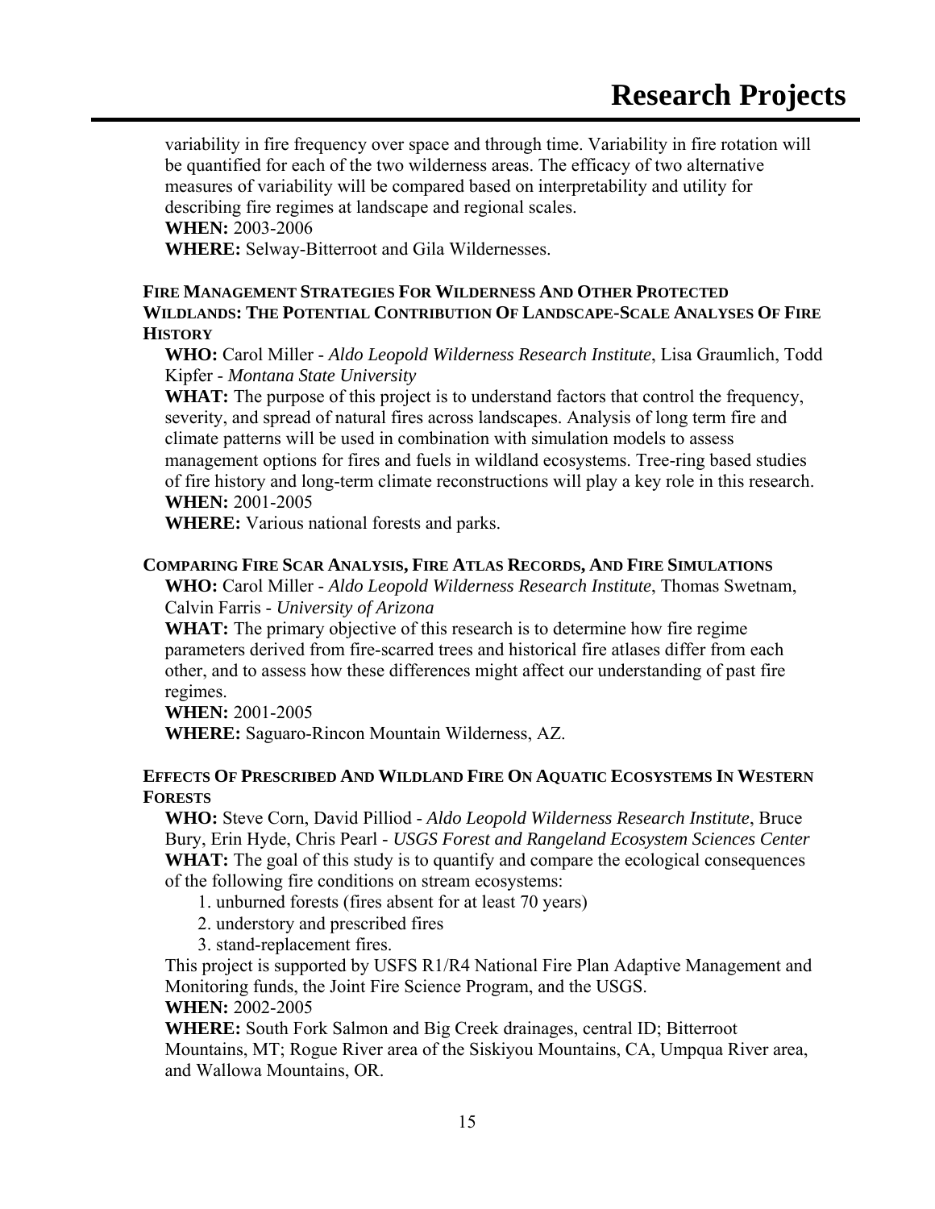variability in fire frequency over space and through time. Variability in fire rotation will be quantified for each of the two wilderness areas. The efficacy of two alternative measures of variability will be compared based on interpretability and utility for describing fire regimes at landscape and regional scales.

**WHEN:** 2003-2006

**WHERE:** Selway-Bitterroot and Gila Wildernesses.

### FIRE MANAGEMENT STRATEGIES FOR WILDERNESS AND OTHER PROTECTED WILDLANDS: THE POTENTIAL CONTRIBUTION OF LANDSCAPE-SCALE ANALYSES OF FIRE HISTORY

**WHO:** Carol Miller - *Aldo Leopold Wilderness Research Institute*, Lisa Graumlich, Todd Kipfer - *Montana State University*

**WHAT:** The purpose of this project is to understand factors that control the frequency, severity, and spread of natural fires across landscapes. Analysis of long term fire and climate patterns will be used in combination with simulation models to assess management options for fires and fuels in wildland ecosystems. Tree-ring based studies of fire history and long-term climate reconstructions will play a key role in this research.

**WHEN:** 2001-2005

**WHERE:** Various national forests and parks.

### COMPARING FIRE SCAR ANALYSIS, FIRE ATLAS RECORDS, AND FIRE SIMULATIONS

**WHO:** Carol Miller - *Aldo Leopold Wilderness Research Institute*, Thomas Swetnam, Calvin Farris - *University of Arizona*

**WHAT:** The primary objective of this research is to determine how fire regime parameters derived from fire-scarred trees and historical fire atlases differ from each other, and to assess how these differences might affect our understanding of past fire regimes.

**WHEN:** 2001-2005

**WHERE:** Saguaro-Rincon Mountain Wilderness, AZ.

### EFFECTS OF PRESCRIBED AND WILDLAND FIRE ON AQUATIC ECOSYSTEMS IN WESTERN FORESTS

**WHO:** Steve Corn, David Pilliod - *Aldo Leopold Wilderness Research Institute*, Bruce Bury, Erin Hyde, Chris Pearl - *USGS Forest and Rangeland Ecosystem Sciences Center*

**WHAT:** The goal of this study is to quantify and compare the ecological consequences of the following fire conditions on stream ecosystems:

1. unburned forests (fires absent for at least 70 years)
2. understory and prescribed fires
3. stand-replacement fires.

This project is supported by USFS R1/R4 National Fire Plan Adaptive Management and Monitoring funds, the Joint Fire Science Program, and the USGS.

**WHEN:** 2002-2005

**WHERE:** South Fork Salmon and Big Creek drainages, central ID; Bitterroot Mountains, MT; Rogue River area of the Siskiyou Mountains, CA, Umpqua River area, and Wallowa Mountains, OR.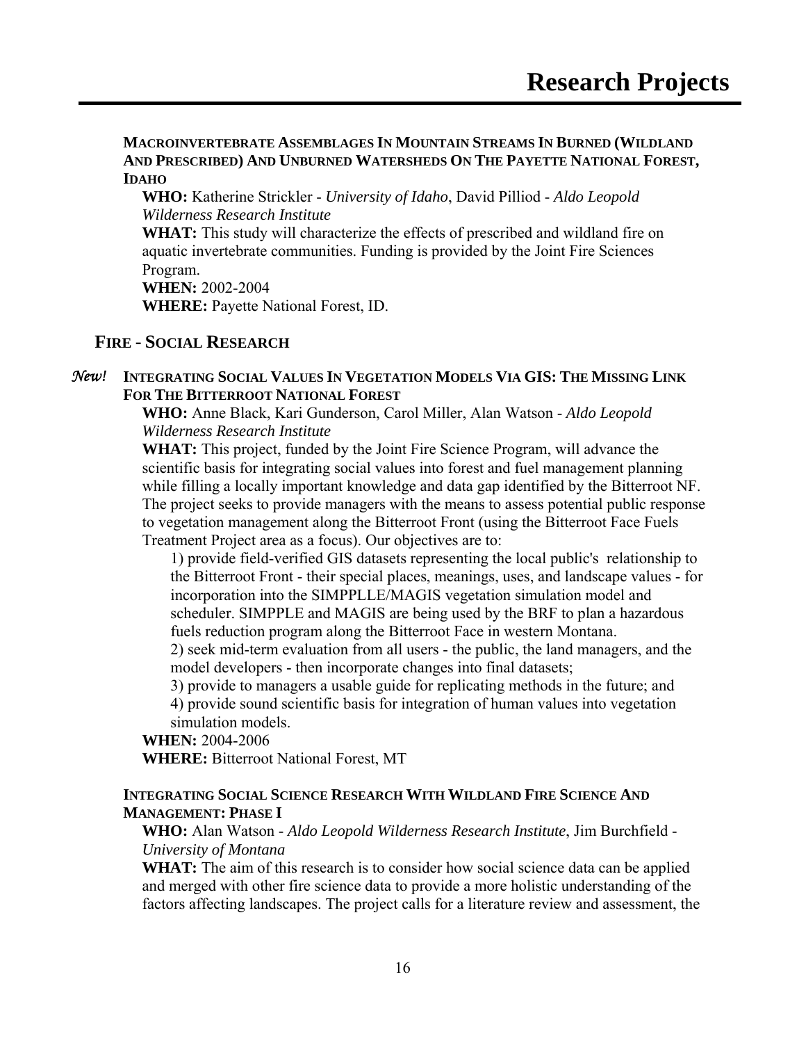**MACROINVERTEBRATE ASSEMBLAGES IN MOUNTAIN STREAMS IN BURNED (WILDLAND AND PRESCRIBED) AND UNBURNED WATERSHEDS ON THE PAYETTE NATIONAL FOREST, IDAHO**

**WHO:** Katherine Strickler - *University of Idaho*, David Pilliod - *Aldo Leopold Wilderness Research Institute*
**WHAT:** This study will characterize the effects of prescribed and wildland fire on aquatic invertebrate communities. Funding is provided by the Joint Fire Sciences Program.
**WHEN:** 2002-2004
**WHERE:** Payette National Forest, ID.

## FIRE - SOCIAL RESEARCH

*New!* **INTEGRATING SOCIAL VALUES IN VEGETATION MODELS VIA GIS: THE MISSING LINK FOR THE BITTERROOT NATIONAL FOREST**

**WHO:** Anne Black, Kari Gunderson, Carol Miller, Alan Watson - *Aldo Leopold Wilderness Research Institute*
**WHAT:** This project, funded by the Joint Fire Science Program, will advance the scientific basis for integrating social values into forest and fuel management planning while filling a locally important knowledge and data gap identified by the Bitterroot NF. The project seeks to provide managers with the means to assess potential public response to vegetation management along the Bitterroot Front (using the Bitterroot Face Fuels Treatment Project area as a focus). Our objectives are to:

1) provide field-verified GIS datasets representing the local public's relationship to the Bitterroot Front - their special places, meanings, uses, and landscape values - for incorporation into the SIMPPLLE/MAGIS vegetation simulation model and scheduler. SIMPPLE and MAGIS are being used by the BRF to plan a hazardous fuels reduction program along the Bitterroot Face in western Montana.
2) seek mid-term evaluation from all users - the public, the land managers, and the model developers - then incorporate changes into final datasets;
3) provide to managers a usable guide for replicating methods in the future; and
4) provide sound scientific basis for integration of human values into vegetation simulation models.

**WHEN:** 2004-2006
**WHERE:** Bitterroot National Forest, MT

**INTEGRATING SOCIAL SCIENCE RESEARCH WITH WILDLAND FIRE SCIENCE AND MANAGEMENT: PHASE I**

**WHO:** Alan Watson - *Aldo Leopold Wilderness Research Institute*, Jim Burchfield - *University of Montana*
**WHAT:** The aim of this research is to consider how social science data can be applied and merged with other fire science data to provide a more holistic understanding of the factors affecting landscapes. The project calls for a literature review and assessment, the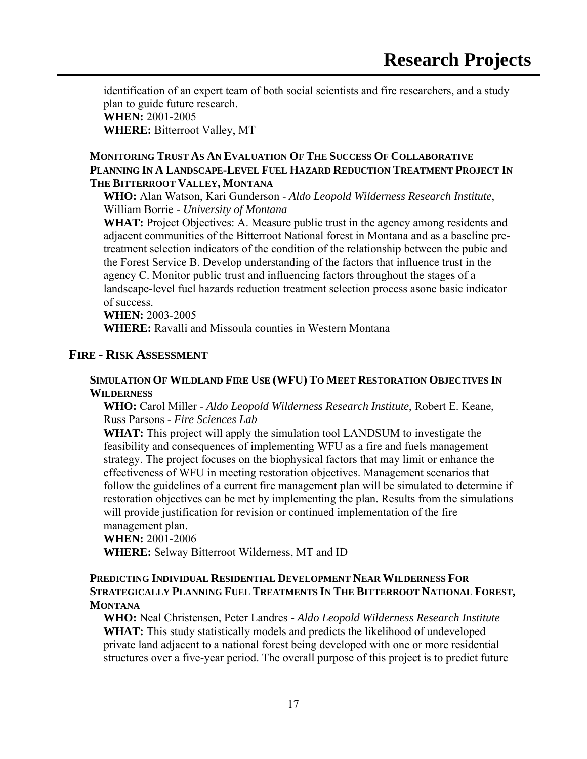identification of an expert team of both social scientists and fire researchers, and a study plan to guide future research.
**WHEN:** 2001-2005
**WHERE:** Bitterroot Valley, MT

#### MONITORING TRUST AS AN EVALUATION OF THE SUCCESS OF COLLABORATIVE PLANNING IN A LANDSCAPE-LEVEL FUEL HAZARD REDUCTION TREATMENT PROJECT IN THE BITTERROOT VALLEY, MONTANA

**WHO:** Alan Watson, Kari Gunderson - *Aldo Leopold Wilderness Research Institute*, William Borrie - *University of Montana*
**WHAT:** Project Objectives: A. Measure public trust in the agency among residents and adjacent communities of the Bitterroot National forest in Montana and as a baseline pre-treatment selection indicators of the condition of the relationship between the pubic and the Forest Service B. Develop understanding of the factors that influence trust in the agency C. Monitor public trust and influencing factors throughout the stages of a landscape-level fuel hazards reduction treatment selection process asone basic indicator of success.
**WHEN:** 2003-2005
**WHERE:** Ravalli and Missoula counties in Western Montana

### FIRE - RISK ASSESSMENT

#### SIMULATION OF WILDLAND FIRE USE (WFU) TO MEET RESTORATION OBJECTIVES IN WILDERNESS

**WHO:** Carol Miller - *Aldo Leopold Wilderness Research Institute*, Robert E. Keane, Russ Parsons - *Fire Sciences Lab*
**WHAT:** This project will apply the simulation tool LANDSUM to investigate the feasibility and consequences of implementing WFU as a fire and fuels management strategy. The project focuses on the biophysical factors that may limit or enhance the effectiveness of WFU in meeting restoration objectives. Management scenarios that follow the guidelines of a current fire management plan will be simulated to determine if restoration objectives can be met by implementing the plan. Results from the simulations will provide justification for revision or continued implementation of the fire management plan.
**WHEN:** 2001-2006
**WHERE:** Selway Bitterroot Wilderness, MT and ID

#### PREDICTING INDIVIDUAL RESIDENTIAL DEVELOPMENT NEAR WILDERNESS FOR STRATEGICALLY PLANNING FUEL TREATMENTS IN THE BITTERROOT NATIONAL FOREST, MONTANA

**WHO:** Neal Christensen, Peter Landres - *Aldo Leopold Wilderness Research Institute*
**WHAT:** This study statistically models and predicts the likelihood of undeveloped private land adjacent to a national forest being developed with one or more residential structures over a five-year period. The overall purpose of this project is to predict future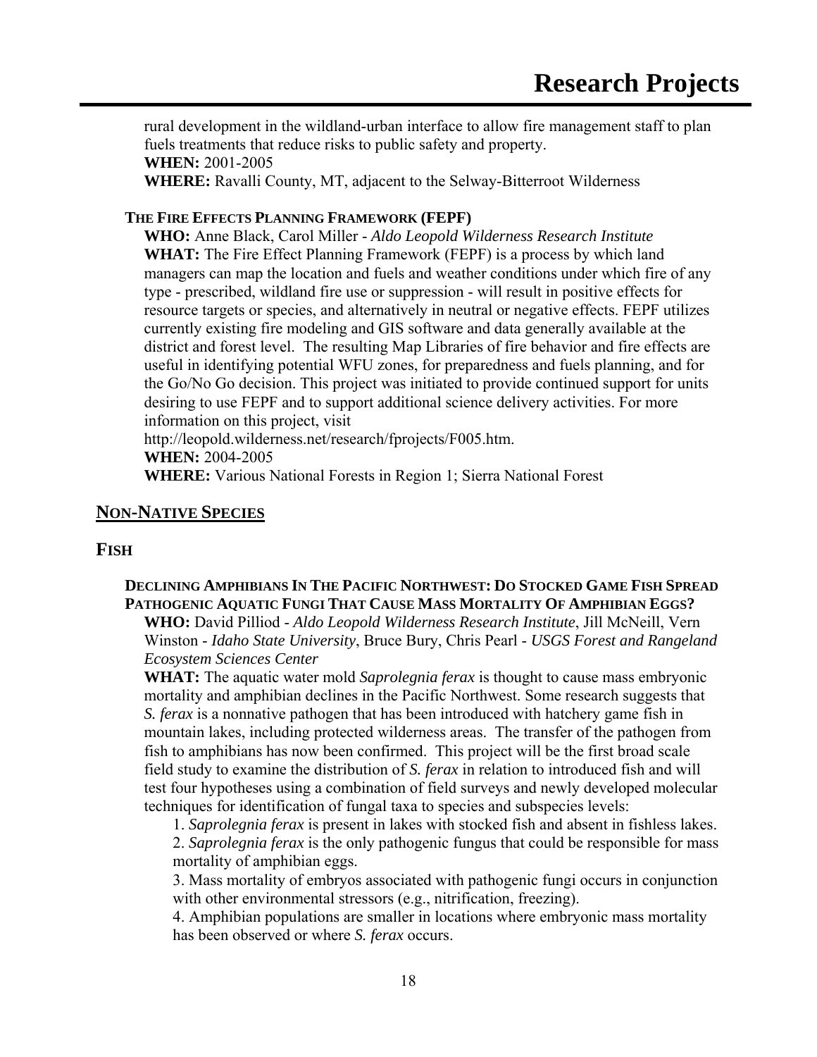rural development in the wildland-urban interface to allow fire management staff to plan fuels treatments that reduce risks to public safety and property.
**WHEN:** 2001-2005
**WHERE:** Ravalli County, MT, adjacent to the Selway-Bitterroot Wilderness

#### THE FIRE EFFECTS PLANNING FRAMEWORK (FEPF)

**WHO:** Anne Black, Carol Miller - *Aldo Leopold Wilderness Research Institute*
**WHAT:** The Fire Effect Planning Framework (FEPF) is a process by which land managers can map the location and fuels and weather conditions under which fire of any type - prescribed, wildland fire use or suppression - will result in positive effects for resource targets or species, and alternatively in neutral or negative effects. FEPF utilizes currently existing fire modeling and GIS software and data generally available at the district and forest level. The resulting Map Libraries of fire behavior and fire effects are useful in identifying potential WFU zones, for preparedness and fuels planning, and for the Go/No Go decision. This project was initiated to provide continued support for units desiring to use FEPF and to support additional science delivery activities. For more information on this project, visit
http://leopold.wilderness.net/research/fprojects/F005.htm.
**WHEN:** 2004-2005
**WHERE:** Various National Forests in Region 1; Sierra National Forest

## NON-NATIVE SPECIES

### FISH

#### DECLINING AMPHIBIANS IN THE PACIFIC NORTHWEST: DO STOCKED GAME FISH SPREAD PATHOGENIC AQUATIC FUNGI THAT CAUSE MASS MORTALITY OF AMPHIBIAN EGGS?

**WHO:** David Pilliod - *Aldo Leopold Wilderness Research Institute*, Jill McNeill, Vern Winston - *Idaho State University*, Bruce Bury, Chris Pearl - *USGS Forest and Rangeland Ecosystem Sciences Center*
**WHAT:** The aquatic water mold *Saprolegnia ferax* is thought to cause mass embryonic mortality and amphibian declines in the Pacific Northwest. Some research suggests that *S. ferax* is a nonnative pathogen that has been introduced with hatchery game fish in mountain lakes, including protected wilderness areas. The transfer of the pathogen from fish to amphibians has now been confirmed. This project will be the first broad scale field study to examine the distribution of *S. ferax* in relation to introduced fish and will test four hypotheses using a combination of field surveys and newly developed molecular techniques for identification of fungal taxa to species and subspecies levels:

1. *Saprolegnia ferax* is present in lakes with stocked fish and absent in fishless lakes.
2. *Saprolegnia ferax* is the only pathogenic fungus that could be responsible for mass mortality of amphibian eggs.
3. Mass mortality of embryos associated with pathogenic fungi occurs in conjunction with other environmental stressors (e.g., nitrification, freezing).
4. Amphibian populations are smaller in locations where embryonic mass mortality has been observed or where *S. ferax* occurs.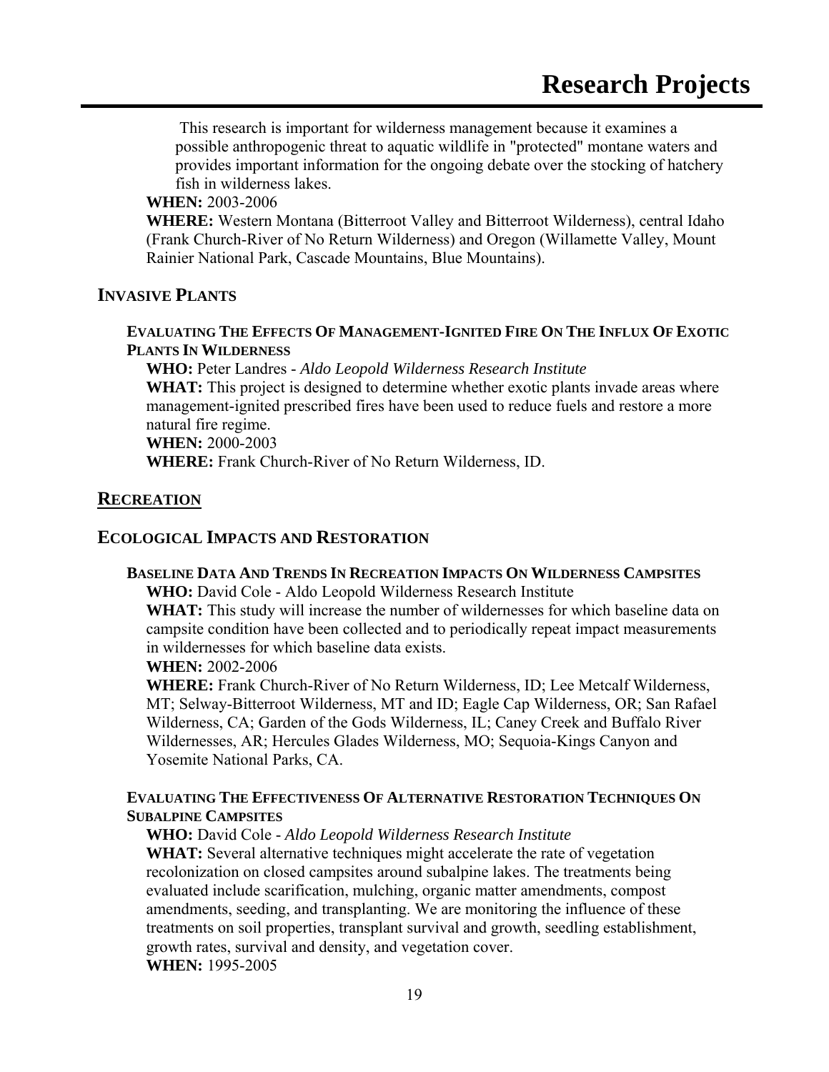This research is important for wilderness management because it examines a possible anthropogenic threat to aquatic wildlife in "protected" montane waters and provides important information for the ongoing debate over the stocking of hatchery fish in wilderness lakes.

**WHEN:** 2003-2006

**WHERE:** Western Montana (Bitterroot Valley and Bitterroot Wilderness), central Idaho (Frank Church-River of No Return Wilderness) and Oregon (Willamette Valley, Mount Rainier National Park, Cascade Mountains, Blue Mountains).

## INVASIVE PLANTS

### EVALUATING THE EFFECTS OF MANAGEMENT-IGNITED FIRE ON THE INFLUX OF EXOTIC PLANTS IN WILDERNESS

**WHO:** Peter Landres - *Aldo Leopold Wilderness Research Institute*

**WHAT:** This project is designed to determine whether exotic plants invade areas where management-ignited prescribed fires have been used to reduce fuels and restore a more natural fire regime.

**WHEN:** 2000-2003

**WHERE:** Frank Church-River of No Return Wilderness, ID.

## RECREATION

## ECOLOGICAL IMPACTS AND RESTORATION

### BASELINE DATA AND TRENDS IN RECREATION IMPACTS ON WILDERNESS CAMPSITES

**WHO:** David Cole - Aldo Leopold Wilderness Research Institute

**WHAT:** This study will increase the number of wildernesses for which baseline data on campsite condition have been collected and to periodically repeat impact measurements in wildernesses for which baseline data exists.

**WHEN:** 2002-2006

**WHERE:** Frank Church-River of No Return Wilderness, ID; Lee Metcalf Wilderness, MT; Selway-Bitterroot Wilderness, MT and ID; Eagle Cap Wilderness, OR; San Rafael Wilderness, CA; Garden of the Gods Wilderness, IL; Caney Creek and Buffalo River Wildernesses, AR; Hercules Glades Wilderness, MO; Sequoia-Kings Canyon and Yosemite National Parks, CA.

### EVALUATING THE EFFECTIVENESS OF ALTERNATIVE RESTORATION TECHNIQUES ON SUBALPINE CAMPSITES

**WHO:** David Cole - *Aldo Leopold Wilderness Research Institute*

**WHAT:** Several alternative techniques might accelerate the rate of vegetation recolonization on closed campsites around subalpine lakes. The treatments being evaluated include scarification, mulching, organic matter amendments, compost amendments, seeding, and transplanting. We are monitoring the influence of these treatments on soil properties, transplant survival and growth, seedling establishment, growth rates, survival and density, and vegetation cover.

**WHEN:** 1995-2005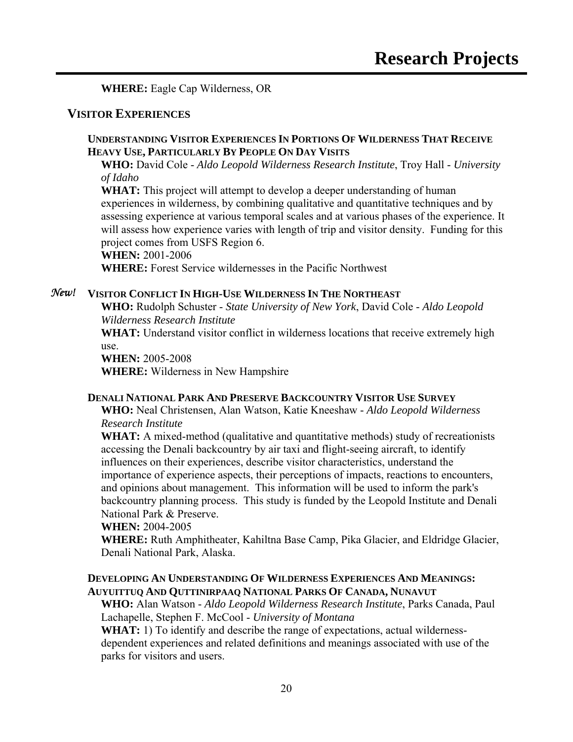**WHERE:** Eagle Cap Wilderness, OR

## VISITOR EXPERIENCES

### UNDERSTANDING VISITOR EXPERIENCES IN PORTIONS OF WILDERNESS THAT RECEIVE HEAVY USE, PARTICULARLY BY PEOPLE ON DAY VISITS

**WHO:** David Cole - *Aldo Leopold Wilderness Research Institute*, Troy Hall - *University of Idaho*

**WHAT:** This project will attempt to develop a deeper understanding of human experiences in wilderness, by combining qualitative and quantitative techniques and by assessing experience at various temporal scales and at various phases of the experience. It will assess how experience varies with length of trip and visitor density. Funding for this project comes from USFS Region 6.

**WHEN:** 2001-2006

**WHERE:** Forest Service wildernesses in the Pacific Northwest

### *New!* VISITOR CONFLICT IN HIGH-USE WILDERNESS IN THE NORTHEAST

**WHO:** Rudolph Schuster - *State University of New York*, David Cole - *Aldo Leopold Wilderness Research Institute*

**WHAT:** Understand visitor conflict in wilderness locations that receive extremely high use.

**WHEN:** 2005-2008

**WHERE:** Wilderness in New Hampshire

### DENALI NATIONAL PARK AND PRESERVE BACKCOUNTRY VISITOR USE SURVEY

**WHO:** Neal Christensen, Alan Watson, Katie Kneeshaw - *Aldo Leopold Wilderness Research Institute*

**WHAT:** A mixed-method (qualitative and quantitative methods) study of recreationists accessing the Denali backcountry by air taxi and flight-seeing aircraft, to identify influences on their experiences, describe visitor characteristics, understand the importance of experience aspects, their perceptions of impacts, reactions to encounters, and opinions about management. This information will be used to inform the park's backcountry planning process. This study is funded by the Leopold Institute and Denali National Park & Preserve.

**WHEN:** 2004-2005

**WHERE:** Ruth Amphitheater, Kahiltna Base Camp, Pika Glacier, and Eldridge Glacier, Denali National Park, Alaska.

### DEVELOPING AN UNDERSTANDING OF WILDERNESS EXPERIENCES AND MEANINGS: AUYUITTUQ AND QUTTINIRPAAQ NATIONAL PARKS OF CANADA, NUNAVUT

**WHO:** Alan Watson - *Aldo Leopold Wilderness Research Institute*, Parks Canada, Paul Lachapelle, Stephen F. McCool - *University of Montana*

**WHAT:** 1) To identify and describe the range of expectations, actual wilderness-dependent experiences and related definitions and meanings associated with use of the parks for visitors and users.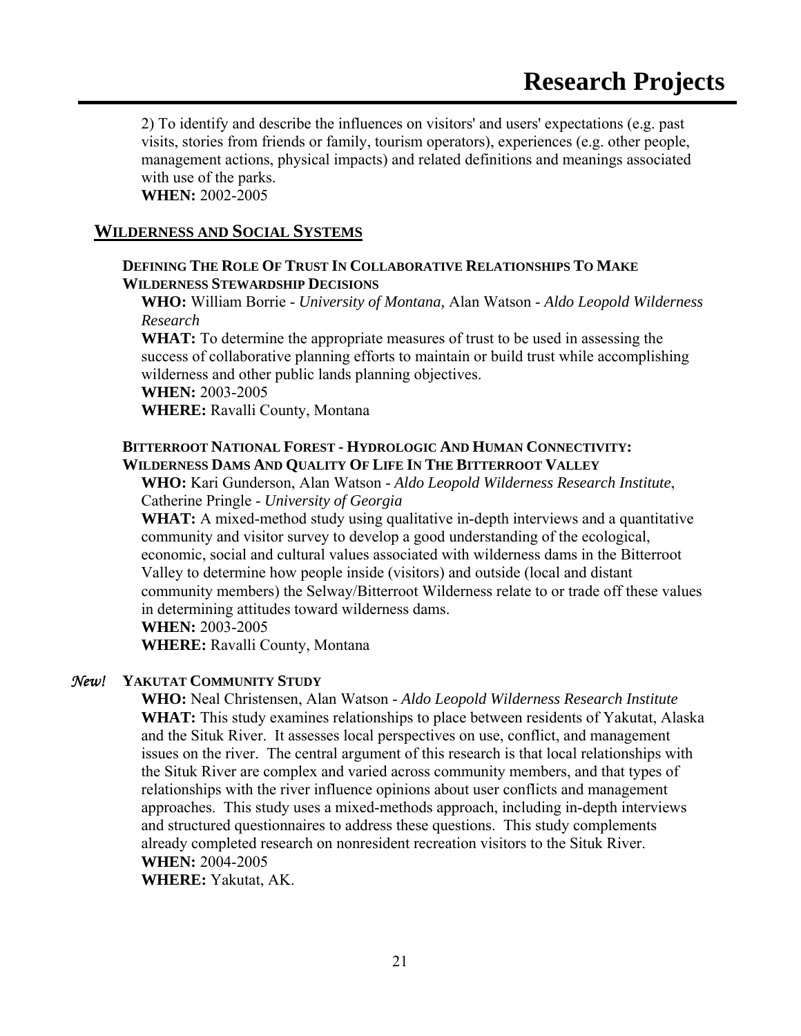2) To identify and describe the influences on visitors' and users' expectations (e.g. past visits, stories from friends or family, tourism operators), experiences (e.g. other people, management actions, physical impacts) and related definitions and meanings associated with use of the parks.
**WHEN:** 2002-2005

## WILDERNESS AND SOCIAL SYSTEMS

### DEFINING THE ROLE OF TRUST IN COLLABORATIVE RELATIONSHIPS TO MAKE WILDERNESS STEWARDSHIP DECISIONS

**WHO:** William Borrie - *University of Montana,* Alan Watson - *Aldo Leopold Wilderness Research*
**WHAT:** To determine the appropriate measures of trust to be used in assessing the success of collaborative planning efforts to maintain or build trust while accomplishing wilderness and other public lands planning objectives.
**WHEN:** 2003-2005
**WHERE:** Ravalli County, Montana

### BITTERROOT NATIONAL FOREST - HYDROLOGIC AND HUMAN CONNECTIVITY: WILDERNESS DAMS AND QUALITY OF LIFE IN THE BITTERROOT VALLEY

**WHO:** Kari Gunderson, Alan Watson - *Aldo Leopold Wilderness Research Institute*, Catherine Pringle - *University of Georgia*
**WHAT:** A mixed-method study using qualitative in-depth interviews and a quantitative community and visitor survey to develop a good understanding of the ecological, economic, social and cultural values associated with wilderness dams in the Bitterroot Valley to determine how people inside (visitors) and outside (local and distant community members) the Selway/Bitterroot Wilderness relate to or trade off these values in determining attitudes toward wilderness dams.
**WHEN:** 2003-2005
**WHERE:** Ravalli County, Montana

### *New!* YAKUTAT COMMUNITY STUDY

**WHO:** Neal Christensen, Alan Watson - *Aldo Leopold Wilderness Research Institute*
**WHAT:** This study examines relationships to place between residents of Yakutat, Alaska and the Situk River. It assesses local perspectives on use, conflict, and management issues on the river. The central argument of this research is that local relationships with the Situk River are complex and varied across community members, and that types of relationships with the river influence opinions about user conflicts and management approaches. This study uses a mixed-methods approach, including in-depth interviews and structured questionnaires to address these questions. This study complements already completed research on nonresident recreation visitors to the Situk River.
**WHEN:** 2004-2005
**WHERE:** Yakutat, AK.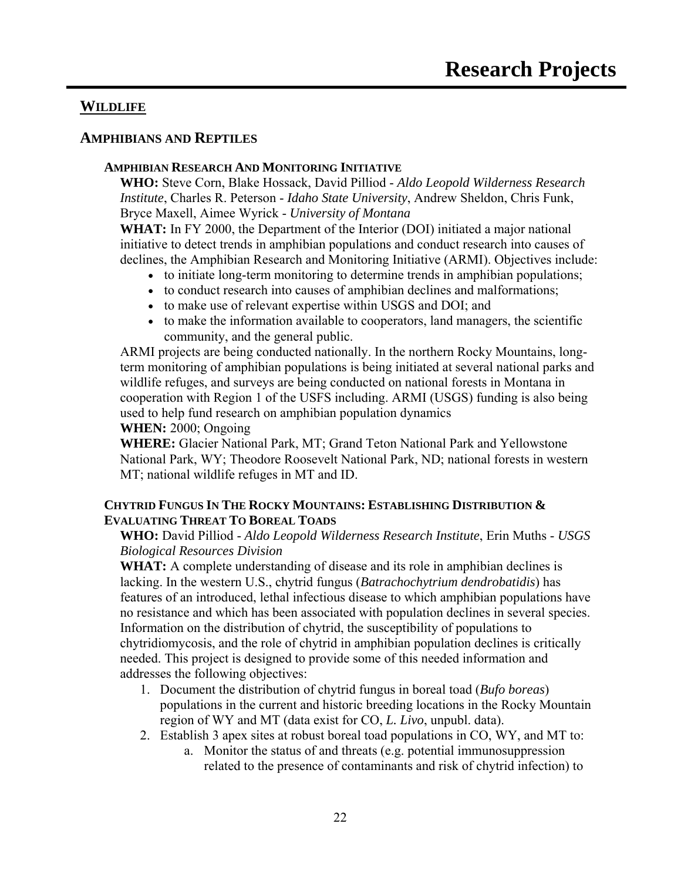# Research Projects

## WILDLIFE

### AMPHIBIANS AND REPTILES

#### AMPHIBIAN RESEARCH AND MONITORING INITIATIVE

**WHO:** Steve Corn, Blake Hossack, David Pilliod - *Aldo Leopold Wilderness Research Institute*, Charles R. Peterson - *Idaho State University*, Andrew Sheldon, Chris Funk, Bryce Maxell, Aimee Wyrick - *University of Montana*

**WHAT:** In FY 2000, the Department of the Interior (DOI) initiated a major national initiative to detect trends in amphibian populations and conduct research into causes of declines, the Amphibian Research and Monitoring Initiative (ARMI). Objectives include:

- to initiate long-term monitoring to determine trends in amphibian populations;
- to conduct research into causes of amphibian declines and malformations;
- to make use of relevant expertise within USGS and DOI; and
- to make the information available to cooperators, land managers, the scientific community, and the general public.

ARMI projects are being conducted nationally. In the northern Rocky Mountains, long-term monitoring of amphibian populations is being initiated at several national parks and wildlife refuges, and surveys are being conducted on national forests in Montana in cooperation with Region 1 of the USFS including. ARMI (USGS) funding is also being used to help fund research on amphibian population dynamics

**WHEN:** 2000; Ongoing

**WHERE:** Glacier National Park, MT; Grand Teton National Park and Yellowstone National Park, WY; Theodore Roosevelt National Park, ND; national forests in western MT; national wildlife refuges in MT and ID.

#### CHYTRID FUNGUS IN THE ROCKY MOUNTAINS: ESTABLISHING DISTRIBUTION & EVALUATING THREAT TO BOREAL TOADS

**WHO:** David Pilliod - *Aldo Leopold Wilderness Research Institute*, Erin Muths - *USGS Biological Resources Division*

**WHAT:** A complete understanding of disease and its role in amphibian declines is lacking. In the western U.S., chytrid fungus (*Batrachochytrium dendrobatidis*) has features of an introduced, lethal infectious disease to which amphibian populations have no resistance and which has been associated with population declines in several species. Information on the distribution of chytrid, the susceptibility of populations to chytridiomycosis, and the role of chytrid in amphibian population declines is critically needed. This project is designed to provide some of this needed information and addresses the following objectives:

1. Document the distribution of chytrid fungus in boreal toad (*Bufo boreas*) populations in the current and historic breeding locations in the Rocky Mountain region of WY and MT (data exist for CO, *L. Livo*, unpubl. data).
2. Establish 3 apex sites at robust boreal toad populations in CO, WY, and MT to:
    a. Monitor the status of and threats (e.g. potential immunosuppression related to the presence of contaminants and risk of chytrid infection) to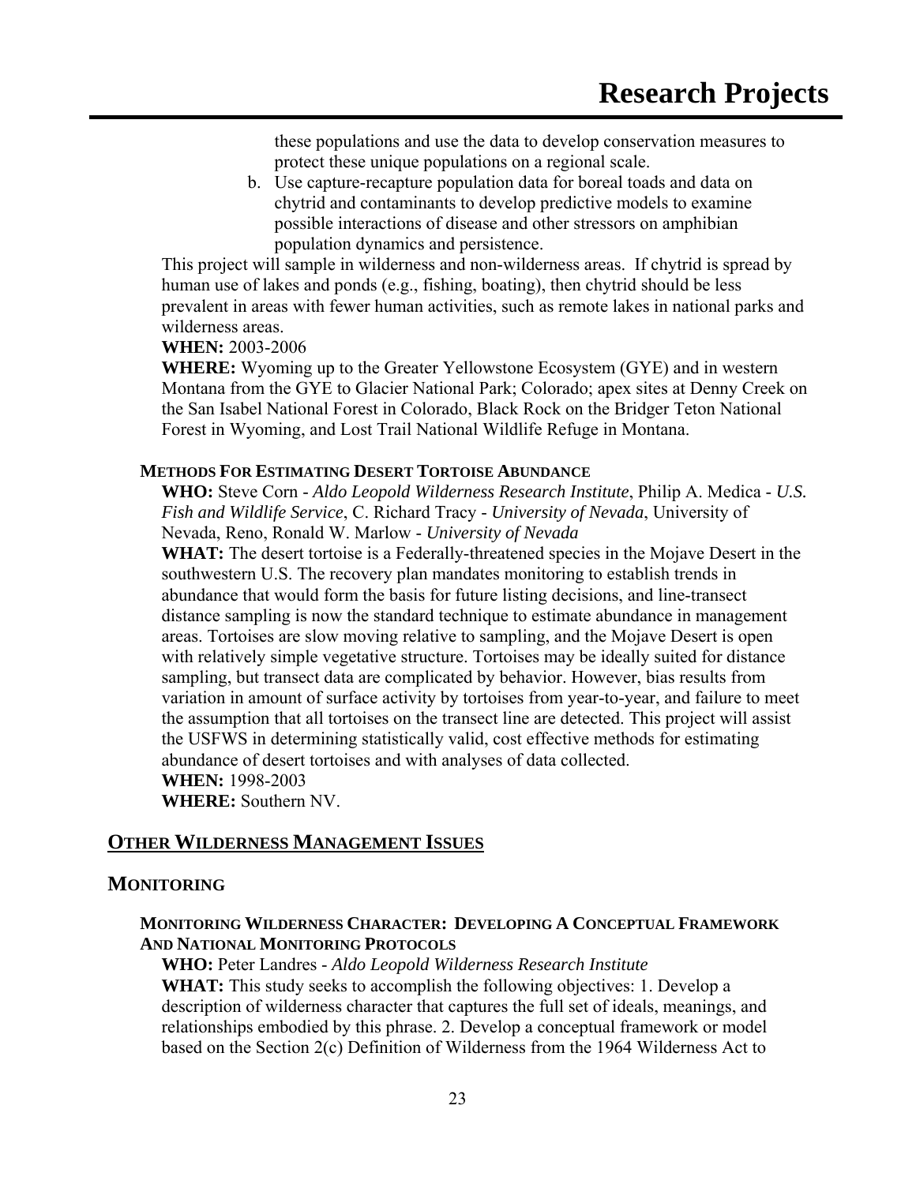these populations and use the data to develop conservation measures to protect these unique populations on a regional scale.

b. Use capture-recapture population data for boreal toads and data on chytrid and contaminants to develop predictive models to examine possible interactions of disease and other stressors on amphibian population dynamics and persistence.

This project will sample in wilderness and non-wilderness areas. If chytrid is spread by human use of lakes and ponds (e.g., fishing, boating), then chytrid should be less prevalent in areas with fewer human activities, such as remote lakes in national parks and wilderness areas.

**WHEN:** 2003-2006

**WHERE:** Wyoming up to the Greater Yellowstone Ecosystem (GYE) and in western Montana from the GYE to Glacier National Park; Colorado; apex sites at Denny Creek on the San Isabel National Forest in Colorado, Black Rock on the Bridger Teton National Forest in Wyoming, and Lost Trail National Wildlife Refuge in Montana.

#### METHODS FOR ESTIMATING DESERT TORTOISE ABUNDANCE

**WHO:** Steve Corn - *Aldo Leopold Wilderness Research Institute*, Philip A. Medica - *U.S. Fish and Wildlife Service*, C. Richard Tracy - *University of Nevada*, University of Nevada, Reno, Ronald W. Marlow - *University of Nevada*

**WHAT:** The desert tortoise is a Federally-threatened species in the Mojave Desert in the southwestern U.S. The recovery plan mandates monitoring to establish trends in abundance that would form the basis for future listing decisions, and line-transect distance sampling is now the standard technique to estimate abundance in management areas. Tortoises are slow moving relative to sampling, and the Mojave Desert is open with relatively simple vegetative structure. Tortoises may be ideally suited for distance sampling, but transect data are complicated by behavior. However, bias results from variation in amount of surface activity by tortoises from year-to-year, and failure to meet the assumption that all tortoises on the transect line are detected. This project will assist the USFWS in determining statistically valid, cost effective methods for estimating abundance of desert tortoises and with analyses of data collected.

**WHEN:** 1998-2003

**WHERE:** Southern NV.

## OTHER WILDERNESS MANAGEMENT ISSUES

### MONITORING

#### MONITORING WILDERNESS CHARACTER: DEVELOPING A CONCEPTUAL FRAMEWORK AND NATIONAL MONITORING PROTOCOLS

**WHO:** Peter Landres - *Aldo Leopold Wilderness Research Institute*

**WHAT:** This study seeks to accomplish the following objectives: 1. Develop a description of wilderness character that captures the full set of ideals, meanings, and relationships embodied by this phrase. 2. Develop a conceptual framework or model based on the Section 2(c) Definition of Wilderness from the 1964 Wilderness Act to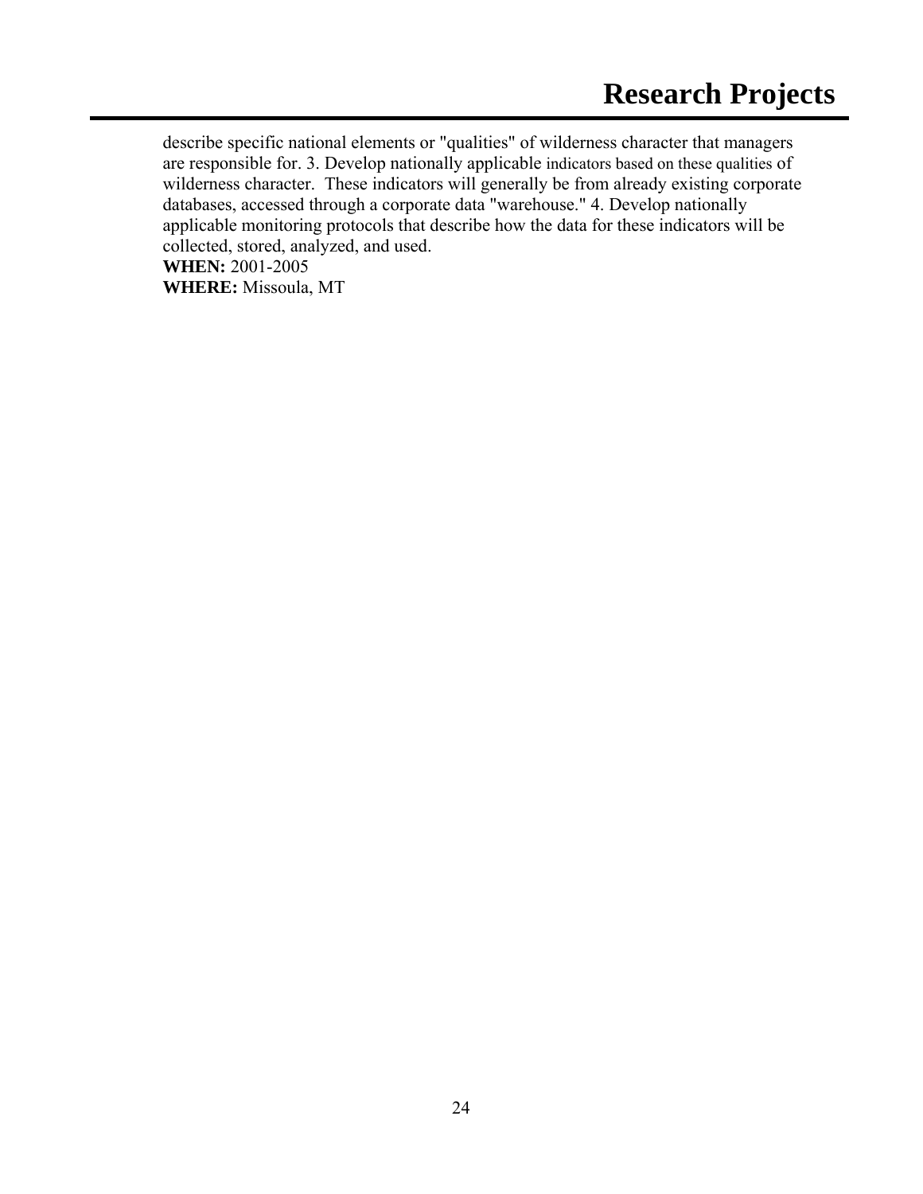describe specific national elements or "qualities" of wilderness character that managers are responsible for. 3. Develop nationally applicable indicators based on these qualities of wilderness character. These indicators will generally be from already existing corporate databases, accessed through a corporate data "warehouse." 4. Develop nationally applicable monitoring protocols that describe how the data for these indicators will be collected, stored, analyzed, and used.

**WHEN:** 2001-2005

**WHERE:** Missoula, MT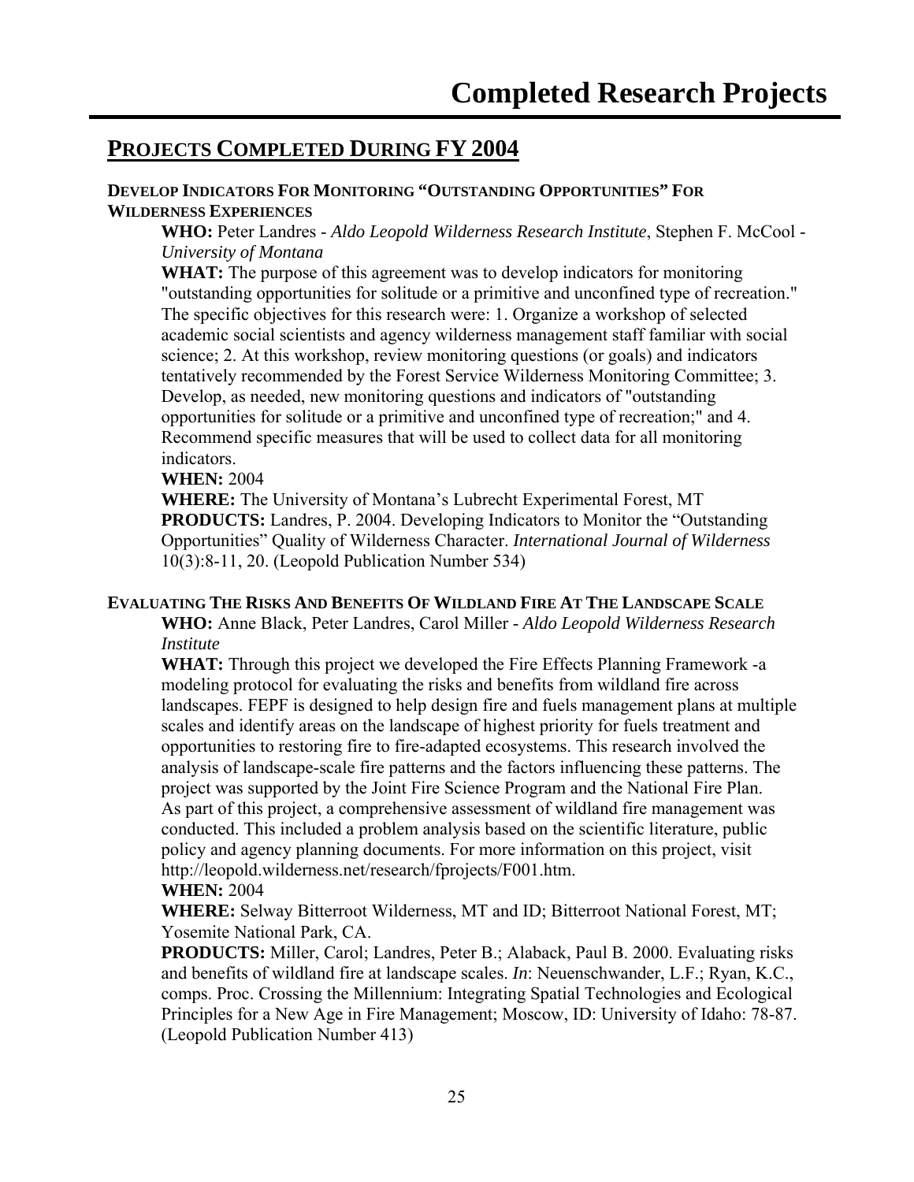# Completed Research Projects

## PROJECTS COMPLETED DURING FY 2004

### DEVELOP INDICATORS FOR MONITORING "OUTSTANDING OPPORTUNITIES" FOR WILDERNESS EXPERIENCES

**WHO:** Peter Landres - *Aldo Leopold Wilderness Research Institute*, Stephen F. McCool - *University of Montana*

**WHAT:** The purpose of this agreement was to develop indicators for monitoring "outstanding opportunities for solitude or a primitive and unconfined type of recreation." The specific objectives for this research were: 1. Organize a workshop of selected academic social scientists and agency wilderness management staff familiar with social science; 2. At this workshop, review monitoring questions (or goals) and indicators tentatively recommended by the Forest Service Wilderness Monitoring Committee; 3. Develop, as needed, new monitoring questions and indicators of "outstanding opportunities for solitude or a primitive and unconfined type of recreation;" and 4. Recommend specific measures that will be used to collect data for all monitoring indicators.

**WHEN:** 2004

**WHERE:** The University of Montana's Lubrecht Experimental Forest, MT

**PRODUCTS:** Landres, P. 2004. Developing Indicators to Monitor the "Outstanding Opportunities" Quality of Wilderness Character. *International Journal of Wilderness* 10(3):8-11, 20. (Leopold Publication Number 534)

### EVALUATING THE RISKS AND BENEFITS OF WILDLAND FIRE AT THE LANDSCAPE SCALE

**WHO:** Anne Black, Peter Landres, Carol Miller - *Aldo Leopold Wilderness Research Institute*

**WHAT:** Through this project we developed the Fire Effects Planning Framework -a modeling protocol for evaluating the risks and benefits from wildland fire across landscapes. FEPF is designed to help design fire and fuels management plans at multiple scales and identify areas on the landscape of highest priority for fuels treatment and opportunities to restoring fire to fire-adapted ecosystems. This research involved the analysis of landscape-scale fire patterns and the factors influencing these patterns. The project was supported by the Joint Fire Science Program and the National Fire Plan. As part of this project, a comprehensive assessment of wildland fire management was conducted. This included a problem analysis based on the scientific literature, public policy and agency planning documents. For more information on this project, visit http://leopold.wilderness.net/research/fprojects/F001.htm.

**WHEN:** 2004

**WHERE:** Selway Bitterroot Wilderness, MT and ID; Bitterroot National Forest, MT; Yosemite National Park, CA.

**PRODUCTS:** Miller, Carol; Landres, Peter B.; Alaback, Paul B. 2000. Evaluating risks and benefits of wildland fire at landscape scales. *In*: Neuenschwander, L.F.; Ryan, K.C., comps. Proc. Crossing the Millennium: Integrating Spatial Technologies and Ecological Principles for a New Age in Fire Management; Moscow, ID: University of Idaho: 78-87. (Leopold Publication Number 413)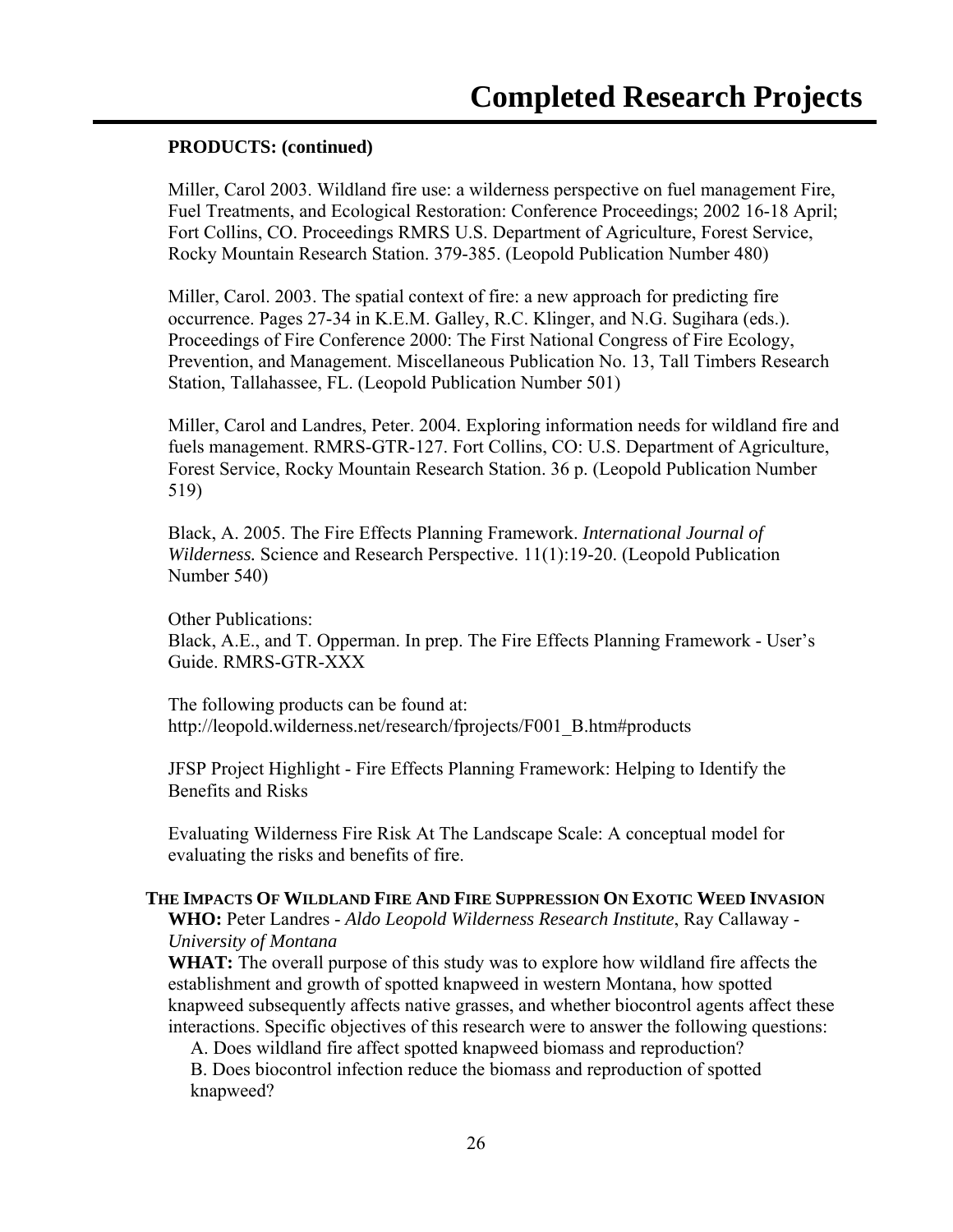**PRODUCTS: (continued)**

Miller, Carol 2003. Wildland fire use: a wilderness perspective on fuel management Fire, Fuel Treatments, and Ecological Restoration: Conference Proceedings; 2002 16-18 April; Fort Collins, CO. Proceedings RMRS U.S. Department of Agriculture, Forest Service, Rocky Mountain Research Station. 379-385. (Leopold Publication Number 480)

Miller, Carol. 2003. The spatial context of fire: a new approach for predicting fire occurrence. Pages 27-34 in K.E.M. Galley, R.C. Klinger, and N.G. Sugihara (eds.). Proceedings of Fire Conference 2000: The First National Congress of Fire Ecology, Prevention, and Management. Miscellaneous Publication No. 13, Tall Timbers Research Station, Tallahassee, FL. (Leopold Publication Number 501)

Miller, Carol and Landres, Peter. 2004. Exploring information needs for wildland fire and fuels management. RMRS-GTR-127. Fort Collins, CO: U.S. Department of Agriculture, Forest Service, Rocky Mountain Research Station. 36 p. (Leopold Publication Number 519)

Black, A. 2005. The Fire Effects Planning Framework. *International Journal of Wilderness.* Science and Research Perspective. 11(1):19-20. (Leopold Publication Number 540)

Other Publications:
Black, A.E., and T. Opperman. In prep. The Fire Effects Planning Framework - User's Guide. RMRS-GTR-XXX

The following products can be found at:
http://leopold.wilderness.net/research/fprojects/F001_B.htm#products

JFSP Project Highlight - Fire Effects Planning Framework: Helping to Identify the Benefits and Risks

Evaluating Wilderness Fire Risk At The Landscape Scale: A conceptual model for evaluating the risks and benefits of fire.

**THE IMPACTS OF WILDLAND FIRE AND FIRE SUPPRESSION ON EXOTIC WEED INVASION**

**WHO:** Peter Landres - *Aldo Leopold Wilderness Research Institute*, Ray Callaway - *University of Montana*

**WHAT:** The overall purpose of this study was to explore how wildland fire affects the establishment and growth of spotted knapweed in western Montana, how spotted knapweed subsequently affects native grasses, and whether biocontrol agents affect these interactions. Specific objectives of this research were to answer the following questions:

A. Does wildland fire affect spotted knapweed biomass and reproduction?

B. Does biocontrol infection reduce the biomass and reproduction of spotted knapweed?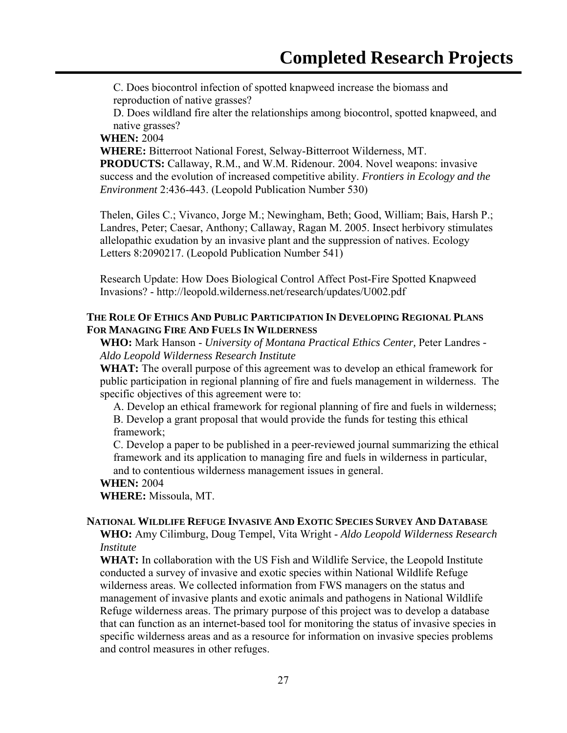C. Does biocontrol infection of spotted knapweed increase the biomass and reproduction of native grasses?

D. Does wildland fire alter the relationships among biocontrol, spotted knapweed, and native grasses?

**WHEN:** 2004

**WHERE:** Bitterroot National Forest, Selway-Bitterroot Wilderness, MT.

**PRODUCTS:** Callaway, R.M., and W.M. Ridenour. 2004. Novel weapons: invasive success and the evolution of increased competitive ability. *Frontiers in Ecology and the Environment* 2:436-443. (Leopold Publication Number 530)

Thelen, Giles C.; Vivanco, Jorge M.; Newingham, Beth; Good, William; Bais, Harsh P.; Landres, Peter; Caesar, Anthony; Callaway, Ragan M. 2005. Insect herbivory stimulates allelopathic exudation by an invasive plant and the suppression of natives. Ecology Letters 8:2090217. (Leopold Publication Number 541)

Research Update: How Does Biological Control Affect Post-Fire Spotted Knapweed Invasions? - http://leopold.wilderness.net/research/updates/U002.pdf

### THE ROLE OF ETHICS AND PUBLIC PARTICIPATION IN DEVELOPING REGIONAL PLANS FOR MANAGING FIRE AND FUELS IN WILDERNESS

**WHO:** Mark Hanson - *University of Montana Practical Ethics Center,* Peter Landres - *Aldo Leopold Wilderness Research Institute*

**WHAT:** The overall purpose of this agreement was to develop an ethical framework for public participation in regional planning of fire and fuels management in wilderness. The specific objectives of this agreement were to:

A. Develop an ethical framework for regional planning of fire and fuels in wilderness;

B. Develop a grant proposal that would provide the funds for testing this ethical framework;

C. Develop a paper to be published in a peer-reviewed journal summarizing the ethical framework and its application to managing fire and fuels in wilderness in particular, and to contentious wilderness management issues in general.

**WHEN:** 2004

**WHERE:** Missoula, MT.

### NATIONAL WILDLIFE REFUGE INVASIVE AND EXOTIC SPECIES SURVEY AND DATABASE

**WHO:** Amy Cilimburg, Doug Tempel, Vita Wright - *Aldo Leopold Wilderness Research Institute*

**WHAT:** In collaboration with the US Fish and Wildlife Service, the Leopold Institute conducted a survey of invasive and exotic species within National Wildlife Refuge wilderness areas. We collected information from FWS managers on the status and management of invasive plants and exotic animals and pathogens in National Wildlife Refuge wilderness areas. The primary purpose of this project was to develop a database that can function as an internet-based tool for monitoring the status of invasive species in specific wilderness areas and as a resource for information on invasive species problems and control measures in other refuges.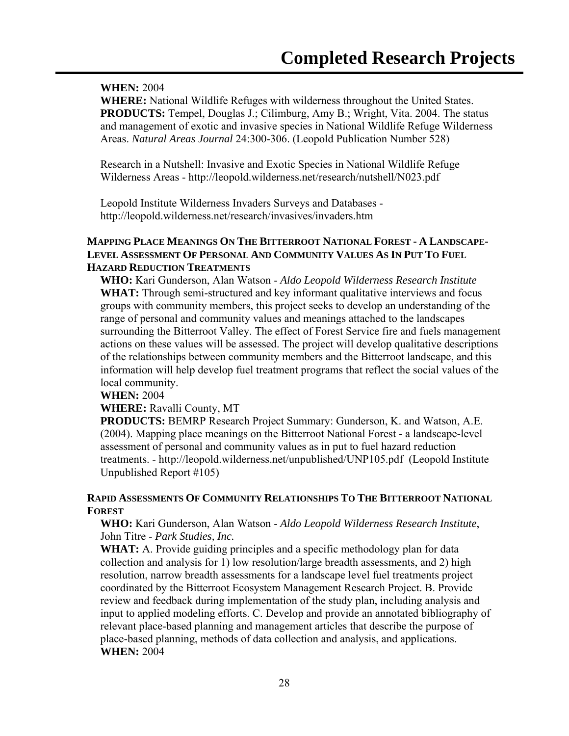**WHEN:** 2004
**WHERE:** National Wildlife Refuges with wilderness throughout the United States.
**PRODUCTS:** Tempel, Douglas J.; Cilimburg, Amy B.; Wright, Vita. 2004. The status and management of exotic and invasive species in National Wildlife Refuge Wilderness Areas. *Natural Areas Journal* 24:300-306. (Leopold Publication Number 528)

Research in a Nutshell: Invasive and Exotic Species in National Wildlife Refuge Wilderness Areas - http://leopold.wilderness.net/research/nutshell/N023.pdf

Leopold Institute Wilderness Invaders Surveys and Databases - http://leopold.wilderness.net/research/invasives/invaders.htm

### MAPPING PLACE MEANINGS ON THE BITTERROOT NATIONAL FOREST - A LANDSCAPE-LEVEL ASSESSMENT OF PERSONAL AND COMMUNITY VALUES AS IN PUT TO FUEL HAZARD REDUCTION TREATMENTS

**WHO:** Kari Gunderson, Alan Watson - *Aldo Leopold Wilderness Research Institute*
**WHAT:** Through semi-structured and key informant qualitative interviews and focus groups with community members, this project seeks to develop an understanding of the range of personal and community values and meanings attached to the landscapes surrounding the Bitterroot Valley. The effect of Forest Service fire and fuels management actions on these values will be assessed. The project will develop qualitative descriptions of the relationships between community members and the Bitterroot landscape, and this information will help develop fuel treatment programs that reflect the social values of the local community.
**WHEN:** 2004
**WHERE:** Ravalli County, MT
**PRODUCTS:** BEMRP Research Project Summary: Gunderson, K. and Watson, A.E. (2004). Mapping place meanings on the Bitterroot National Forest - a landscape-level assessment of personal and community values as in put to fuel hazard reduction treatments. - http://leopold.wilderness.net/unpublished/UNP105.pdf (Leopold Institute Unpublished Report #105)

### RAPID ASSESSMENTS OF COMMUNITY RELATIONSHIPS TO THE BITTERROOT NATIONAL FOREST

**WHO:** Kari Gunderson, Alan Watson - *Aldo Leopold Wilderness Research Institute*, John Titre - *Park Studies, Inc.*
**WHAT:** A. Provide guiding principles and a specific methodology plan for data collection and analysis for 1) low resolution/large breadth assessments, and 2) high resolution, narrow breadth assessments for a landscape level fuel treatments project coordinated by the Bitterroot Ecosystem Management Research Project. B. Provide review and feedback during implementation of the study plan, including analysis and input to applied modeling efforts. C. Develop and provide an annotated bibliography of relevant place-based planning and management articles that describe the purpose of place-based planning, methods of data collection and analysis, and applications.
**WHEN:** 2004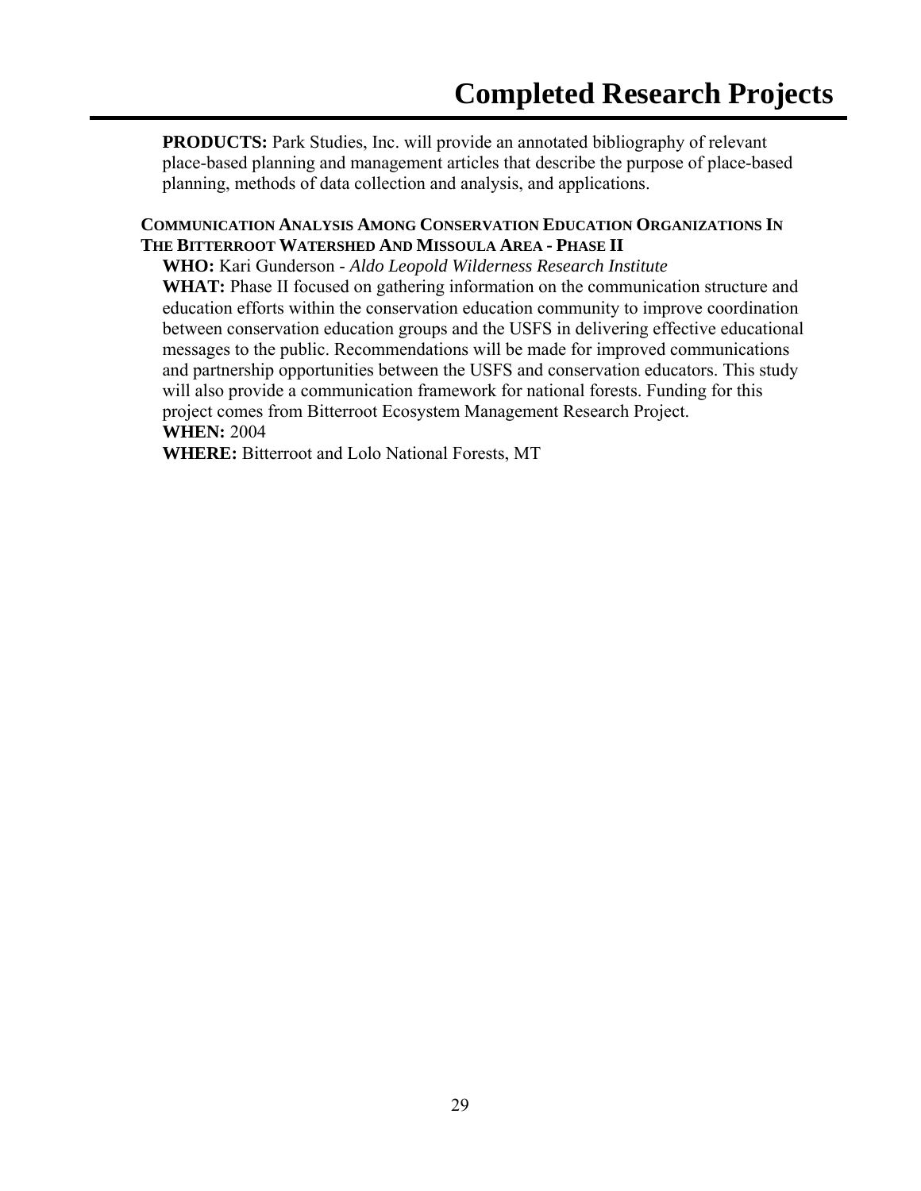**PRODUCTS:** Park Studies, Inc. will provide an annotated bibliography of relevant place-based planning and management articles that describe the purpose of place-based planning, methods of data collection and analysis, and applications.

### COMMUNICATION ANALYSIS AMONG CONSERVATION EDUCATION ORGANIZATIONS IN THE BITTERROOT WATERSHED AND MISSOULA AREA - PHASE II

**WHO:** Kari Gunderson - *Aldo Leopold Wilderness Research Institute*

**WHAT:** Phase II focused on gathering information on the communication structure and education efforts within the conservation education community to improve coordination between conservation education groups and the USFS in delivering effective educational messages to the public. Recommendations will be made for improved communications and partnership opportunities between the USFS and conservation educators. This study will also provide a communication framework for national forests. Funding for this project comes from Bitterroot Ecosystem Management Research Project.

**WHEN:** 2004

**WHERE:** Bitterroot and Lolo National Forests, MT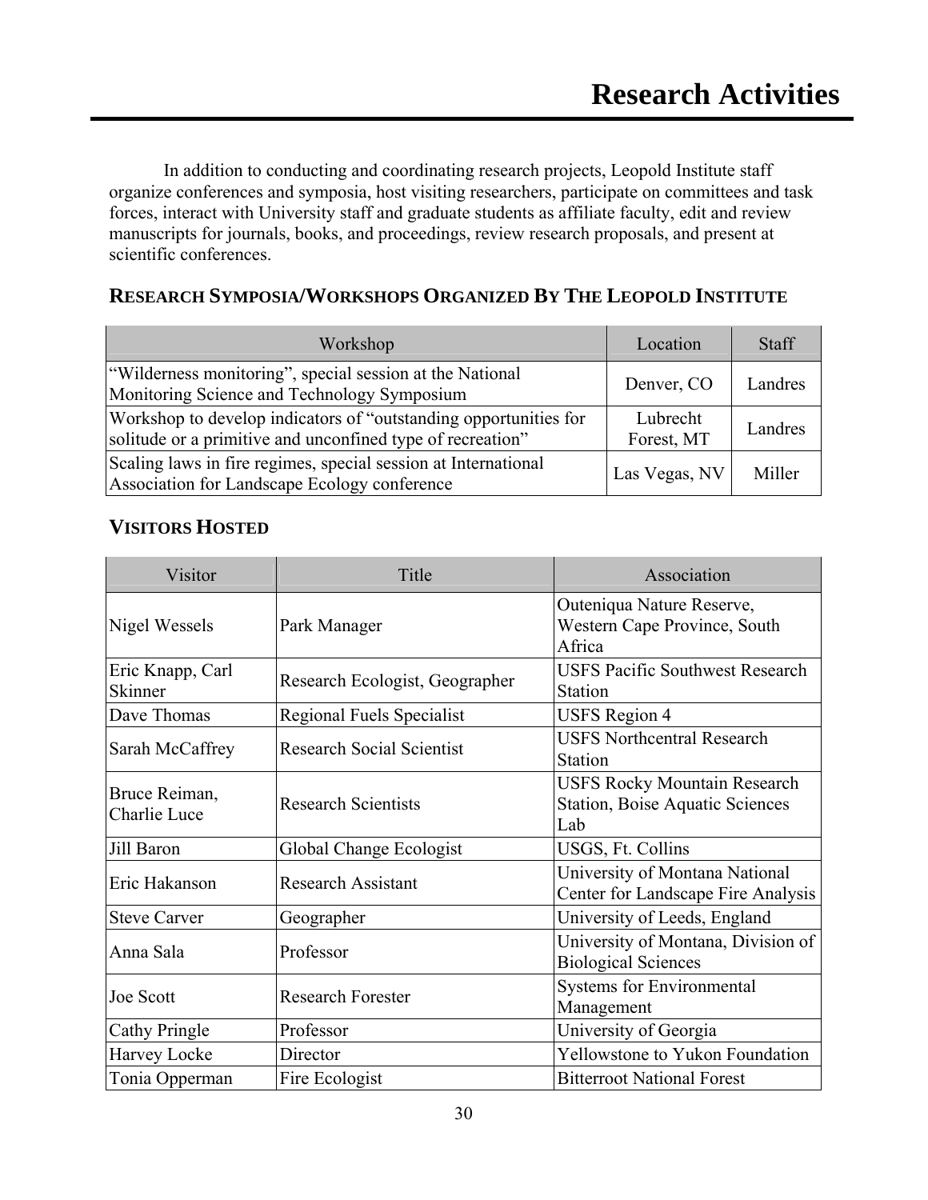# Research Activities

In addition to conducting and coordinating research projects, Leopold Institute staff organize conferences and symposia, host visiting researchers, participate on committees and task forces, interact with University staff and graduate students as affiliate faculty, edit and review manuscripts for journals, books, and proceedings, review research proposals, and present at scientific conferences.

## Research Symposia/Workshops Organized By The Leopold Institute

| Workshop | Location | Staff |
|---|---|---|
| "Wilderness monitoring", special session at the National Monitoring Science and Technology Symposium | Denver, CO | Landres |
| Workshop to develop indicators of "outstanding opportunities for solitude or a primitive and unconfined type of recreation" | Lubrecht Forest, MT | Landres |
| Scaling laws in fire regimes, special session at International Association for Landscape Ecology conference | Las Vegas, NV | Miller |

## Visitors Hosted

| Visitor | Title | Association |
|---|---|---|
| Nigel Wessels | Park Manager | Outeniqua Nature Reserve, Western Cape Province, South Africa |
| Eric Knapp, Carl Skinner | Research Ecologist, Geographer | USFS Pacific Southwest Research Station |
| Dave Thomas | Regional Fuels Specialist | USFS Region 4 |
| Sarah McCaffrey | Research Social Scientist | USFS Northcentral Research Station |
| Bruce Reiman, Charlie Luce | Research Scientists | USFS Rocky Mountain Research Station, Boise Aquatic Sciences Lab |
| Jill Baron | Global Change Ecologist | USGS, Ft. Collins |
| Eric Hakanson | Research Assistant | University of Montana National Center for Landscape Fire Analysis |
| Steve Carver | Geographer | University of Leeds, England |
| Anna Sala | Professor | University of Montana, Division of Biological Sciences |
| Joe Scott | Research Forester | Systems for Environmental Management |
| Cathy Pringle | Professor | University of Georgia |
| Harvey Locke | Director | Yellowstone to Yukon Foundation |
| Tonia Opperman | Fire Ecologist | Bitterroot National Forest |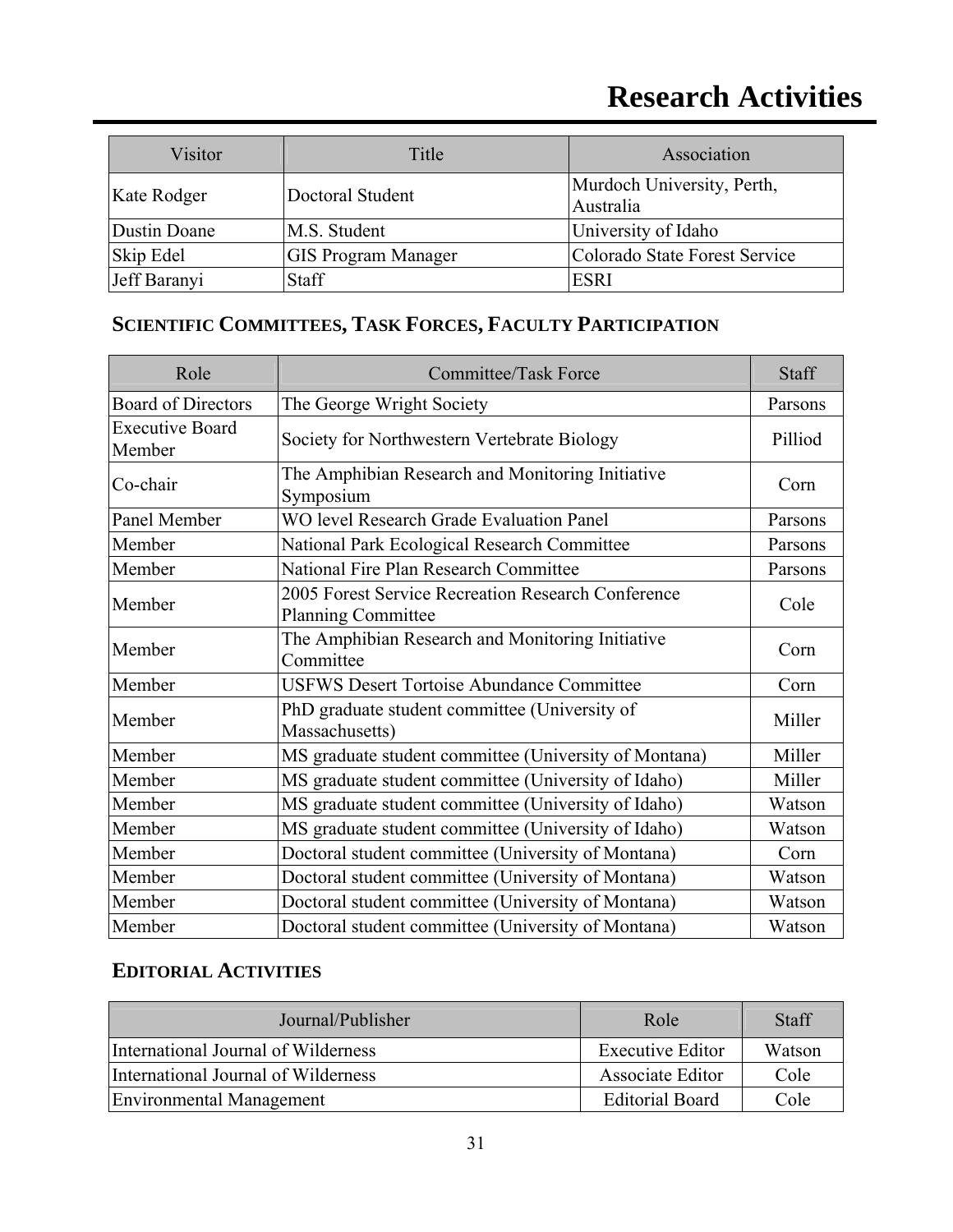# Research Activities

| Visitor | Title | Association |
|---|---|---|
| Kate Rodger | Doctoral Student | Murdoch University, Perth, Australia |
| Dustin Doane | M.S. Student | University of Idaho |
| Skip Edel | GIS Program Manager | Colorado State Forest Service |
| Jeff Baranyi | Staff | ESRI |

## SCIENTIFIC COMMITTEES, TASK FORCES, FACULTY PARTICIPATION

| Role | Committee/Task Force | Staff |
|---|---|---|
| Board of Directors | The George Wright Society | Parsons |
| Executive Board Member | Society for Northwestern Vertebrate Biology | Pilliod |
| Co-chair | The Amphibian Research and Monitoring Initiative Symposium | Corn |
| Panel Member | WO level Research Grade Evaluation Panel | Parsons |
| Member | National Park Ecological Research Committee | Parsons |
| Member | National Fire Plan Research Committee | Parsons |
| Member | 2005 Forest Service Recreation Research Conference Planning Committee | Cole |
| Member | The Amphibian Research and Monitoring Initiative Committee | Corn |
| Member | USFWS Desert Tortoise Abundance Committee | Corn |
| Member | PhD graduate student committee (University of Massachusetts) | Miller |
| Member | MS graduate student committee (University of Montana) | Miller |
| Member | MS graduate student committee (University of Idaho) | Miller |
| Member | MS graduate student committee (University of Idaho) | Watson |
| Member | MS graduate student committee (University of Idaho) | Watson |
| Member | Doctoral student committee (University of Montana) | Corn |
| Member | Doctoral student committee (University of Montana) | Watson |
| Member | Doctoral student committee (University of Montana) | Watson |
| Member | Doctoral student committee (University of Montana) | Watson |

## EDITORIAL ACTIVITIES

| Journal/Publisher | Role | Staff |
|---|---|---|
| International Journal of Wilderness | Executive Editor | Watson |
| International Journal of Wilderness | Associate Editor | Cole |
| Environmental Management | Editorial Board | Cole |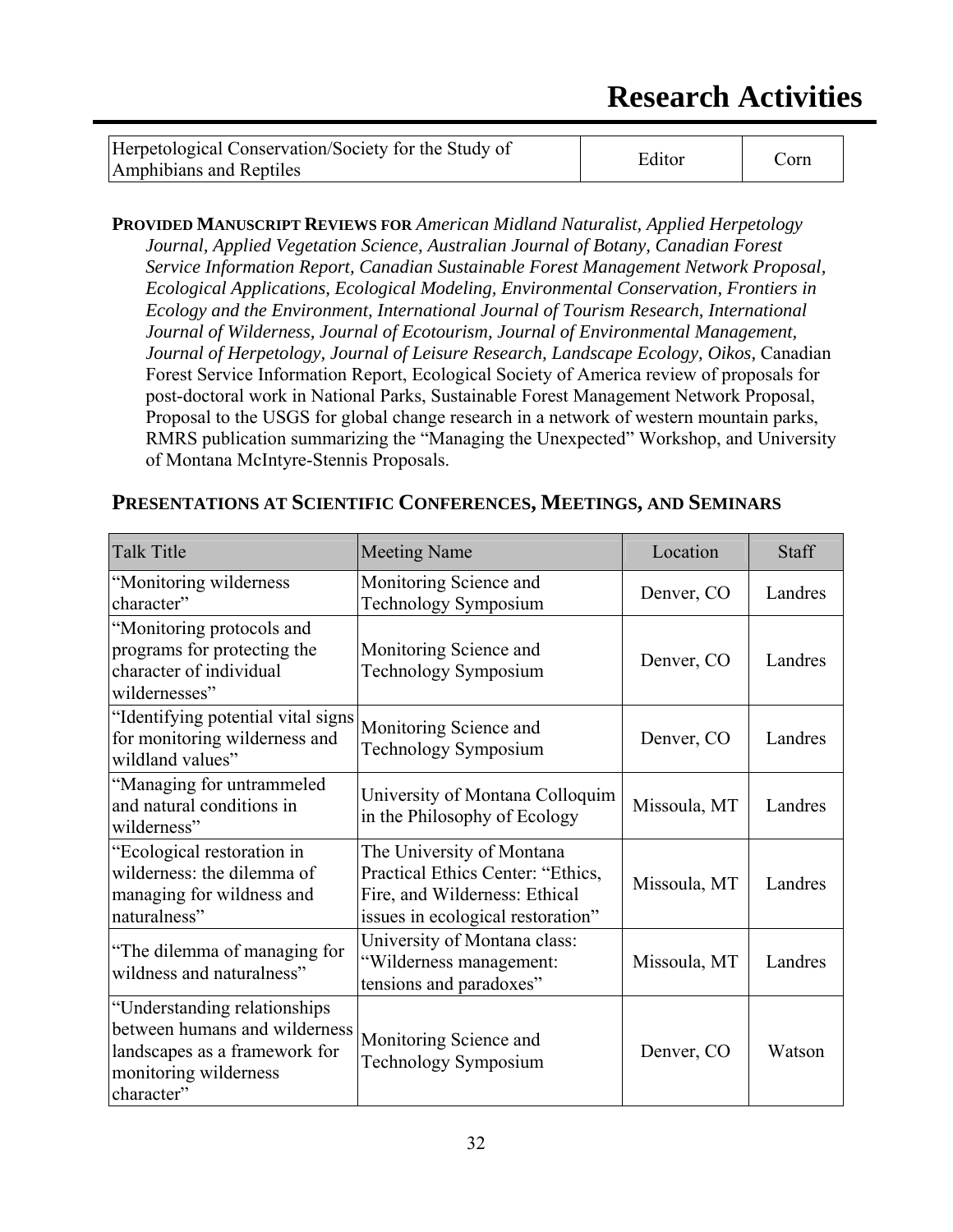# Research Activities

| Herpetological Conservation/Society for the Study of Amphibians and Reptiles | Editor | Corn |
|---|---|---|

**PROVIDED MANUSCRIPT REVIEWS FOR** *American Midland Naturalist, Applied Herpetology Journal, Applied Vegetation Science, Australian Journal of Botany, Canadian Forest Service Information Report, Canadian Sustainable Forest Management Network Proposal, Ecological Applications, Ecological Modeling, Environmental Conservation, Frontiers in Ecology and the Environment, International Journal of Tourism Research, International Journal of Wilderness, Journal of Ecotourism, Journal of Environmental Management, Journal of Herpetology, Journal of Leisure Research, Landscape Ecology, Oikos,* Canadian Forest Service Information Report, Ecological Society of America review of proposals for post-doctoral work in National Parks, Sustainable Forest Management Network Proposal, Proposal to the USGS for global change research in a network of western mountain parks, RMRS publication summarizing the "Managing the Unexpected" Workshop, and University of Montana McIntyre-Stennis Proposals.

## PRESENTATIONS AT SCIENTIFIC CONFERENCES, MEETINGS, AND SEMINARS

| Talk Title | Meeting Name | Location | Staff |
|---|---|---|---|
| "Monitoring wilderness character" | Monitoring Science and Technology Symposium | Denver, CO | Landres |
| "Monitoring protocols and programs for protecting the character of individual wildernesses" | Monitoring Science and Technology Symposium | Denver, CO | Landres |
| "Identifying potential vital signs for monitoring wilderness and wildland values" | Monitoring Science and Technology Symposium | Denver, CO | Landres |
| "Managing for untrammeled and natural conditions in wilderness" | University of Montana Colloquim in the Philosophy of Ecology | Missoula, MT | Landres |
| "Ecological restoration in wilderness: the dilemma of managing for wildness and naturalness" | The University of Montana Practical Ethics Center: "Ethics, Fire, and Wilderness: Ethical issues in ecological restoration" | Missoula, MT | Landres |
| "The dilemma of managing for wildness and naturalness" | University of Montana class: "Wilderness management: tensions and paradoxes" | Missoula, MT | Landres |
| "Understanding relationships between humans and wilderness landscapes as a framework for monitoring wilderness character" | Monitoring Science and Technology Symposium | Denver, CO | Watson |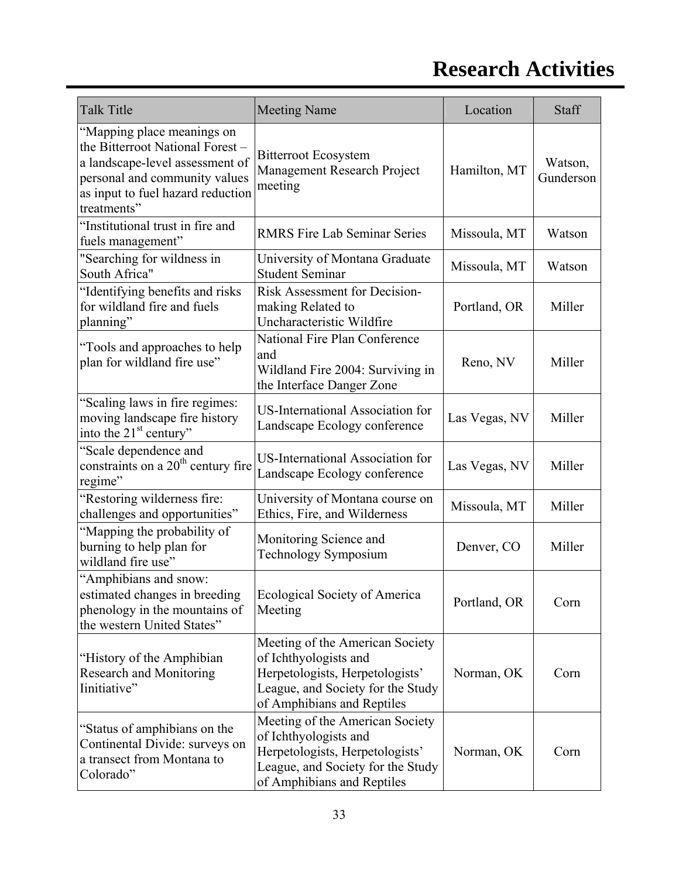# Research Activities

| Talk Title | Meeting Name | Location | Staff |
|---|---|---|---|
| "Mapping place meanings on the Bitterroot National Forest – a landscape-level assessment of personal and community values as input to fuel hazard reduction treatments" | Bitterroot Ecosystem Management Research Project meeting | Hamilton, MT | Watson, Gunderson |
| "Institutional trust in fire and fuels management" | RMRS Fire Lab Seminar Series | Missoula, MT | Watson |
| "Searching for wildness in South Africa" | University of Montana Graduate Student Seminar | Missoula, MT | Watson |
| "Identifying benefits and risks for wildland fire and fuels planning" | Risk Assessment for Decision-making Related to Uncharacteristic Wildfire | Portland, OR | Miller |
| "Tools and approaches to help plan for wildland fire use" | National Fire Plan Conference and Wildland Fire 2004: Surviving in the Interface Danger Zone | Reno, NV | Miller |
| "Scaling laws in fire regimes: moving landscape fire history into the 21st century" | US-International Association for Landscape Ecology conference | Las Vegas, NV | Miller |
| "Scale dependence and constraints on a 20th century fire regime" | US-International Association for Landscape Ecology conference | Las Vegas, NV | Miller |
| "Restoring wilderness fire: challenges and opportunities" | University of Montana course on Ethics, Fire, and Wilderness | Missoula, MT | Miller |
| "Mapping the probability of burning to help plan for wildland fire use" | Monitoring Science and Technology Symposium | Denver, CO | Miller |
| "Amphibians and snow: estimated changes in breeding phenology in the mountains of the western United States" | Ecological Society of America Meeting | Portland, OR | Corn |
| "History of the Amphibian Research and Monitoring Iinitiative" | Meeting of the American Society of Ichthyologists and Herpetologists, Herpetologists' League, and Society for the Study of Amphibians and Reptiles | Norman, OK | Corn |
| "Status of amphibians on the Continental Divide: surveys on a transect from Montana to Colorado" | Meeting of the American Society of Ichthyologists and Herpetologists, Herpetologists' League, and Society for the Study of Amphibians and Reptiles | Norman, OK | Corn |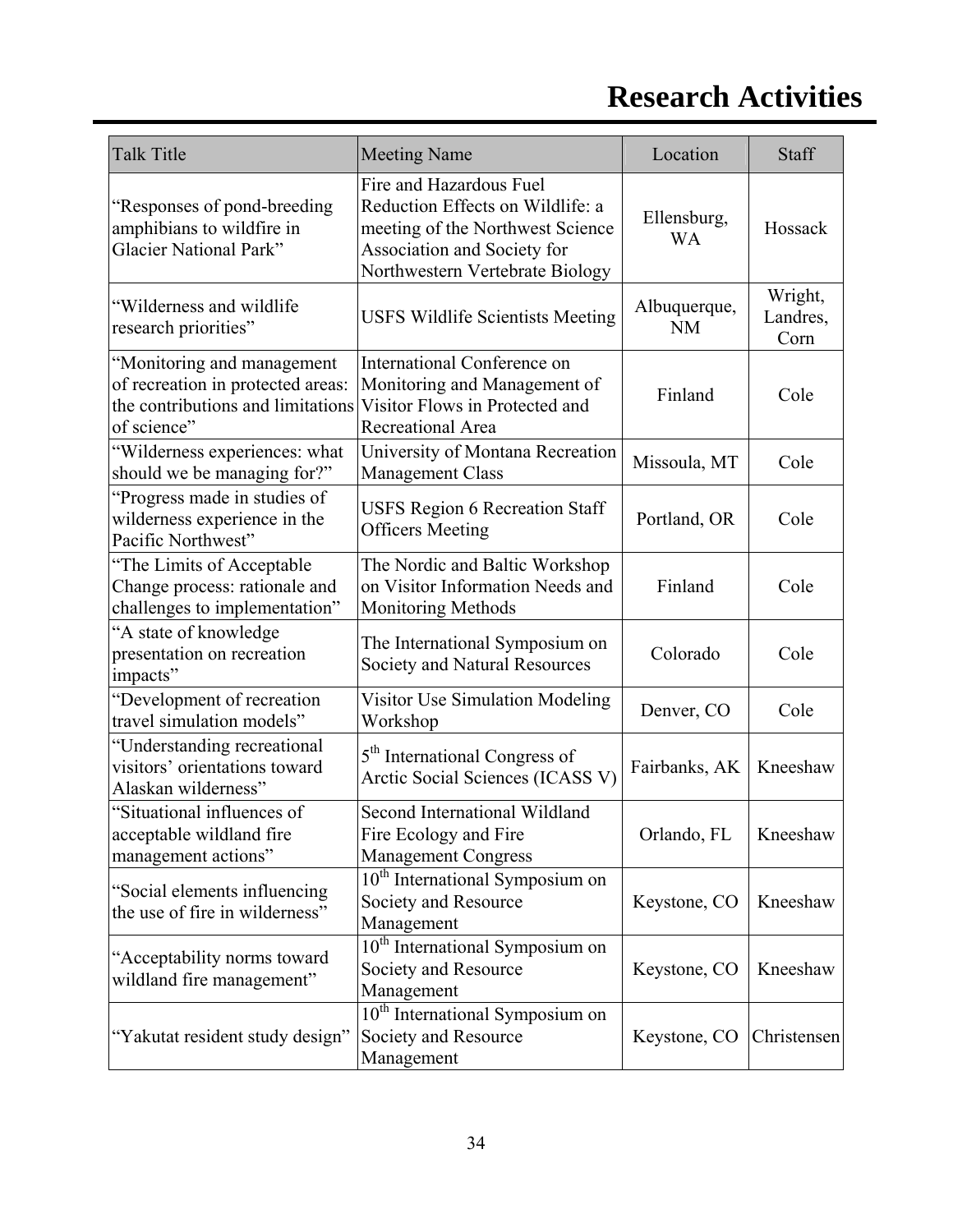# Research Activities

| Talk Title | Meeting Name | Location | Staff |
|---|---|---|---|
| "Responses of pond-breeding amphibians to wildfire in Glacier National Park" | Fire and Hazardous Fuel Reduction Effects on Wildlife: a meeting of the Northwest Science Association and Society for Northwestern Vertebrate Biology | Ellensburg, WA | Hossack |
| "Wilderness and wildlife research priorities" | USFS Wildlife Scientists Meeting | Albuquerque, NM | Wright, Landres, Corn |
| "Monitoring and management of recreation in protected areas: the contributions and limitations of science" | International Conference on Monitoring and Management of Visitor Flows in Protected and Recreational Area | Finland | Cole |
| "Wilderness experiences: what should we be managing for?" | University of Montana Recreation Management Class | Missoula, MT | Cole |
| "Progress made in studies of wilderness experience in the Pacific Northwest" | USFS Region 6 Recreation Staff Officers Meeting | Portland, OR | Cole |
| "The Limits of Acceptable Change process: rationale and challenges to implementation" | The Nordic and Baltic Workshop on Visitor Information Needs and Monitoring Methods | Finland | Cole |
| "A state of knowledge presentation on recreation impacts" | The International Symposium on Society and Natural Resources | Colorado | Cole |
| "Development of recreation travel simulation models" | Visitor Use Simulation Modeling Workshop | Denver, CO | Cole |
| "Understanding recreational visitors' orientations toward Alaskan wilderness" | 5th International Congress of Arctic Social Sciences (ICASS V) | Fairbanks, AK | Kneeshaw |
| "Situational influences of acceptable wildland fire management actions" | Second International Wildland Fire Ecology and Fire Management Congress | Orlando, FL | Kneeshaw |
| "Social elements influencing the use of fire in wilderness" | 10th International Symposium on Society and Resource Management | Keystone, CO | Kneeshaw |
| "Acceptability norms toward wildland fire management" | 10th International Symposium on Society and Resource Management | Keystone, CO | Kneeshaw |
| "Yakutat resident study design" | 10th International Symposium on Society and Resource Management | Keystone, CO | Christensen |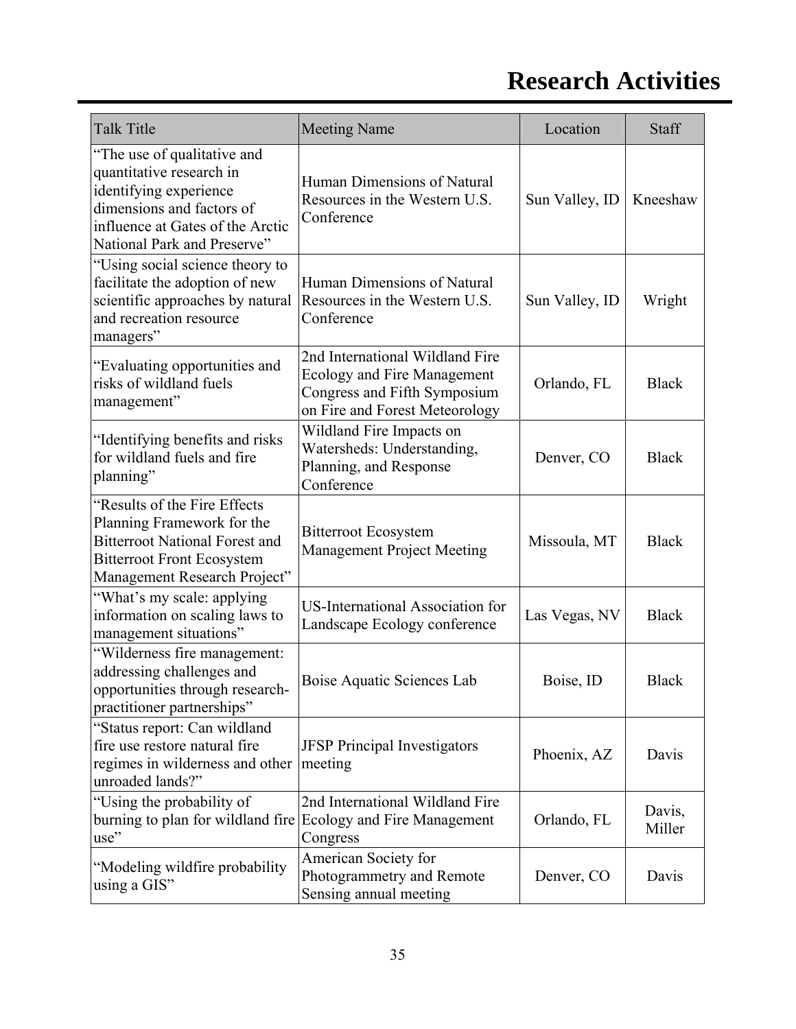# Research Activities

| Talk Title | Meeting Name | Location | Staff |
|---|---|---|---|
| "The use of qualitative and quantitative research in identifying experience dimensions and factors of influence at Gates of the Arctic National Park and Preserve" | Human Dimensions of Natural Resources in the Western U.S. Conference | Sun Valley, ID | Kneeshaw |
| "Using social science theory to facilitate the adoption of new scientific approaches by natural and recreation resource managers" | Human Dimensions of Natural Resources in the Western U.S. Conference | Sun Valley, ID | Wright |
| "Evaluating opportunities and risks of wildland fuels management" | 2nd International Wildland Fire Ecology and Fire Management Congress and Fifth Symposium on Fire and Forest Meteorology | Orlando, FL | Black |
| "Identifying benefits and risks for wildland fuels and fire planning" | Wildland Fire Impacts on Watersheds: Understanding, Planning, and Response Conference | Denver, CO | Black |
| "Results of the Fire Effects Planning Framework for the Bitterroot National Forest and Bitterroot Front Ecosystem Management Research Project" | Bitterroot Ecosystem Management Project Meeting | Missoula, MT | Black |
| "What's my scale: applying information on scaling laws to management situations" | US-International Association for Landscape Ecology conference | Las Vegas, NV | Black |
| "Wilderness fire management: addressing challenges and opportunities through research-practitioner partnerships" | Boise Aquatic Sciences Lab | Boise, ID | Black |
| "Status report: Can wildland fire use restore natural fire regimes in wilderness and other unroaded lands?" | JFSP Principal Investigators meeting | Phoenix, AZ | Davis |
| "Using the probability of burning to plan for wildland fire use" | 2nd International Wildland Fire Ecology and Fire Management Congress | Orlando, FL | Davis, Miller |
| "Modeling wildfire probability using a GIS" | American Society for Photogrammetry and Remote Sensing annual meeting | Denver, CO | Davis |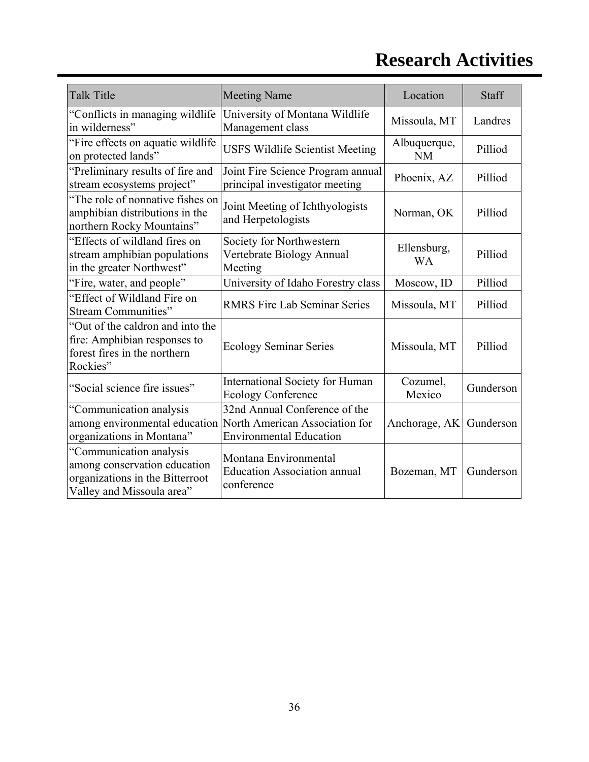# Research Activities

| Talk Title | Meeting Name | Location | Staff |
|---|---|---|---|
| "Conflicts in managing wildlife in wilderness" | University of Montana Wildlife Management class | Missoula, MT | Landres |
| "Fire effects on aquatic wildlife on protected lands" | USFS Wildlife Scientist Meeting | Albuquerque, NM | Pilliod |
| "Preliminary results of fire and stream ecosystems project" | Joint Fire Science Program annual principal investigator meeting | Phoenix, AZ | Pilliod |
| "The role of nonnative fishes on amphibian distributions in the northern Rocky Mountains" | Joint Meeting of Ichthyologists and Herpetologists | Norman, OK | Pilliod |
| "Effects of wildland fires on stream amphibian populations in the greater Northwest" | Society for Northwestern Vertebrate Biology Annual Meeting | Ellensburg, WA | Pilliod |
| "Fire, water, and people" | University of Idaho Forestry class | Moscow, ID | Pilliod |
| "Effect of Wildland Fire on Stream Communities" | RMRS Fire Lab Seminar Series | Missoula, MT | Pilliod |
| "Out of the caldron and into the fire: Amphibian responses to forest fires in the northern Rockies" | Ecology Seminar Series | Missoula, MT | Pilliod |
| "Social science fire issues" | International Society for Human Ecology Conference | Cozumel, Mexico | Gunderson |
| "Communication analysis among environmental education organizations in Montana" | 32nd Annual Conference of the North American Association for Environmental Education | Anchorage, AK | Gunderson |
| "Communication analysis among conservation education organizations in the Bitterroot Valley and Missoula area" | Montana Environmental Education Association annual conference | Bozeman, MT | Gunderson |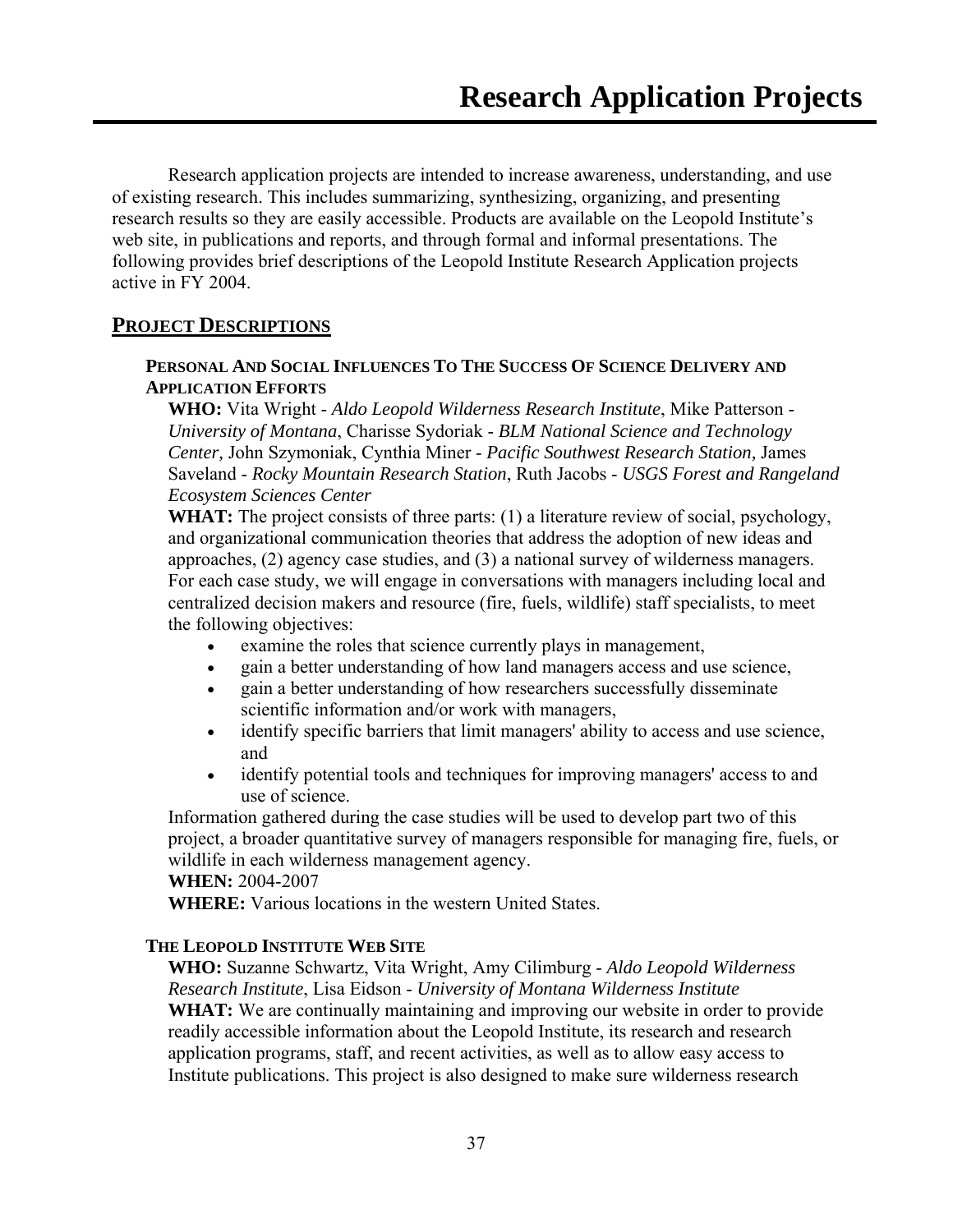# Research Application Projects

Research application projects are intended to increase awareness, understanding, and use of existing research. This includes summarizing, synthesizing, organizing, and presenting research results so they are easily accessible. Products are available on the Leopold Institute's web site, in publications and reports, and through formal and informal presentations. The following provides brief descriptions of the Leopold Institute Research Application projects active in FY 2004.

## PROJECT DESCRIPTIONS

### PERSONAL AND SOCIAL INFLUENCES TO THE SUCCESS OF SCIENCE DELIVERY AND APPLICATION EFFORTS

**WHO:** Vita Wright - *Aldo Leopold Wilderness Research Institute*, Mike Patterson - *University of Montana*, Charisse Sydoriak - *BLM National Science and Technology Center,* John Szymoniak, Cynthia Miner - *Pacific Southwest Research Station,* James Saveland - *Rocky Mountain Research Station*, Ruth Jacobs - *USGS Forest and Rangeland Ecosystem Sciences Center*

**WHAT:** The project consists of three parts: (1) a literature review of social, psychology, and organizational communication theories that address the adoption of new ideas and approaches, (2) agency case studies, and (3) a national survey of wilderness managers. For each case study, we will engage in conversations with managers including local and centralized decision makers and resource (fire, fuels, wildlife) staff specialists, to meet the following objectives:

- examine the roles that science currently plays in management,
- gain a better understanding of how land managers access and use science,
- gain a better understanding of how researchers successfully disseminate scientific information and/or work with managers,
- identify specific barriers that limit managers' ability to access and use science, and
- identify potential tools and techniques for improving managers' access to and use of science.

Information gathered during the case studies will be used to develop part two of this project, a broader quantitative survey of managers responsible for managing fire, fuels, or wildlife in each wilderness management agency.

**WHEN:** 2004-2007

**WHERE:** Various locations in the western United States.

### THE LEOPOLD INSTITUTE WEB SITE

**WHO:** Suzanne Schwartz, Vita Wright, Amy Cilimburg - *Aldo Leopold Wilderness Research Institute*, Lisa Eidson - *University of Montana Wilderness Institute*

**WHAT:** We are continually maintaining and improving our website in order to provide readily accessible information about the Leopold Institute, its research and research application programs, staff, and recent activities, as well as to allow easy access to Institute publications. This project is also designed to make sure wilderness research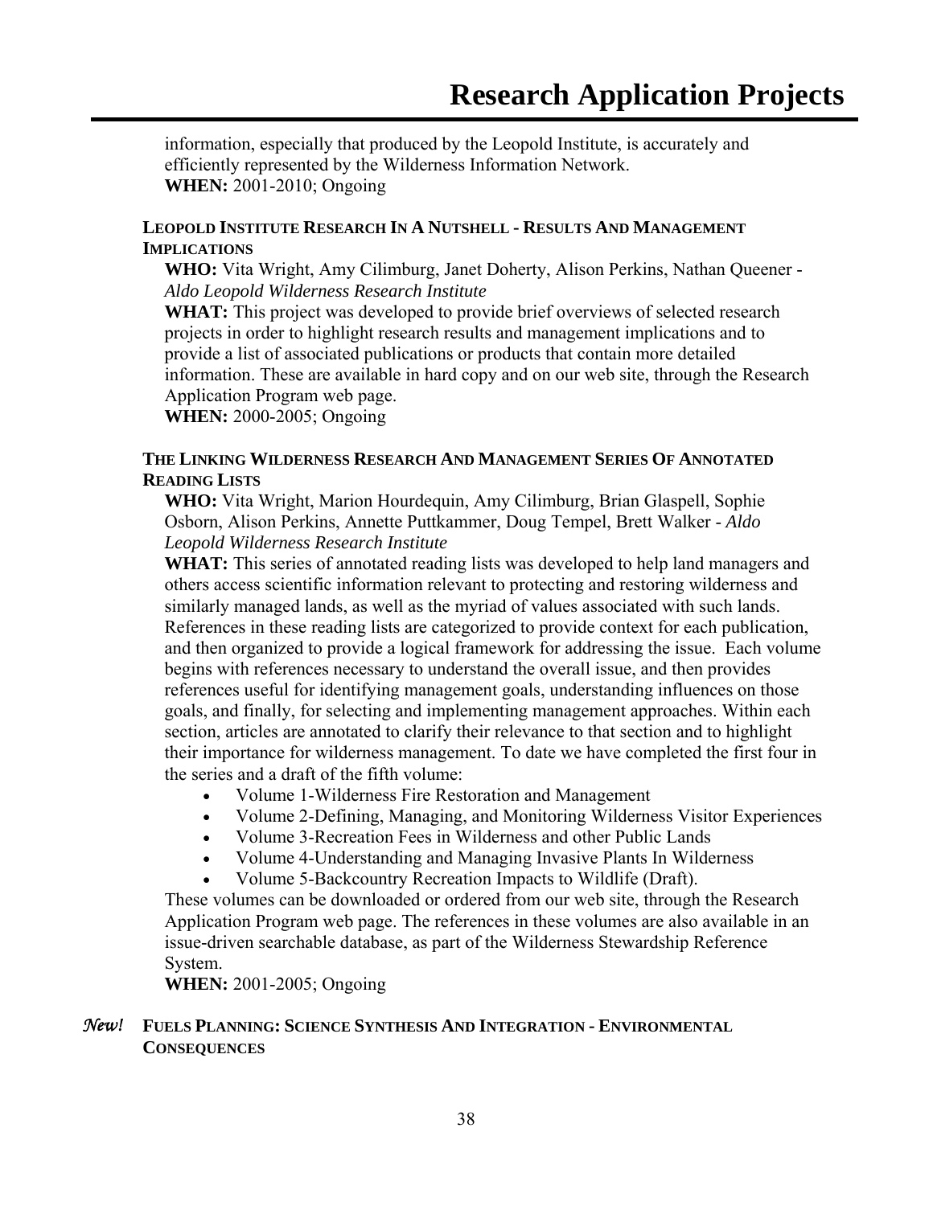information, especially that produced by the Leopold Institute, is accurately and efficiently represented by the Wilderness Information Network.
**WHEN:** 2001-2010; Ongoing

#### LEOPOLD INSTITUTE RESEARCH IN A NUTSHELL - RESULTS AND MANAGEMENT IMPLICATIONS

**WHO:** Vita Wright, Amy Cilimburg, Janet Doherty, Alison Perkins, Nathan Queener - *Aldo Leopold Wilderness Research Institute*
**WHAT:** This project was developed to provide brief overviews of selected research projects in order to highlight research results and management implications and to provide a list of associated publications or products that contain more detailed information. These are available in hard copy and on our web site, through the Research Application Program web page.
**WHEN:** 2000-2005; Ongoing

#### THE LINKING WILDERNESS RESEARCH AND MANAGEMENT SERIES OF ANNOTATED READING LISTS

**WHO:** Vita Wright, Marion Hourdequin, Amy Cilimburg, Brian Glaspell, Sophie Osborn, Alison Perkins, Annette Puttkammer, Doug Tempel, Brett Walker - *Aldo Leopold Wilderness Research Institute*
**WHAT:** This series of annotated reading lists was developed to help land managers and others access scientific information relevant to protecting and restoring wilderness and similarly managed lands, as well as the myriad of values associated with such lands. References in these reading lists are categorized to provide context for each publication, and then organized to provide a logical framework for addressing the issue. Each volume begins with references necessary to understand the overall issue, and then provides references useful for identifying management goals, understanding influences on those goals, and finally, for selecting and implementing management approaches. Within each section, articles are annotated to clarify their relevance to that section and to highlight their importance for wilderness management. To date we have completed the first four in the series and a draft of the fifth volume:

- Volume 1-Wilderness Fire Restoration and Management
- Volume 2-Defining, Managing, and Monitoring Wilderness Visitor Experiences
- Volume 3-Recreation Fees in Wilderness and other Public Lands
- Volume 4-Understanding and Managing Invasive Plants In Wilderness
- Volume 5-Backcountry Recreation Impacts to Wildlife (Draft).

These volumes can be downloaded or ordered from our web site, through the Research Application Program web page. The references in these volumes are also available in an issue-driven searchable database, as part of the Wilderness Stewardship Reference System.
**WHEN:** 2001-2005; Ongoing

#### *New!* FUELS PLANNING: SCIENCE SYNTHESIS AND INTEGRATION - ENVIRONMENTAL CONSEQUENCES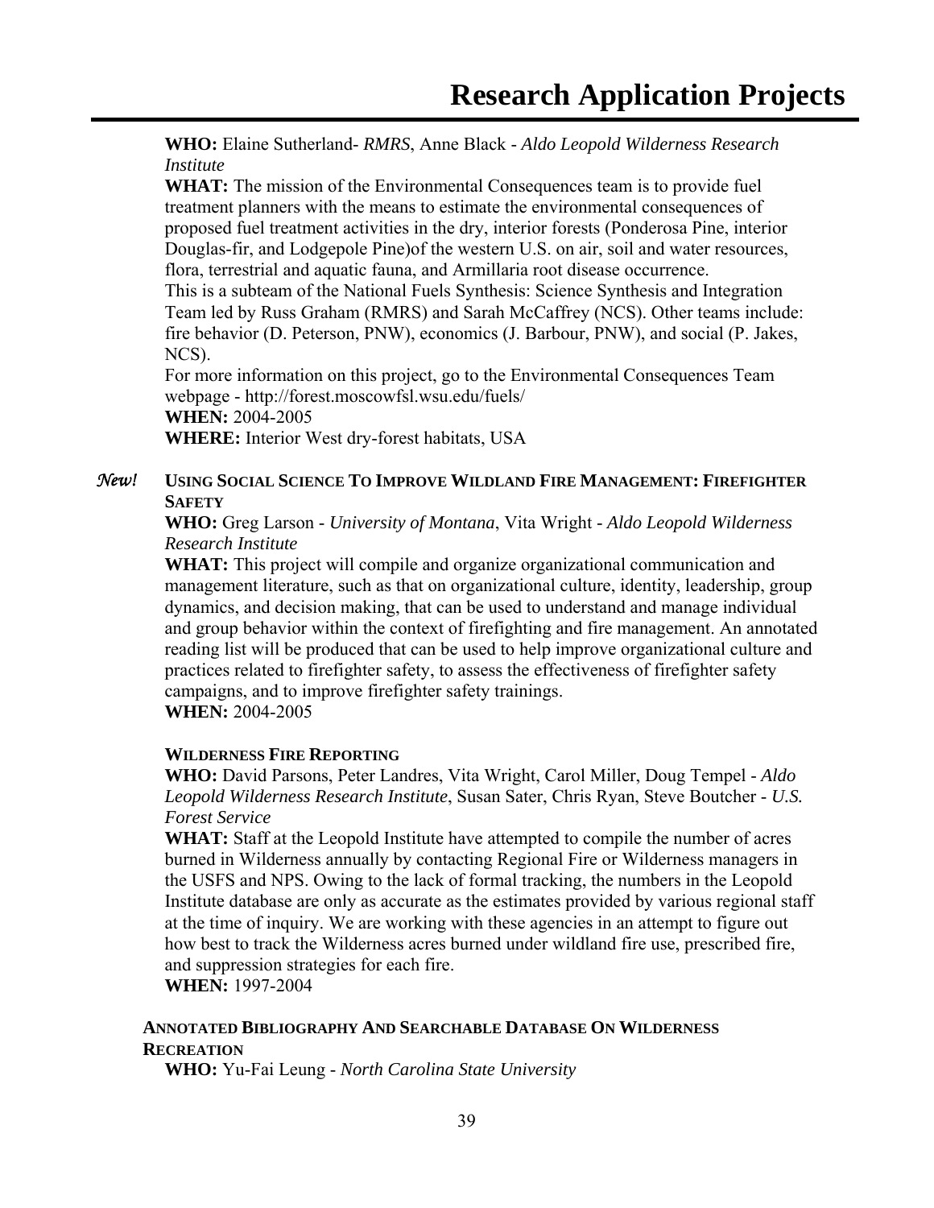**WHO:** Elaine Sutherland- *RMRS*, Anne Black - *Aldo Leopold Wilderness Research Institute*

**WHAT:** The mission of the Environmental Consequences team is to provide fuel treatment planners with the means to estimate the environmental consequences of proposed fuel treatment activities in the dry, interior forests (Ponderosa Pine, interior Douglas-fir, and Lodgepole Pine)of the western U.S. on air, soil and water resources, flora, terrestrial and aquatic fauna, and Armillaria root disease occurrence.

This is a subteam of the National Fuels Synthesis: Science Synthesis and Integration Team led by Russ Graham (RMRS) and Sarah McCaffrey (NCS). Other teams include: fire behavior (D. Peterson, PNW), economics (J. Barbour, PNW), and social (P. Jakes, NCS).

For more information on this project, go to the Environmental Consequences Team webpage - http://forest.moscowfsl.wsu.edu/fuels/

**WHEN:** 2004-2005

**WHERE:** Interior West dry-forest habitats, USA

*New!* **USING SOCIAL SCIENCE TO IMPROVE WILDLAND FIRE MANAGEMENT: FIREFIGHTER SAFETY**

**WHO:** Greg Larson - *University of Montana*, Vita Wright - *Aldo Leopold Wilderness Research Institute*

**WHAT:** This project will compile and organize organizational communication and management literature, such as that on organizational culture, identity, leadership, group dynamics, and decision making, that can be used to understand and manage individual and group behavior within the context of firefighting and fire management. An annotated reading list will be produced that can be used to help improve organizational culture and practices related to firefighter safety, to assess the effectiveness of firefighter safety campaigns, and to improve firefighter safety trainings.

**WHEN:** 2004-2005

**WILDERNESS FIRE REPORTING**

**WHO:** David Parsons, Peter Landres, Vita Wright, Carol Miller, Doug Tempel - *Aldo Leopold Wilderness Research Institute*, Susan Sater, Chris Ryan, Steve Boutcher - *U.S. Forest Service*

**WHAT:** Staff at the Leopold Institute have attempted to compile the number of acres burned in Wilderness annually by contacting Regional Fire or Wilderness managers in the USFS and NPS. Owing to the lack of formal tracking, the numbers in the Leopold Institute database are only as accurate as the estimates provided by various regional staff at the time of inquiry. We are working with these agencies in an attempt to figure out how best to track the Wilderness acres burned under wildland fire use, prescribed fire, and suppression strategies for each fire.

**WHEN:** 1997-2004

**ANNOTATED BIBLIOGRAPHY AND SEARCHABLE DATABASE ON WILDERNESS RECREATION**

**WHO:** Yu-Fai Leung - *North Carolina State University*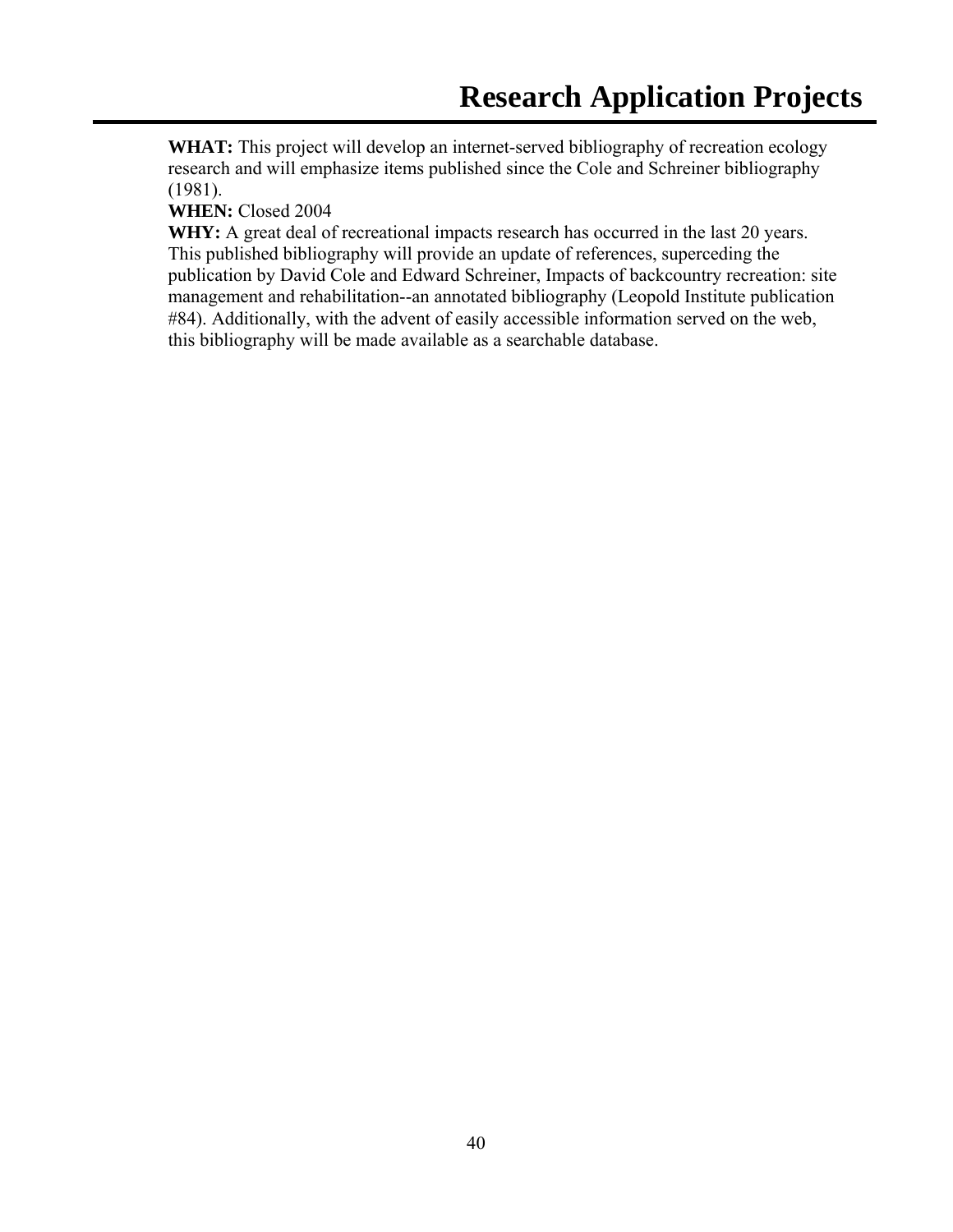# Research Application Projects

**WHAT:** This project will develop an internet-served bibliography of recreation ecology research and will emphasize items published since the Cole and Schreiner bibliography (1981).

**WHEN:** Closed 2004

**WHY:** A great deal of recreational impacts research has occurred in the last 20 years. This published bibliography will provide an update of references, superceding the publication by David Cole and Edward Schreiner, Impacts of backcountry recreation: site management and rehabilitation--an annotated bibliography (Leopold Institute publication #84). Additionally, with the advent of easily accessible information served on the web, this bibliography will be made available as a searchable database.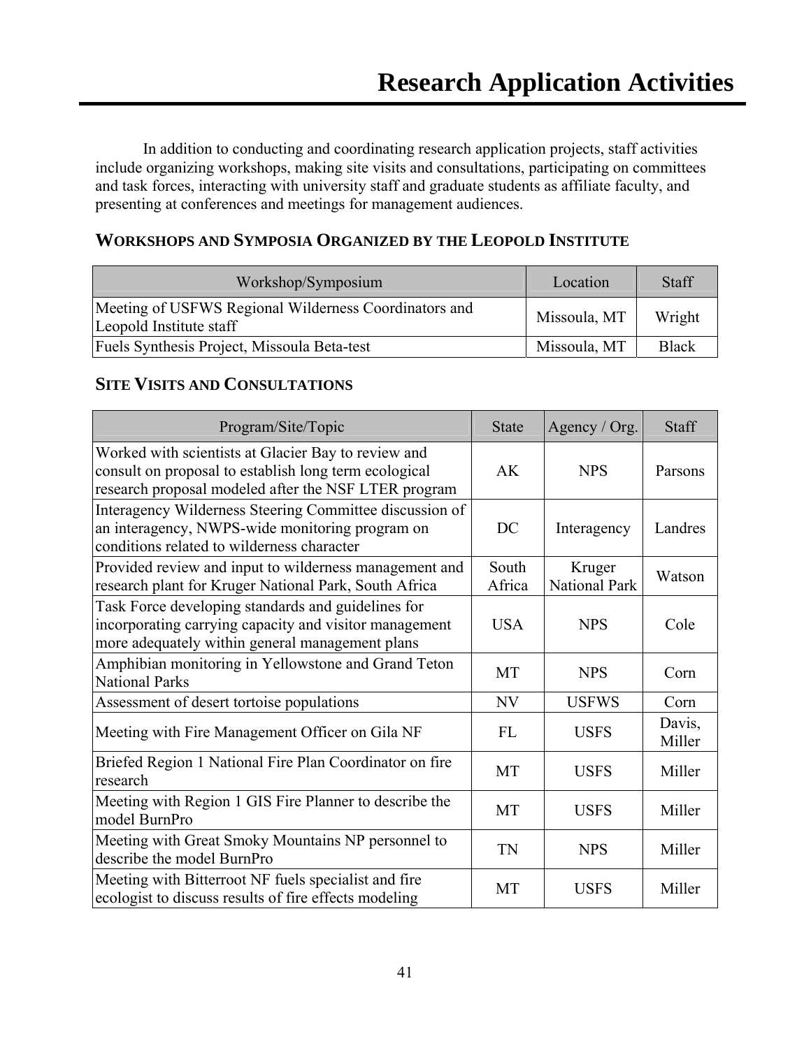# Research Application Activities

In addition to conducting and coordinating research application projects, staff activities include organizing workshops, making site visits and consultations, participating on committees and task forces, interacting with university staff and graduate students as affiliate faculty, and presenting at conferences and meetings for management audiences.

## WORKSHOPS AND SYMPOSIA ORGANIZED BY THE LEOPOLD INSTITUTE

| Workshop/Symposium | Location | Staff |
|---|---|---|
| Meeting of USFWS Regional Wilderness Coordinators and Leopold Institute staff | Missoula, MT | Wright |
| Fuels Synthesis Project, Missoula Beta-test | Missoula, MT | Black |

## SITE VISITS AND CONSULTATIONS

| Program/Site/Topic | State | Agency / Org. | Staff |
|---|---|---|---|
| Worked with scientists at Glacier Bay to review and consult on proposal to establish long term ecological research proposal modeled after the NSF LTER program | AK | NPS | Parsons |
| Interagency Wilderness Steering Committee discussion of an interagency, NWPS-wide monitoring program on conditions related to wilderness character | DC | Interagency | Landres |
| Provided review and input to wilderness management and research plant for Kruger National Park, South Africa | South Africa | Kruger National Park | Watson |
| Task Force developing standards and guidelines for incorporating carrying capacity and visitor management more adequately within general management plans | USA | NPS | Cole |
| Amphibian monitoring in Yellowstone and Grand Teton National Parks | MT | NPS | Corn |
| Assessment of desert tortoise populations | NV | USFWS | Corn |
| Meeting with Fire Management Officer on Gila NF | FL | USFS | Davis, Miller |
| Briefed Region 1 National Fire Plan Coordinator on fire research | MT | USFS | Miller |
| Meeting with Region 1 GIS Fire Planner to describe the model BurnPro | MT | USFS | Miller |
| Meeting with Great Smoky Mountains NP personnel to describe the model BurnPro | TN | NPS | Miller |
| Meeting with Bitterroot NF fuels specialist and fire ecologist to discuss results of fire effects modeling | MT | USFS | Miller |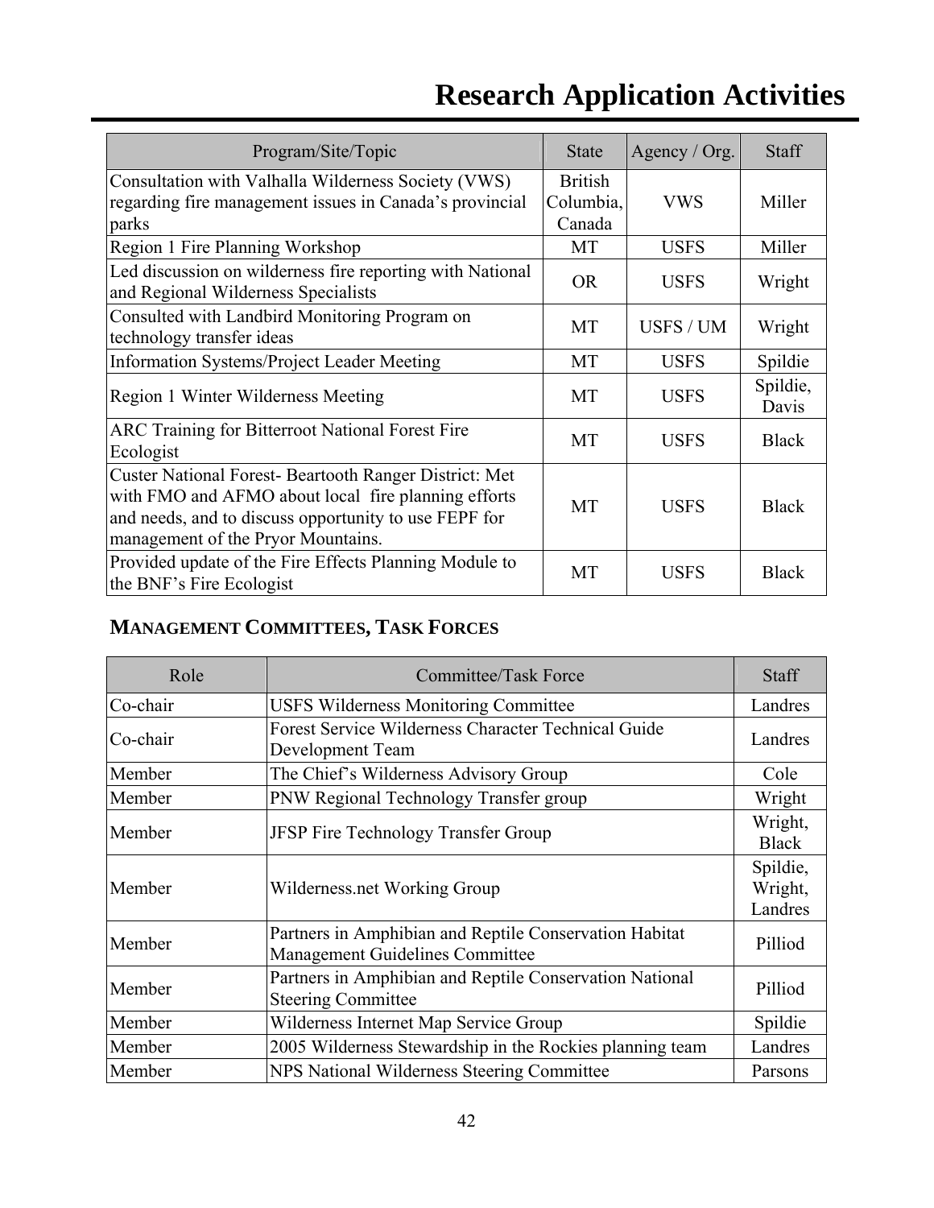# Research Application Activities

| Program/Site/Topic | State | Agency / Org. | Staff |
|---|---|---|---|
| Consultation with Valhalla Wilderness Society (VWS) regarding fire management issues in Canada's provincial parks | British Columbia, Canada | VWS | Miller |
| Region 1 Fire Planning Workshop | MT | USFS | Miller |
| Led discussion on wilderness fire reporting with National and Regional Wilderness Specialists | OR | USFS | Wright |
| Consulted with Landbird Monitoring Program on technology transfer ideas | MT | USFS / UM | Wright |
| Information Systems/Project Leader Meeting | MT | USFS | Spildie |
| Region 1 Winter Wilderness Meeting | MT | USFS | Spildie, Davis |
| ARC Training for Bitterroot National Forest Fire Ecologist | MT | USFS | Black |
| Custer National Forest- Beartooth Ranger District: Met with FMO and AFMO about local fire planning efforts and needs, and to discuss opportunity to use FEPF for management of the Pryor Mountains. | MT | USFS | Black |
| Provided update of the Fire Effects Planning Module to the BNF's Fire Ecologist | MT | USFS | Black |

### MANAGEMENT COMMITTEES, TASK FORCES

| Role | Committee/Task Force | Staff |
|---|---|---|
| Co-chair | USFS Wilderness Monitoring Committee | Landres |
| Co-chair | Forest Service Wilderness Character Technical Guide Development Team | Landres |
| Member | The Chief's Wilderness Advisory Group | Cole |
| Member | PNW Regional Technology Transfer group | Wright |
| Member | JFSP Fire Technology Transfer Group | Wright, Black |
| Member | Wilderness.net Working Group | Spildie, Wright, Landres |
| Member | Partners in Amphibian and Reptile Conservation Habitat Management Guidelines Committee | Pilliod |
| Member | Partners in Amphibian and Reptile Conservation National Steering Committee | Pilliod |
| Member | Wilderness Internet Map Service Group | Spildie |
| Member | 2005 Wilderness Stewardship in the Rockies planning team | Landres |
| Member | NPS National Wilderness Steering Committee | Parsons |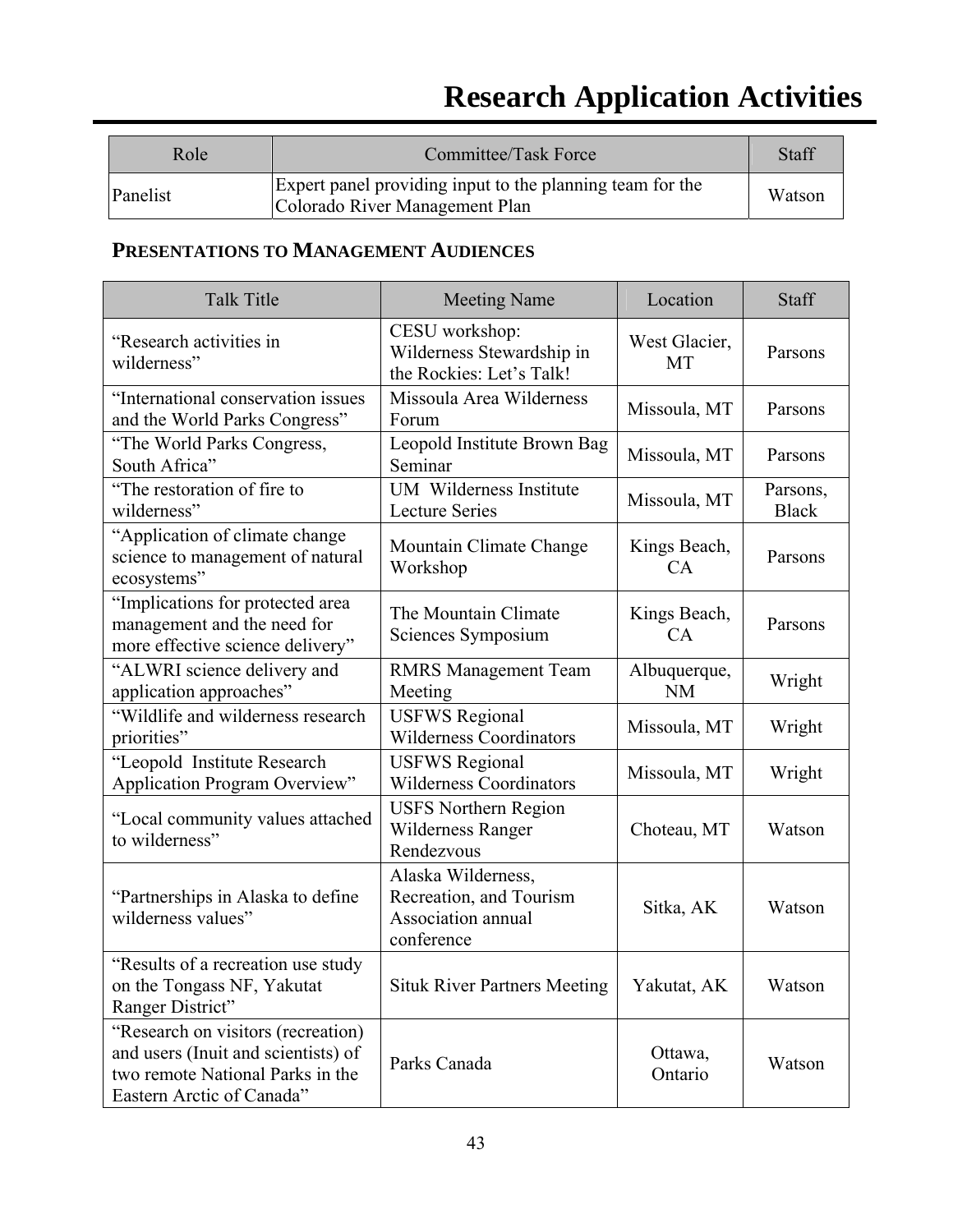# Research Application Activities

| Role | Committee/Task Force | Staff |
|---|---|---|
| Panelist | Expert panel providing input to the planning team for the Colorado River Management Plan | Watson |

### PRESENTATIONS TO MANAGEMENT AUDIENCES

| Talk Title | Meeting Name | Location | Staff |
|---|---|---|---|
| "Research activities in wilderness" | CESU workshop: Wilderness Stewardship in the Rockies: Let's Talk! | West Glacier, MT | Parsons |
| "International conservation issues and the World Parks Congress" | Missoula Area Wilderness Forum | Missoula, MT | Parsons |
| "The World Parks Congress, South Africa" | Leopold Institute Brown Bag Seminar | Missoula, MT | Parsons |
| "The restoration of fire to wilderness" | UM Wilderness Institute Lecture Series | Missoula, MT | Parsons, Black |
| "Application of climate change science to management of natural ecosystems" | Mountain Climate Change Workshop | Kings Beach, CA | Parsons |
| "Implications for protected area management and the need for more effective science delivery" | The Mountain Climate Sciences Symposium | Kings Beach, CA | Parsons |
| "ALWRI science delivery and application approaches" | RMRS Management Team Meeting | Albuquerque, NM | Wright |
| "Wildlife and wilderness research priorities" | USFWS Regional Wilderness Coordinators | Missoula, MT | Wright |
| "Leopold Institute Research Application Program Overview" | USFWS Regional Wilderness Coordinators | Missoula, MT | Wright |
| "Local community values attached to wilderness" | USFS Northern Region Wilderness Ranger Rendezvous | Choteau, MT | Watson |
| "Partnerships in Alaska to define wilderness values" | Alaska Wilderness, Recreation, and Tourism Association annual conference | Sitka, AK | Watson |
| "Results of a recreation use study on the Tongass NF, Yakutat Ranger District" | Situk River Partners Meeting | Yakutat, AK | Watson |
| "Research on visitors (recreation) and users (Inuit and scientists) of two remote National Parks in the Eastern Arctic of Canada" | Parks Canada | Ottawa, Ontario | Watson |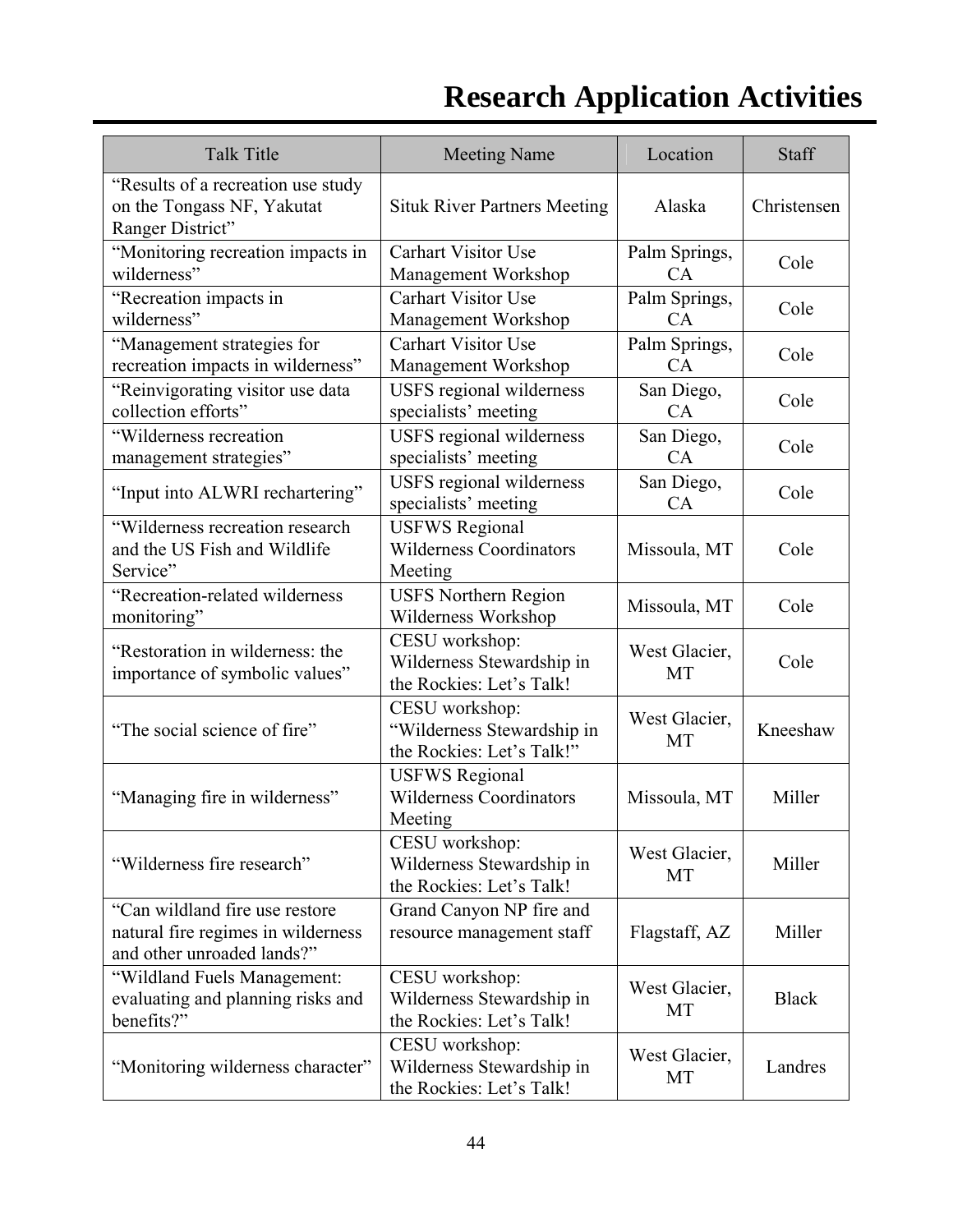# Research Application Activities

| Talk Title | Meeting Name | Location | Staff |
|---|---|---|---|
| "Results of a recreation use study on the Tongass NF, Yakutat Ranger District" | Situk River Partners Meeting | Alaska | Christensen |
| "Monitoring recreation impacts in wilderness" | Carhart Visitor Use Management Workshop | Palm Springs, CA | Cole |
| "Recreation impacts in wilderness" | Carhart Visitor Use Management Workshop | Palm Springs, CA | Cole |
| "Management strategies for recreation impacts in wilderness" | Carhart Visitor Use Management Workshop | Palm Springs, CA | Cole |
| "Reinvigorating visitor use data collection efforts" | USFS regional wilderness specialists' meeting | San Diego, CA | Cole |
| "Wilderness recreation management strategies" | USFS regional wilderness specialists' meeting | San Diego, CA | Cole |
| "Input into ALWRI rechartering" | USFS regional wilderness specialists' meeting | San Diego, CA | Cole |
| "Wilderness recreation research and the US Fish and Wildlife Service" | USFWS Regional Wilderness Coordinators Meeting | Missoula, MT | Cole |
| "Recreation-related wilderness monitoring" | USFS Northern Region Wilderness Workshop | Missoula, MT | Cole |
| "Restoration in wilderness: the importance of symbolic values" | CESU workshop: Wilderness Stewardship in the Rockies: Let's Talk! | West Glacier, MT | Cole |
| "The social science of fire" | CESU workshop: "Wilderness Stewardship in the Rockies: Let's Talk!" | West Glacier, MT | Kneeshaw |
| "Managing fire in wilderness" | USFWS Regional Wilderness Coordinators Meeting | Missoula, MT | Miller |
| "Wilderness fire research" | CESU workshop: Wilderness Stewardship in the Rockies: Let's Talk! | West Glacier, MT | Miller |
| "Can wildland fire use restore natural fire regimes in wilderness and other unroaded lands?" | Grand Canyon NP fire and resource management staff | Flagstaff, AZ | Miller |
| "Wildland Fuels Management: evaluating and planning risks and benefits?" | CESU workshop: Wilderness Stewardship in the Rockies: Let's Talk! | West Glacier, MT | Black |
| "Monitoring wilderness character" | CESU workshop: Wilderness Stewardship in the Rockies: Let's Talk! | West Glacier, MT | Landres |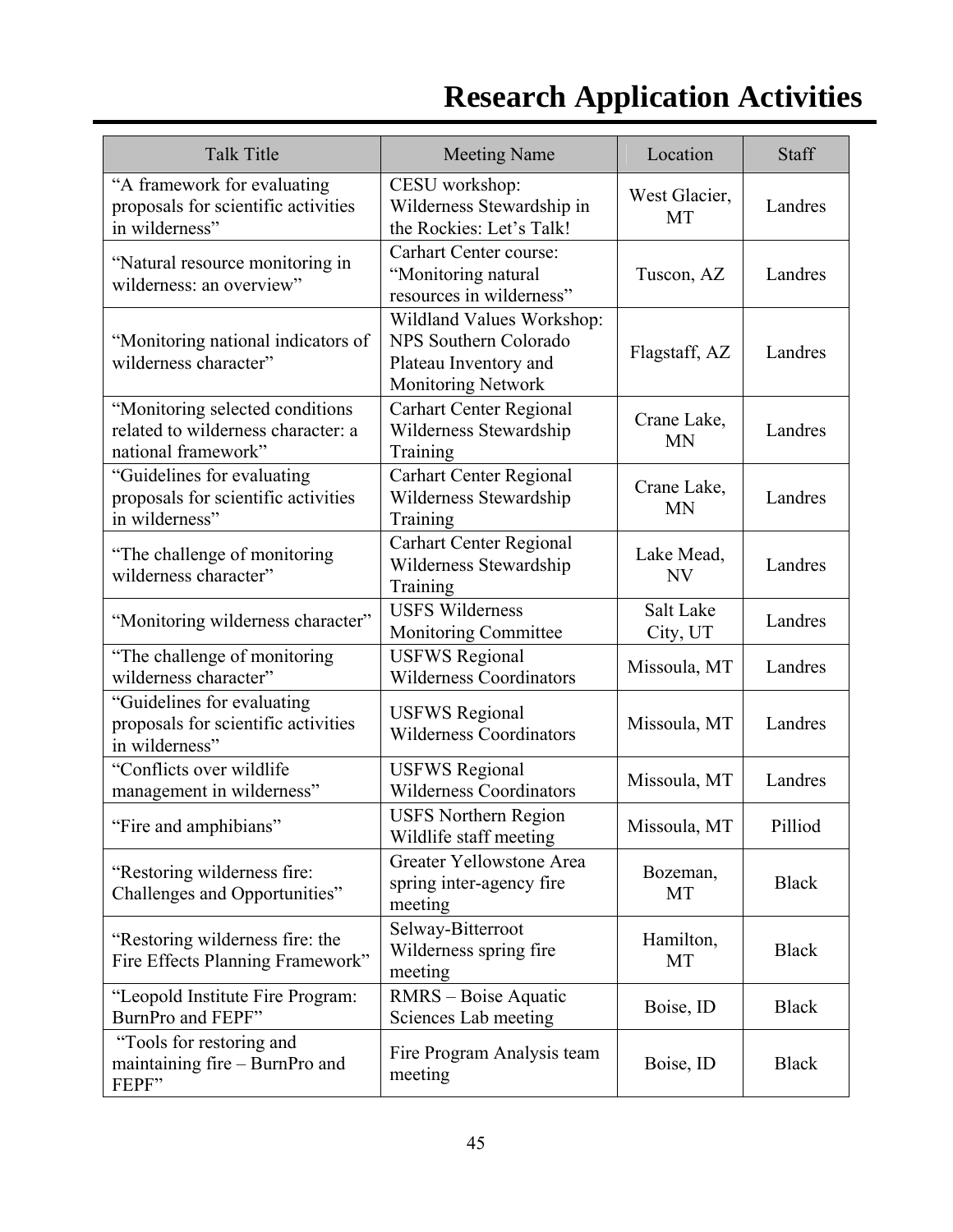# Research Application Activities

| Talk Title | Meeting Name | Location | Staff |
|---|---|---|---|
| "A framework for evaluating proposals for scientific activities in wilderness" | CESU workshop: Wilderness Stewardship in the Rockies: Let's Talk! | West Glacier, MT | Landres |
| "Natural resource monitoring in wilderness: an overview" | Carhart Center course: "Monitoring natural resources in wilderness" | Tuscon, AZ | Landres |
| "Monitoring national indicators of wilderness character" | Wildland Values Workshop: NPS Southern Colorado Plateau Inventory and Monitoring Network | Flagstaff, AZ | Landres |
| "Monitoring selected conditions related to wilderness character: a national framework" | Carhart Center Regional Wilderness Stewardship Training | Crane Lake, MN | Landres |
| "Guidelines for evaluating proposals for scientific activities in wilderness" | Carhart Center Regional Wilderness Stewardship Training | Crane Lake, MN | Landres |
| "The challenge of monitoring wilderness character" | Carhart Center Regional Wilderness Stewardship Training | Lake Mead, NV | Landres |
| "Monitoring wilderness character" | USFS Wilderness Monitoring Committee | Salt Lake City, UT | Landres |
| "The challenge of monitoring wilderness character" | USFWS Regional Wilderness Coordinators | Missoula, MT | Landres |
| "Guidelines for evaluating proposals for scientific activities in wilderness" | USFWS Regional Wilderness Coordinators | Missoula, MT | Landres |
| "Conflicts over wildlife management in wilderness" | USFWS Regional Wilderness Coordinators | Missoula, MT | Landres |
| "Fire and amphibians" | USFS Northern Region Wildlife staff meeting | Missoula, MT | Pilliod |
| "Restoring wilderness fire: Challenges and Opportunities" | Greater Yellowstone Area spring inter-agency fire meeting | Bozeman, MT | Black |
| "Restoring wilderness fire: the Fire Effects Planning Framework" | Selway-Bitterroot Wilderness spring fire meeting | Hamilton, MT | Black |
| "Leopold Institute Fire Program: BurnPro and FEPF" | RMRS – Boise Aquatic Sciences Lab meeting | Boise, ID | Black |
| "Tools for restoring and maintaining fire – BurnPro and FEPF" | Fire Program Analysis team meeting | Boise, ID | Black |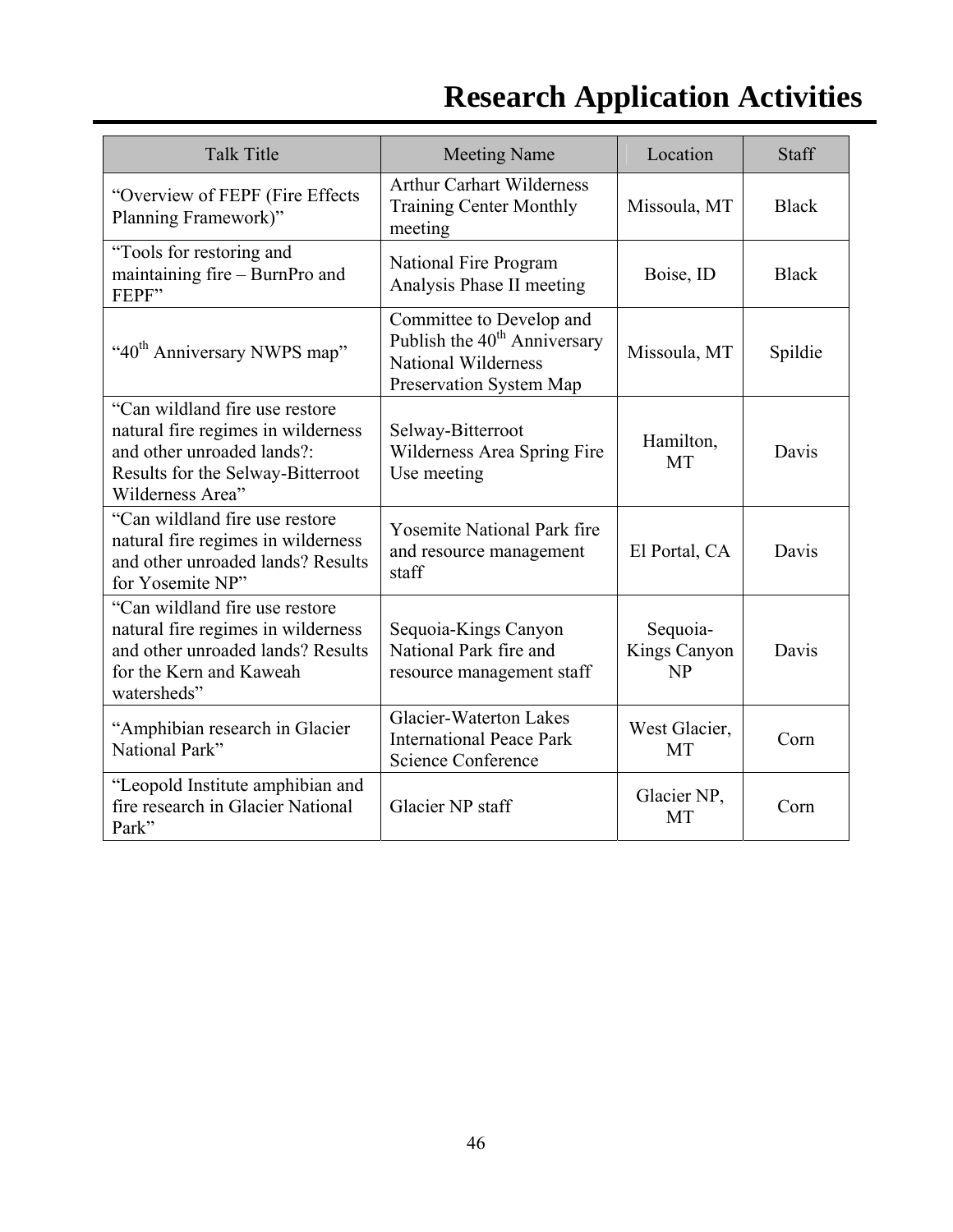# Research Application Activities

| Talk Title | Meeting Name | Location | Staff |
|---|---|---|---|
| "Overview of FEPF (Fire Effects Planning Framework)" | Arthur Carhart Wilderness Training Center Monthly meeting | Missoula, MT | Black |
| "Tools for restoring and maintaining fire – BurnPro and FEPF" | National Fire Program Analysis Phase II meeting | Boise, ID | Black |
| "40th Anniversary NWPS map" | Committee to Develop and Publish the 40th Anniversary National Wilderness Preservation System Map | Missoula, MT | Spildie |
| "Can wildland fire use restore natural fire regimes in wilderness and other unroaded lands?: Results for the Selway-Bitterroot Wilderness Area" | Selway-Bitterroot Wilderness Area Spring Fire Use meeting | Hamilton, MT | Davis |
| "Can wildland fire use restore natural fire regimes in wilderness and other unroaded lands? Results for Yosemite NP" | Yosemite National Park fire and resource management staff | El Portal, CA | Davis |
| "Can wildland fire use restore natural fire regimes in wilderness and other unroaded lands? Results for the Kern and Kaweah watersheds" | Sequoia-Kings Canyon National Park fire and resource management staff | Sequoia-Kings Canyon NP | Davis |
| "Amphibian research in Glacier National Park" | Glacier-Waterton Lakes International Peace Park Science Conference | West Glacier, MT | Corn |
| "Leopold Institute amphibian and fire research in Glacier National Park" | Glacier NP staff | Glacier NP, MT | Corn |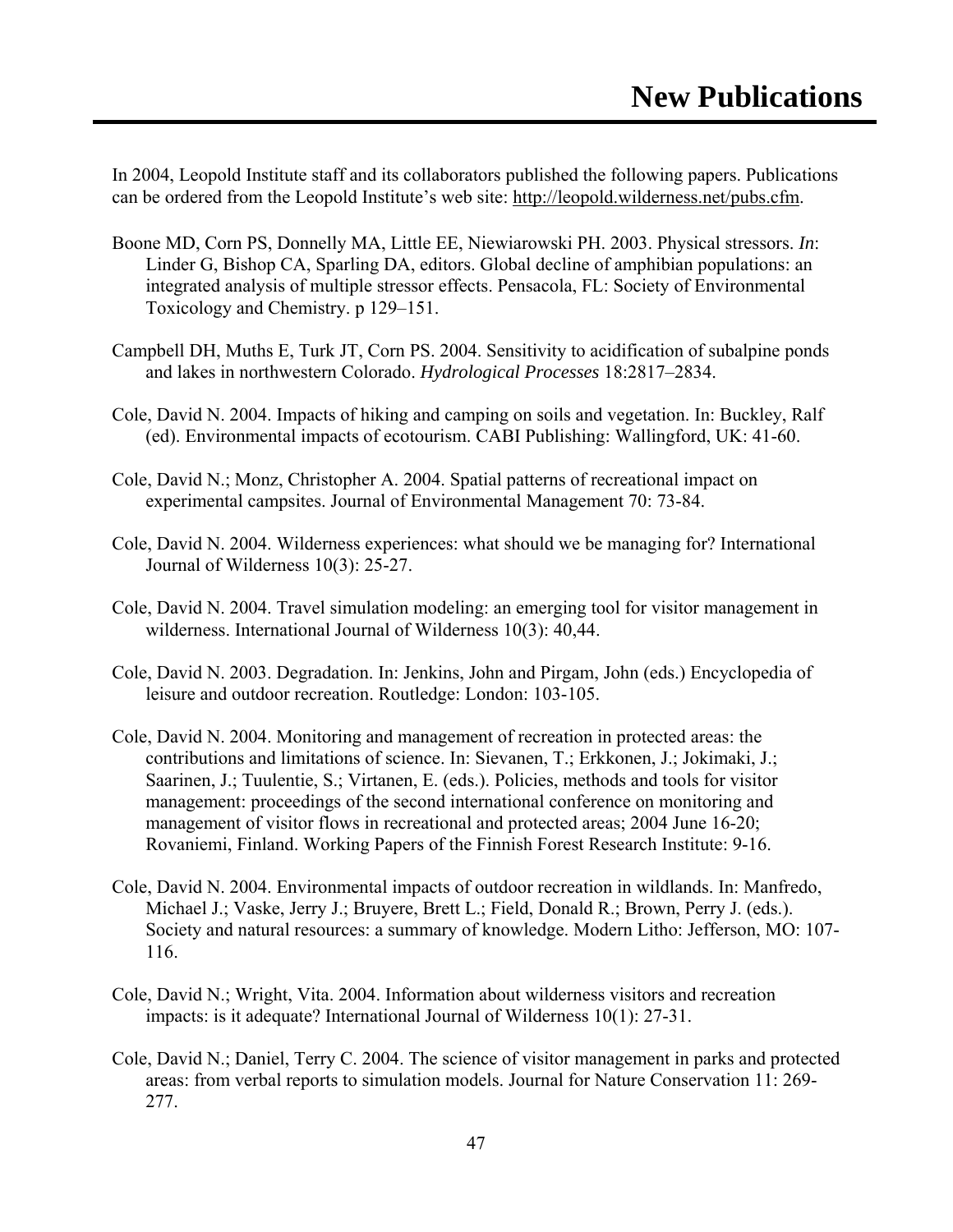# New Publications

In 2004, Leopold Institute staff and its collaborators published the following papers. Publications can be ordered from the Leopold Institute's web site: http://leopold.wilderness.net/pubs.cfm.

Boone MD, Corn PS, Donnelly MA, Little EE, Niewiarowski PH. 2003. Physical stressors. *In*: Linder G, Bishop CA, Sparling DA, editors. Global decline of amphibian populations: an integrated analysis of multiple stressor effects. Pensacola, FL: Society of Environmental Toxicology and Chemistry. p 129–151.

Campbell DH, Muths E, Turk JT, Corn PS. 2004. Sensitivity to acidification of subalpine ponds and lakes in northwestern Colorado. *Hydrological Processes* 18:2817–2834.

Cole, David N. 2004. Impacts of hiking and camping on soils and vegetation. In: Buckley, Ralf (ed). Environmental impacts of ecotourism. CABI Publishing: Wallingford, UK: 41-60.

Cole, David N.; Monz, Christopher A. 2004. Spatial patterns of recreational impact on experimental campsites. Journal of Environmental Management 70: 73-84.

Cole, David N. 2004. Wilderness experiences: what should we be managing for? International Journal of Wilderness 10(3): 25-27.

Cole, David N. 2004. Travel simulation modeling: an emerging tool for visitor management in wilderness. International Journal of Wilderness 10(3): 40,44.

Cole, David N. 2003. Degradation. In: Jenkins, John and Pirgam, John (eds.) Encyclopedia of leisure and outdoor recreation. Routledge: London: 103-105.

Cole, David N. 2004. Monitoring and management of recreation in protected areas: the contributions and limitations of science. In: Sievanen, T.; Erkkonen, J.; Jokimaki, J.; Saarinen, J.; Tuulentie, S.; Virtanen, E. (eds.). Policies, methods and tools for visitor management: proceedings of the second international conference on monitoring and management of visitor flows in recreational and protected areas; 2004 June 16-20; Rovaniemi, Finland. Working Papers of the Finnish Forest Research Institute: 9-16.

Cole, David N. 2004. Environmental impacts of outdoor recreation in wildlands. In: Manfredo, Michael J.; Vaske, Jerry J.; Bruyere, Brett L.; Field, Donald R.; Brown, Perry J. (eds.). Society and natural resources: a summary of knowledge. Modern Litho: Jefferson, MO: 107-116.

Cole, David N.; Wright, Vita. 2004. Information about wilderness visitors and recreation impacts: is it adequate? International Journal of Wilderness 10(1): 27-31.

Cole, David N.; Daniel, Terry C. 2004. The science of visitor management in parks and protected areas: from verbal reports to simulation models. Journal for Nature Conservation 11: 269-277.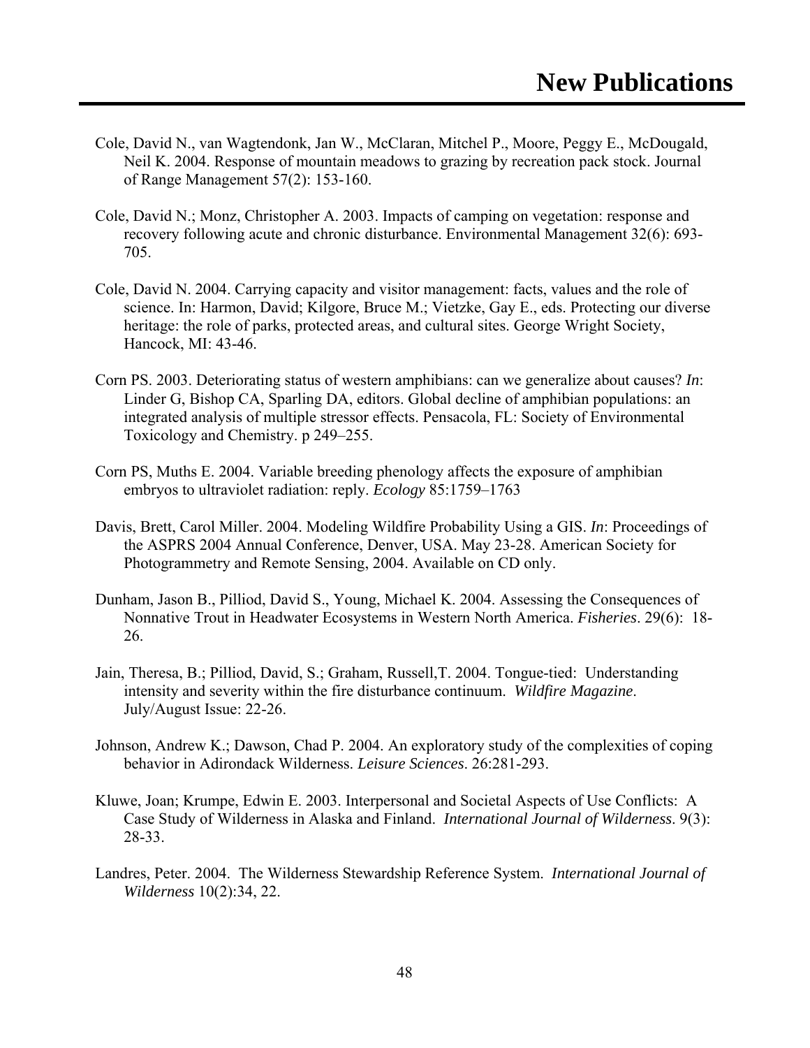# New Publications

Cole, David N., van Wagtendonk, Jan W., McClaran, Mitchel P., Moore, Peggy E., McDougald, Neil K. 2004. Response of mountain meadows to grazing by recreation pack stock. Journal of Range Management 57(2): 153-160.

Cole, David N.; Monz, Christopher A. 2003. Impacts of camping on vegetation: response and recovery following acute and chronic disturbance. Environmental Management 32(6): 693-705.

Cole, David N. 2004. Carrying capacity and visitor management: facts, values and the role of science. In: Harmon, David; Kilgore, Bruce M.; Vietzke, Gay E., eds. Protecting our diverse heritage: the role of parks, protected areas, and cultural sites. George Wright Society, Hancock, MI: 43-46.

Corn PS. 2003. Deteriorating status of western amphibians: can we generalize about causes? *In*: Linder G, Bishop CA, Sparling DA, editors. Global decline of amphibian populations: an integrated analysis of multiple stressor effects. Pensacola, FL: Society of Environmental Toxicology and Chemistry. p 249–255.

Corn PS, Muths E. 2004. Variable breeding phenology affects the exposure of amphibian embryos to ultraviolet radiation: reply. *Ecology* 85:1759–1763

Davis, Brett, Carol Miller. 2004. Modeling Wildfire Probability Using a GIS. *In*: Proceedings of the ASPRS 2004 Annual Conference, Denver, USA. May 23-28. American Society for Photogrammetry and Remote Sensing, 2004. Available on CD only.

Dunham, Jason B., Pilliod, David S., Young, Michael K. 2004. Assessing the Consequences of Nonnative Trout in Headwater Ecosystems in Western North America. *Fisheries*. 29(6): 18-26.

Jain, Theresa, B.; Pilliod, David, S.; Graham, Russell,T. 2004. Tongue-tied: Understanding intensity and severity within the fire disturbance continuum. *Wildfire Magazine*. July/August Issue: 22-26.

Johnson, Andrew K.; Dawson, Chad P. 2004. An exploratory study of the complexities of coping behavior in Adirondack Wilderness. *Leisure Sciences*. 26:281-293.

Kluwe, Joan; Krumpe, Edwin E. 2003. Interpersonal and Societal Aspects of Use Conflicts: A Case Study of Wilderness in Alaska and Finland. *International Journal of Wilderness*. 9(3): 28-33.

Landres, Peter. 2004. The Wilderness Stewardship Reference System. *International Journal of Wilderness* 10(2):34, 22.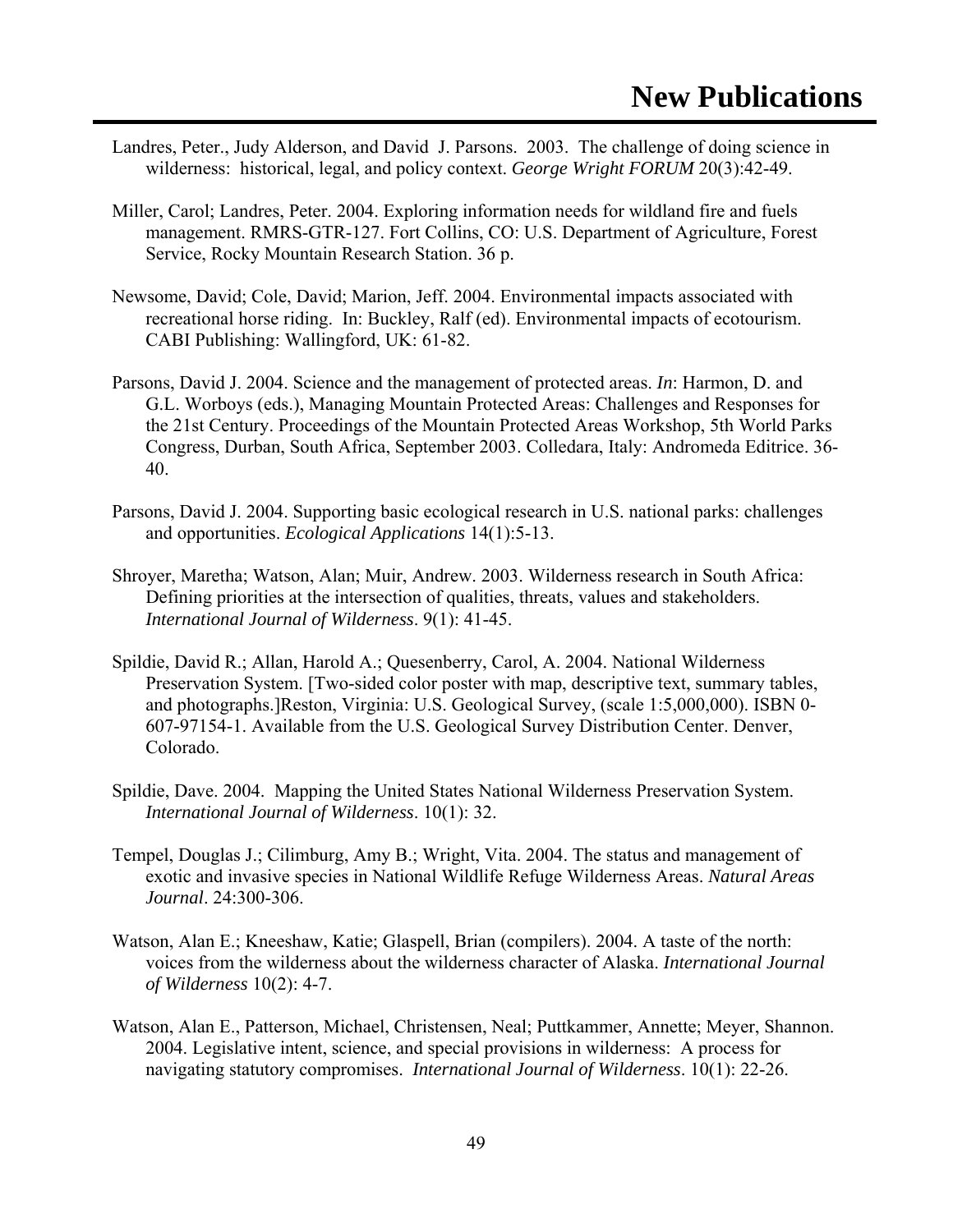# New Publications

Landres, Peter., Judy Alderson, and David J. Parsons. 2003. The challenge of doing science in wilderness: historical, legal, and policy context. *George Wright FORUM* 20(3):42-49.

Miller, Carol; Landres, Peter. 2004. Exploring information needs for wildland fire and fuels management. RMRS-GTR-127. Fort Collins, CO: U.S. Department of Agriculture, Forest Service, Rocky Mountain Research Station. 36 p.

Newsome, David; Cole, David; Marion, Jeff. 2004. Environmental impacts associated with recreational horse riding. In: Buckley, Ralf (ed). Environmental impacts of ecotourism. CABI Publishing: Wallingford, UK: 61-82.

Parsons, David J. 2004. Science and the management of protected areas. *In*: Harmon, D. and G.L. Worboys (eds.), Managing Mountain Protected Areas: Challenges and Responses for the 21st Century. Proceedings of the Mountain Protected Areas Workshop, 5th World Parks Congress, Durban, South Africa, September 2003. Colledara, Italy: Andromeda Editrice. 36-40.

Parsons, David J. 2004. Supporting basic ecological research in U.S. national parks: challenges and opportunities. *Ecological Applications* 14(1):5-13.

Shroyer, Maretha; Watson, Alan; Muir, Andrew. 2003. Wilderness research in South Africa: Defining priorities at the intersection of qualities, threats, values and stakeholders. *International Journal of Wilderness*. 9(1): 41-45.

Spildie, David R.; Allan, Harold A.; Quesenberry, Carol, A. 2004. National Wilderness Preservation System. [Two-sided color poster with map, descriptive text, summary tables, and photographs.]Reston, Virginia: U.S. Geological Survey, (scale 1:5,000,000). ISBN 0-607-97154-1. Available from the U.S. Geological Survey Distribution Center. Denver, Colorado.

Spildie, Dave. 2004. Mapping the United States National Wilderness Preservation System. *International Journal of Wilderness*. 10(1): 32.

Tempel, Douglas J.; Cilimburg, Amy B.; Wright, Vita. 2004. The status and management of exotic and invasive species in National Wildlife Refuge Wilderness Areas. *Natural Areas Journal*. 24:300-306.

Watson, Alan E.; Kneeshaw, Katie; Glaspell, Brian (compilers). 2004. A taste of the north: voices from the wilderness about the wilderness character of Alaska. *International Journal of Wilderness* 10(2): 4-7.

Watson, Alan E., Patterson, Michael, Christensen, Neal; Puttkammer, Annette; Meyer, Shannon. 2004. Legislative intent, science, and special provisions in wilderness: A process for navigating statutory compromises. *International Journal of Wilderness*. 10(1): 22-26.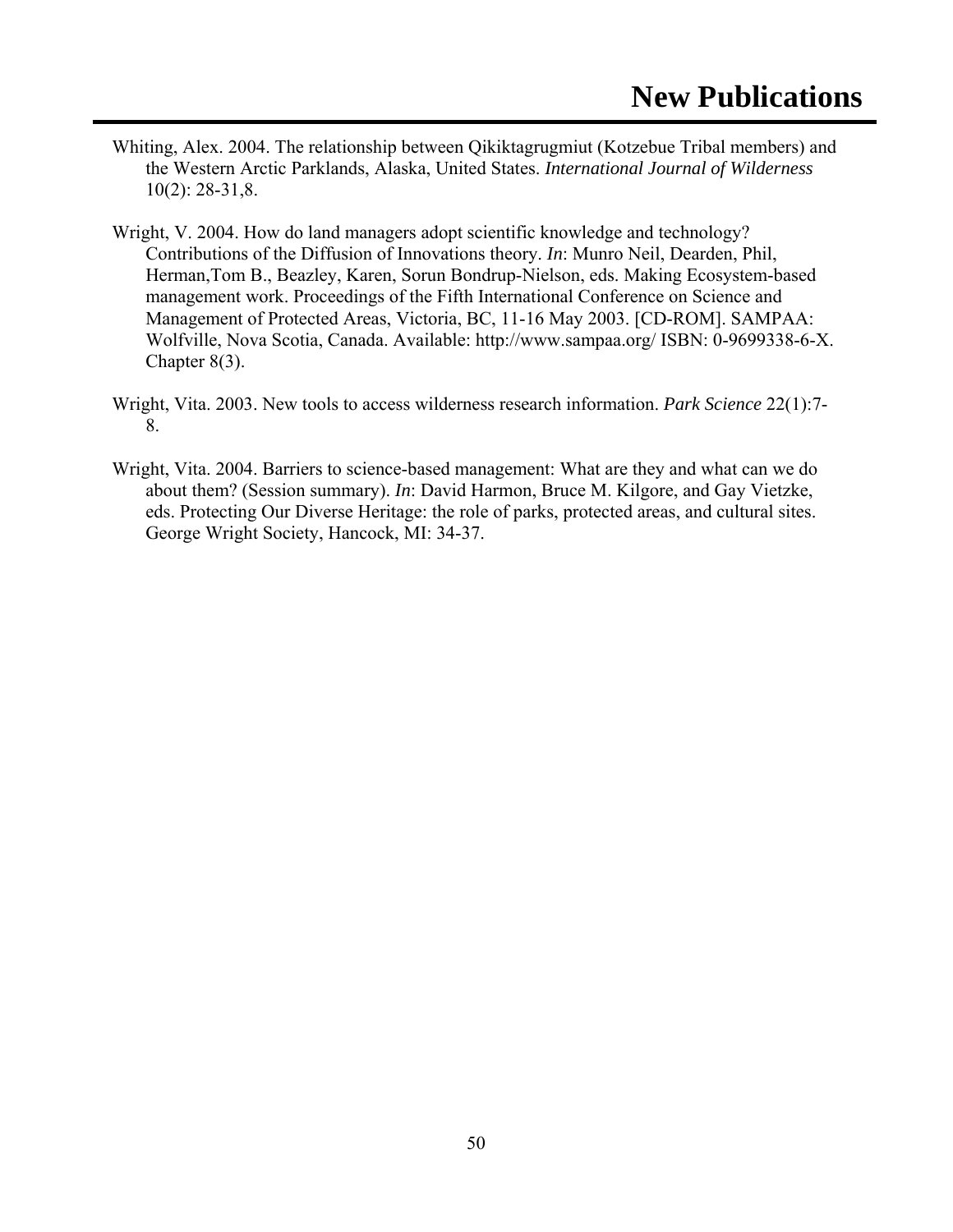# New Publications

Whiting, Alex. 2004. The relationship between Qikiktagrugmiut (Kotzebue Tribal members) and the Western Arctic Parklands, Alaska, United States. *International Journal of Wilderness* 10(2): 28-31,8.

Wright, V. 2004. How do land managers adopt scientific knowledge and technology? Contributions of the Diffusion of Innovations theory. *In*: Munro Neil, Dearden, Phil, Herman,Tom B., Beazley, Karen, Sorun Bondrup-Nielson, eds. Making Ecosystem-based management work. Proceedings of the Fifth International Conference on Science and Management of Protected Areas, Victoria, BC, 11-16 May 2003. [CD-ROM]. SAMPAA: Wolfville, Nova Scotia, Canada. Available: http://www.sampaa.org/ ISBN: 0-9699338-6-X. Chapter 8(3).

Wright, Vita. 2003. New tools to access wilderness research information. *Park Science* 22(1):7-8.

Wright, Vita. 2004. Barriers to science-based management: What are they and what can we do about them? (Session summary). *In*: David Harmon, Bruce M. Kilgore, and Gay Vietzke, eds. Protecting Our Diverse Heritage: the role of parks, protected areas, and cultural sites. George Wright Society, Hancock, MI: 34-37.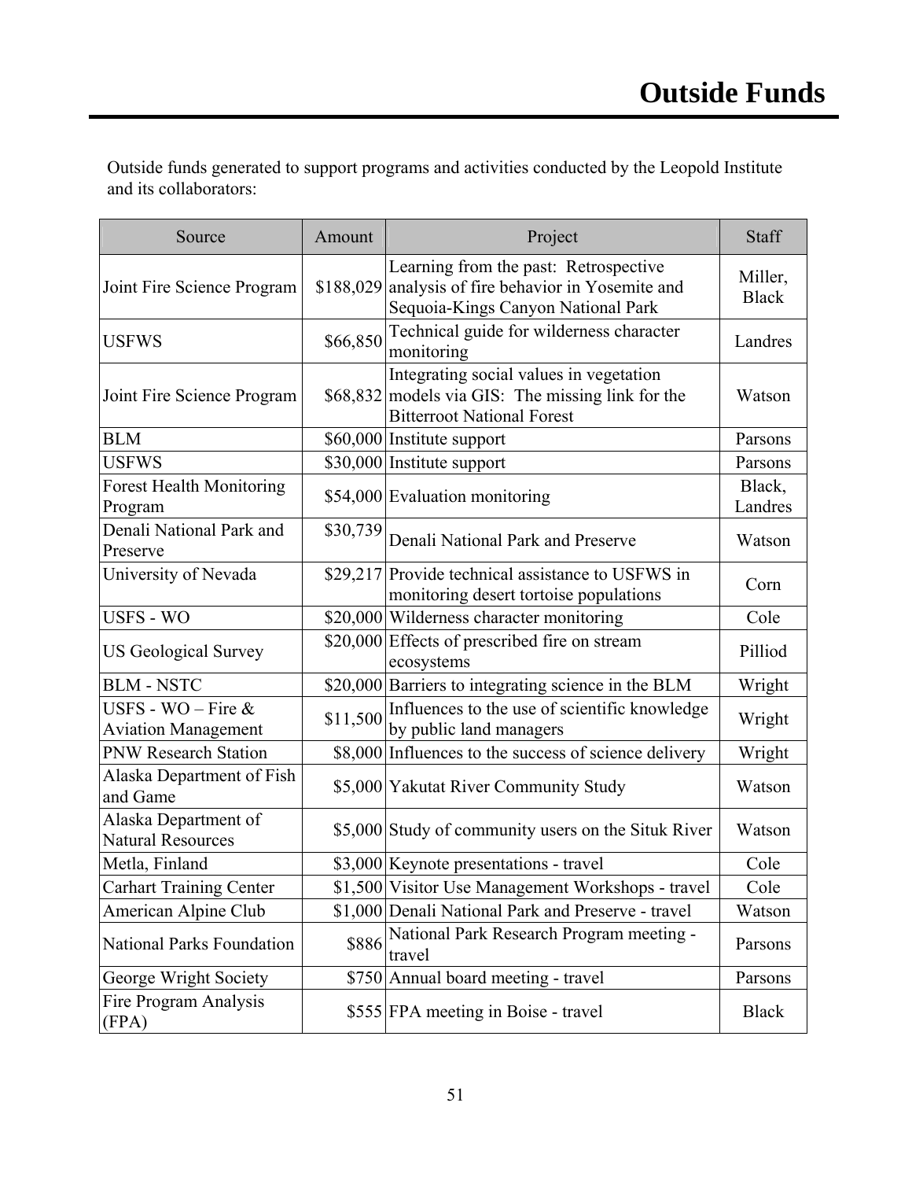# Outside Funds

Outside funds generated to support programs and activities conducted by the Leopold Institute and its collaborators:

| Source | Amount | Project | Staff |
| --- | --- | --- | --- |
| Joint Fire Science Program | $188,029 | Learning from the past: Retrospective analysis of fire behavior in Yosemite and Sequoia-Kings Canyon National Park | Miller, Black |
| USFWS | $66,850 | Technical guide for wilderness character monitoring | Landres |
| Joint Fire Science Program | $68,832 | Integrating social values in vegetation models via GIS: The missing link for the Bitterroot National Forest | Watson |
| BLM | $60,000 | Institute support | Parsons |
| USFWS | $30,000 | Institute support | Parsons |
| Forest Health Monitoring Program | $54,000 | Evaluation monitoring | Black, Landres |
| Denali National Park and Preserve | $30,739 | Denali National Park and Preserve | Watson |
| University of Nevada | $29,217 | Provide technical assistance to USFWS in monitoring desert tortoise populations | Corn |
| USFS - WO | $20,000 | Wilderness character monitoring | Cole |
| US Geological Survey | $20,000 | Effects of prescribed fire on stream ecosystems | Pilliod |
| BLM - NSTC | $20,000 | Barriers to integrating science in the BLM | Wright |
| USFS - WO – Fire & Aviation Management | $11,500 | Influences to the use of scientific knowledge by public land managers | Wright |
| PNW Research Station | $8,000 | Influences to the success of science delivery | Wright |
| Alaska Department of Fish and Game | $5,000 | Yakutat River Community Study | Watson |
| Alaska Department of Natural Resources | $5,000 | Study of community users on the Situk River | Watson |
| Metla, Finland | $3,000 | Keynote presentations - travel | Cole |
| Carhart Training Center | $1,500 | Visitor Use Management Workshops - travel | Cole |
| American Alpine Club | $1,000 | Denali National Park and Preserve - travel | Watson |
| National Parks Foundation | $886 | National Park Research Program meeting - travel | Parsons |
| George Wright Society | $750 | Annual board meeting - travel | Parsons |
| Fire Program Analysis (FPA) | $555 | FPA meeting in Boise - travel | Black |